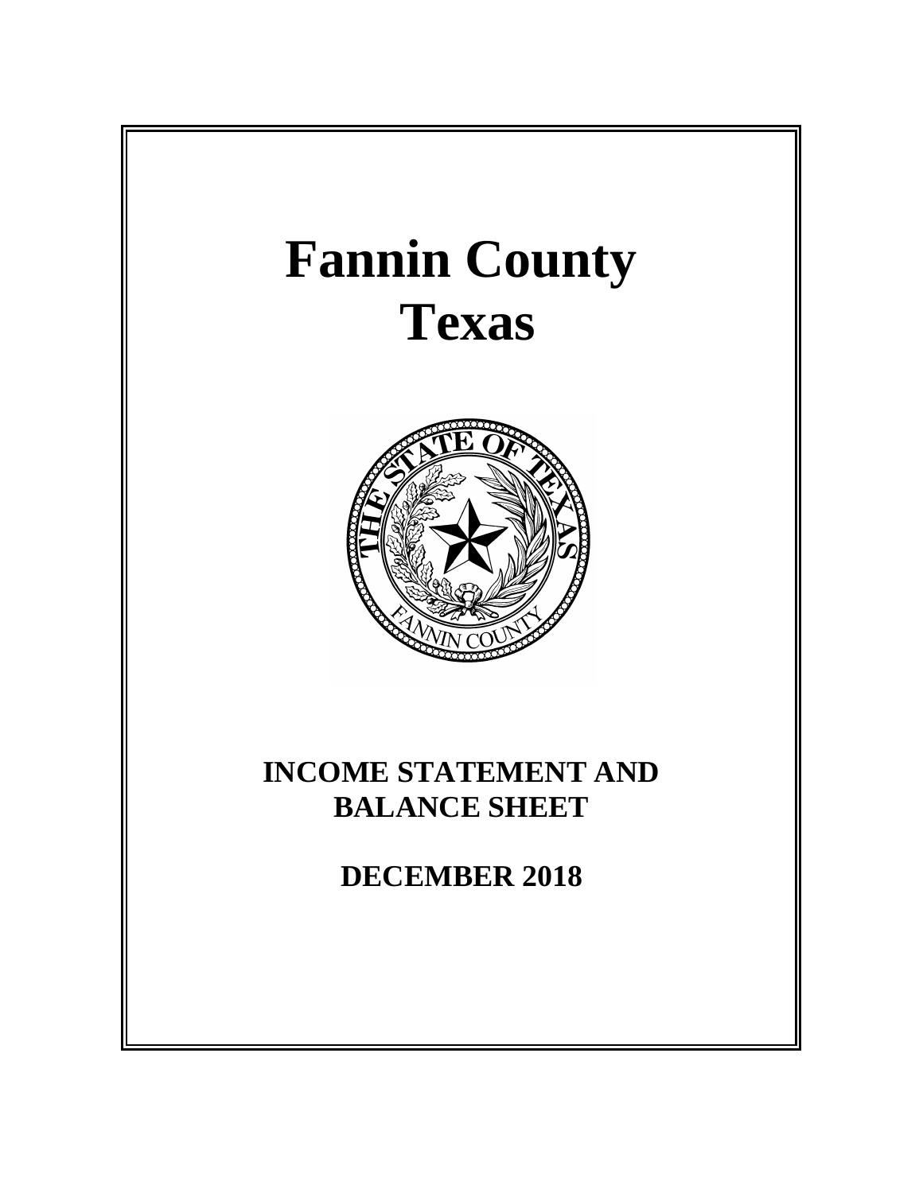# Fannin County
# Texas

## INCOME STATEMENT AND BALANCE SHEET

## DECEMBER 2018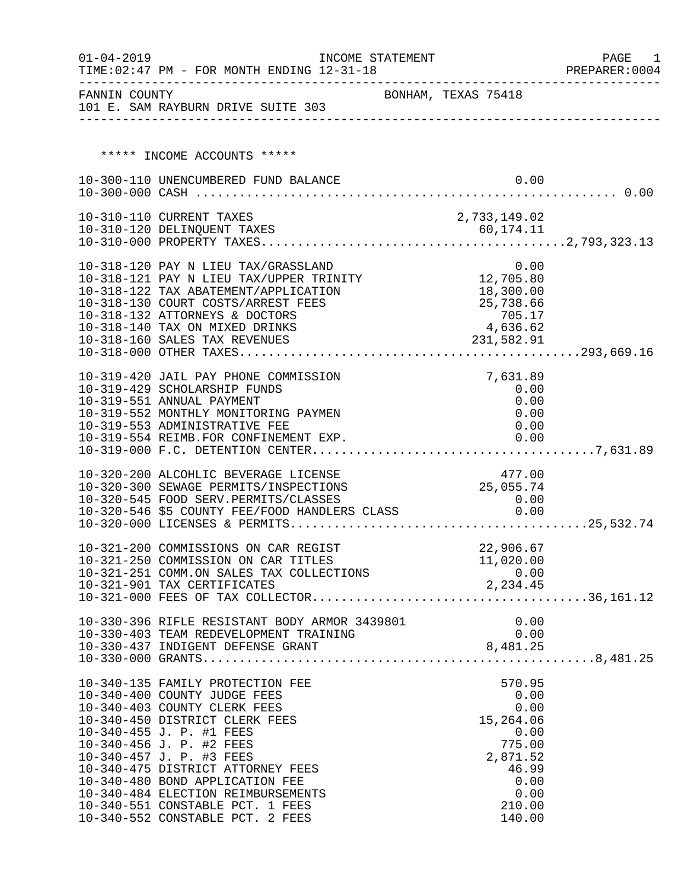FANNIN COUNTY BONHAM, TEXAS 75418
101 E. SAM RAYBURN DRIVE SUITE 303

***** INCOME ACCOUNTS *****

| Account | Description | Amount | Total |
|---|---|---|---|
| 10-300-110 | UNENCUMBERED FUND BALANCE | 0.00 | |
| 10-300-000 | CASH | | 0.00 |
| 10-310-110 | CURRENT TAXES | 2,733,149.02 | |
| 10-310-120 | DELINQUENT TAXES | 60,174.11 | |
| 10-310-000 | PROPERTY TAXES | | 2,793,323.13 |
| 10-318-120 | PAY N LIEU TAX/GRASSLAND | 0.00 | |
| 10-318-121 | PAY N LIEU TAX/UPPER TRINITY | 12,705.80 | |
| 10-318-122 | TAX ABATEMENT/APPLICATION | 18,300.00 | |
| 10-318-130 | COURT COSTS/ARREST FEES | 25,738.66 | |
| 10-318-132 | ATTORNEYS & DOCTORS | 705.17 | |
| 10-318-140 | TAX ON MIXED DRINKS | 4,636.62 | |
| 10-318-160 | SALES TAX REVENUES | 231,582.91 | |
| 10-318-000 | OTHER TAXES | | 293,669.16 |
| 10-319-420 | JAIL PAY PHONE COMMISSION | 7,631.89 | |
| 10-319-429 | SCHOLARSHIP FUNDS | 0.00 | |
| 10-319-551 | ANNUAL PAYMENT | 0.00 | |
| 10-319-552 | MONTHLY MONITORING PAYMEN | 0.00 | |
| 10-319-553 | ADMINISTRATIVE FEE | 0.00 | |
| 10-319-554 | REIMB.FOR CONFINEMENT EXP. | 0.00 | |
| 10-319-000 | F.C. DETENTION CENTER | | 7,631.89 |
| 10-320-200 | ALCOHLIC BEVERAGE LICENSE | 477.00 | |
| 10-320-300 | SEWAGE PERMITS/INSPECTIONS | 25,055.74 | |
| 10-320-545 | FOOD SERV.PERMITS/CLASSES | 0.00 | |
| 10-320-546 | $5 COUNTY FEE/FOOD HANDLERS CLASS | 0.00 | |
| 10-320-000 | LICENSES & PERMITS | | 25,532.74 |
| 10-321-200 | COMMISSIONS ON CAR REGIST | 22,906.67 | |
| 10-321-250 | COMMISSION ON CAR TITLES | 11,020.00 | |
| 10-321-251 | COMM.ON SALES TAX COLLECTIONS | 0.00 | |
| 10-321-901 | TAX CERTIFICATES | 2,234.45 | |
| 10-321-000 | FEES OF TAX COLLECTOR | | 36,161.12 |
| 10-330-396 | RIFLE RESISTANT BODY ARMOR 3439801 | 0.00 | |
| 10-330-403 | TEAM REDEVELOPMENT TRAINING | 0.00 | |
| 10-330-437 | INDIGENT DEFENSE GRANT | 8,481.25 | |
| 10-330-000 | GRANTS | | 8,481.25 |
| 10-340-135 | FAMILY PROTECTION FEE | 570.95 | |
| 10-340-400 | COUNTY JUDGE FEES | 0.00 | |
| 10-340-403 | COUNTY CLERK FEES | 0.00 | |
| 10-340-450 | DISTRICT CLERK FEES | 15,264.06 | |
| 10-340-455 | J. P. #1 FEES | 0.00 | |
| 10-340-456 | J. P. #2 FEES | 775.00 | |
| 10-340-457 | J. P. #3 FEES | 2,871.52 | |
| 10-340-475 | DISTRICT ATTORNEY FEES | 46.99 | |
| 10-340-480 | BOND APPLICATION FEE | 0.00 | |
| 10-340-484 | ELECTION REIMBURSEMENTS | 0.00 | |
| 10-340-551 | CONSTABLE PCT. 1 FEES | 210.00 | |
| 10-340-552 | CONSTABLE PCT. 2 FEES | 140.00 | |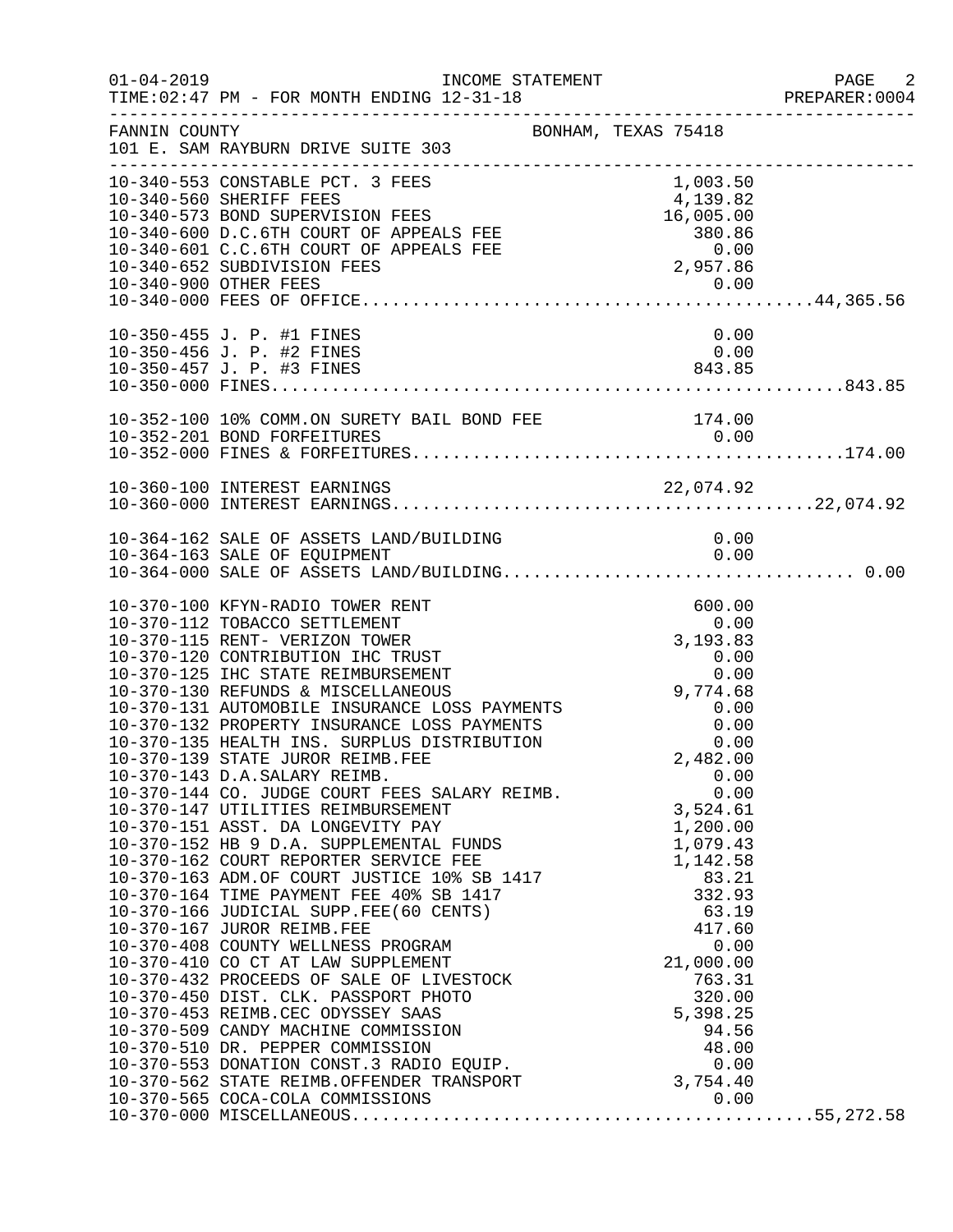FANNIN COUNTY BONHAM, TEXAS 75418
101 E. SAM RAYBURN DRIVE SUITE 303

| Account | Description | Amount | Total |
|---|---|---|---|
| 10-340-553 | CONSTABLE PCT. 3 FEES | 1,003.50 | |
| 10-340-560 | SHERIFF FEES | 4,139.82 | |
| 10-340-573 | BOND SUPERVISION FEES | 16,005.00 | |
| 10-340-600 | D.C.6TH COURT OF APPEALS FEE | 380.86 | |
| 10-340-601 | C.C.6TH COURT OF APPEALS FEE | 0.00 | |
| 10-340-652 | SUBDIVISION FEES | 2,957.86 | |
| 10-340-900 | OTHER FEES | 0.00 | |
| 10-340-000 | FEES OF OFFICE | | 44,365.56 |
| 10-350-455 | J. P. #1 FINES | 0.00 | |
| 10-350-456 | J. P. #2 FINES | 0.00 | |
| 10-350-457 | J. P. #3 FINES | 843.85 | |
| 10-350-000 | FINES | | 843.85 |
| 10-352-100 | 10% COMM.ON SURETY BAIL BOND FEE | 174.00 | |
| 10-352-201 | BOND FORFEITURES | 0.00 | |
| 10-352-000 | FINES & FORFEITURES | | 174.00 |
| 10-360-100 | INTEREST EARNINGS | 22,074.92 | |
| 10-360-000 | INTEREST EARNINGS | | 22,074.92 |
| 10-364-162 | SALE OF ASSETS LAND/BUILDING | 0.00 | |
| 10-364-163 | SALE OF EQUIPMENT | 0.00 | |
| 10-364-000 | SALE OF ASSETS LAND/BUILDING | | 0.00 |
| 10-370-100 | KFYN-RADIO TOWER RENT | 600.00 | |
| 10-370-112 | TOBACCO SETTLEMENT | 0.00 | |
| 10-370-115 | RENT- VERIZON TOWER | 3,193.83 | |
| 10-370-120 | CONTRIBUTION IHC TRUST | 0.00 | |
| 10-370-125 | IHC STATE REIMBURSEMENT | 0.00 | |
| 10-370-130 | REFUNDS & MISCELLANEOUS | 9,774.68 | |
| 10-370-131 | AUTOMOBILE INSURANCE LOSS PAYMENTS | 0.00 | |
| 10-370-132 | PROPERTY INSURANCE LOSS PAYMENTS | 0.00 | |
| 10-370-135 | HEALTH INS. SURPLUS DISTRIBUTION | 0.00 | |
| 10-370-139 | STATE JUROR REIMB.FEE | 2,482.00 | |
| 10-370-143 | D.A.SALARY REIMB. | 0.00 | |
| 10-370-144 | CO. JUDGE COURT FEES SALARY REIMB. | 0.00 | |
| 10-370-147 | UTILITIES REIMBURSEMENT | 3,524.61 | |
| 10-370-151 | ASST. DA LONGEVITY PAY | 1,200.00 | |
| 10-370-152 | HB 9 D.A. SUPPLEMENTAL FUNDS | 1,079.43 | |
| 10-370-162 | COURT REPORTER SERVICE FEE | 1,142.58 | |
| 10-370-163 | ADM.OF COURT JUSTICE 10% SB 1417 | 83.21 | |
| 10-370-164 | TIME PAYMENT FEE 40% SB 1417 | 332.93 | |
| 10-370-166 | JUDICIAL SUPP.FEE(60 CENTS) | 63.19 | |
| 10-370-167 | JUROR REIMB.FEE | 417.60 | |
| 10-370-408 | COUNTY WELLNESS PROGRAM | 0.00 | |
| 10-370-410 | CO CT AT LAW SUPPLEMENT | 21,000.00 | |
| 10-370-432 | PROCEEDS OF SALE OF LIVESTOCK | 763.31 | |
| 10-370-450 | DIST. CLK. PASSPORT PHOTO | 320.00 | |
| 10-370-453 | REIMB.CEC ODYSSEY SAAS | 5,398.25 | |
| 10-370-509 | CANDY MACHINE COMMISSION | 94.56 | |
| 10-370-510 | DR. PEPPER COMMISSION | 48.00 | |
| 10-370-553 | DONATION CONST.3 RADIO EQUIP. | 0.00 | |
| 10-370-562 | STATE REIMB.OFFENDER TRANSPORT | 3,754.40 | |
| 10-370-565 | COCA-COLA COMMISSIONS | 0.00 | |
| 10-370-000 | MISCELLANEOUS | | 55,272.58 |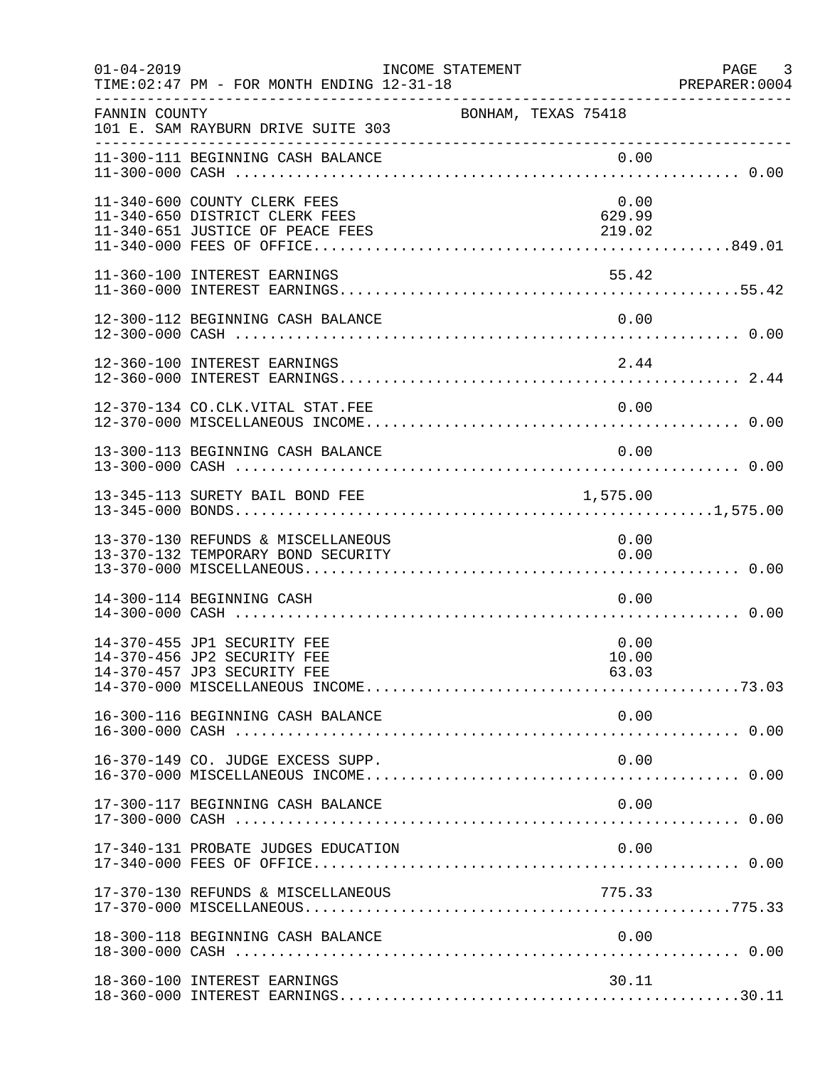01-04-2019 INCOME STATEMENT PAGE 3
TIME:02:47 PM - FOR MONTH ENDING 12-31-18 PREPARER:0004

FANNIN COUNTY BONHAM, TEXAS 75418
101 E. SAM RAYBURN DRIVE SUITE 303

| Account | Description | Amount | Total |
|---|---|---|---|
| 11-300-111 | BEGINNING CASH BALANCE | 0.00 | |
| 11-300-000 | CASH | | 0.00 |
| 11-340-600 | COUNTY CLERK FEES | 0.00 | |
| 11-340-650 | DISTRICT CLERK FEES | 629.99 | |
| 11-340-651 | JUSTICE OF PEACE FEES | 219.02 | |
| 11-340-000 | FEES OF OFFICE | | 849.01 |
| 11-360-100 | INTEREST EARNINGS | 55.42 | |
| 11-360-000 | INTEREST EARNINGS | | 55.42 |
| 12-300-112 | BEGINNING CASH BALANCE | 0.00 | |
| 12-300-000 | CASH | | 0.00 |
| 12-360-100 | INTEREST EARNINGS | 2.44 | |
| 12-360-000 | INTEREST EARNINGS | | 2.44 |
| 12-370-134 | CO.CLK.VITAL STAT.FEE | 0.00 | |
| 12-370-000 | MISCELLANEOUS INCOME | | 0.00 |
| 13-300-113 | BEGINNING CASH BALANCE | 0.00 | |
| 13-300-000 | CASH | | 0.00 |
| 13-345-113 | SURETY BAIL BOND FEE | 1,575.00 | |
| 13-345-000 | BONDS | | 1,575.00 |
| 13-370-130 | REFUNDS & MISCELLANEOUS | 0.00 | |
| 13-370-132 | TEMPORARY BOND SECURITY | 0.00 | |
| 13-370-000 | MISCELLANEOUS | | 0.00 |
| 14-300-114 | BEGINNING CASH | 0.00 | |
| 14-300-000 | CASH | | 0.00 |
| 14-370-455 | JP1 SECURITY FEE | 0.00 | |
| 14-370-456 | JP2 SECURITY FEE | 10.00 | |
| 14-370-457 | JP3 SECURITY FEE | 63.03 | |
| 14-370-000 | MISCELLANEOUS INCOME | | 73.03 |
| 16-300-116 | BEGINNING CASH BALANCE | 0.00 | |
| 16-300-000 | CASH | | 0.00 |
| 16-370-149 | CO. JUDGE EXCESS SUPP. | 0.00 | |
| 16-370-000 | MISCELLANEOUS INCOME | | 0.00 |
| 17-300-117 | BEGINNING CASH BALANCE | 0.00 | |
| 17-300-000 | CASH | | 0.00 |
| 17-340-131 | PROBATE JUDGES EDUCATION | 0.00 | |
| 17-340-000 | FEES OF OFFICE | | 0.00 |
| 17-370-130 | REFUNDS & MISCELLANEOUS | 775.33 | |
| 17-370-000 | MISCELLANEOUS | | 775.33 |
| 18-300-118 | BEGINNING CASH BALANCE | 0.00 | |
| 18-300-000 | CASH | | 0.00 |
| 18-360-100 | INTEREST EARNINGS | 30.11 | |
| 18-360-000 | INTEREST EARNINGS | | 30.11 |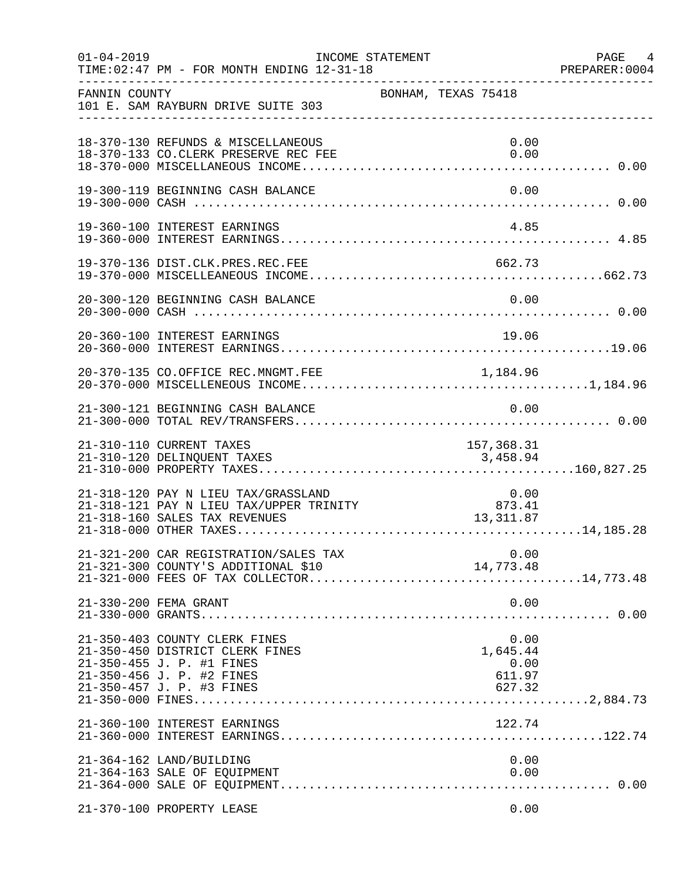FANNIN COUNTY — BONHAM, TEXAS 75418
101 E. SAM RAYBURN DRIVE SUITE 303

INCOME STATEMENT — TIME:02:47 PM - FOR MONTH ENDING 12-31-18

| Account | Description | Amount | Total |
|---|---|---|---|
| 18-370-130 | REFUNDS & MISCELLANEOUS | 0.00 | |
| 18-370-133 | CO.CLERK PRESERVE REC FEE | 0.00 | |
| 18-370-000 | MISCELLANEOUS INCOME | | 0.00 |
| 19-300-119 | BEGINNING CASH BALANCE | 0.00 | |
| 19-300-000 | CASH | | 0.00 |
| 19-360-100 | INTEREST EARNINGS | 4.85 | |
| 19-360-000 | INTEREST EARNINGS | | 4.85 |
| 19-370-136 | DIST.CLK.PRES.REC.FEE | 662.73 | |
| 19-370-000 | MISCELLEANEOUS INCOME | | 662.73 |
| 20-300-120 | BEGINNING CASH BALANCE | 0.00 | |
| 20-300-000 | CASH | | 0.00 |
| 20-360-100 | INTEREST EARNINGS | 19.06 | |
| 20-360-000 | INTEREST EARNINGS | | 19.06 |
| 20-370-135 | CO.OFFICE REC.MNGMT.FEE | 1,184.96 | |
| 20-370-000 | MISCELLENEOUS INCOME | | 1,184.96 |
| 21-300-121 | BEGINNING CASH BALANCE | 0.00 | |
| 21-300-000 | TOTAL REV/TRANSFERS | | 0.00 |
| 21-310-110 | CURRENT TAXES | 157,368.31 | |
| 21-310-120 | DELINQUENT TAXES | 3,458.94 | |
| 21-310-000 | PROPERTY TAXES | | 160,827.25 |
| 21-318-120 | PAY N LIEU TAX/GRASSLAND | 0.00 | |
| 21-318-121 | PAY N LIEU TAX/UPPER TRINITY | 873.41 | |
| 21-318-160 | SALES TAX REVENUES | 13,311.87 | |
| 21-318-000 | OTHER TAXES | | 14,185.28 |
| 21-321-200 | CAR REGISTRATION/SALES TAX | 0.00 | |
| 21-321-300 | COUNTY'S ADDITIONAL $10 | 14,773.48 | |
| 21-321-000 | FEES OF TAX COLLECTOR | | 14,773.48 |
| 21-330-200 | FEMA GRANT | 0.00 | |
| 21-330-000 | GRANTS | | 0.00 |
| 21-350-403 | COUNTY CLERK FINES | 0.00 | |
| 21-350-450 | DISTRICT CLERK FINES | 1,645.44 | |
| 21-350-455 | J. P. #1 FINES | 0.00 | |
| 21-350-456 | J. P. #2 FINES | 611.97 | |
| 21-350-457 | J. P. #3 FINES | 627.32 | |
| 21-350-000 | FINES | | 2,884.73 |
| 21-360-100 | INTEREST EARNINGS | 122.74 | |
| 21-360-000 | INTEREST EARNINGS | | 122.74 |
| 21-364-162 | LAND/BUILDING | 0.00 | |
| 21-364-163 | SALE OF EQUIPMENT | 0.00 | |
| 21-364-000 | SALE OF EQUIPMENT | | 0.00 |
| 21-370-100 | PROPERTY LEASE | 0.00 | |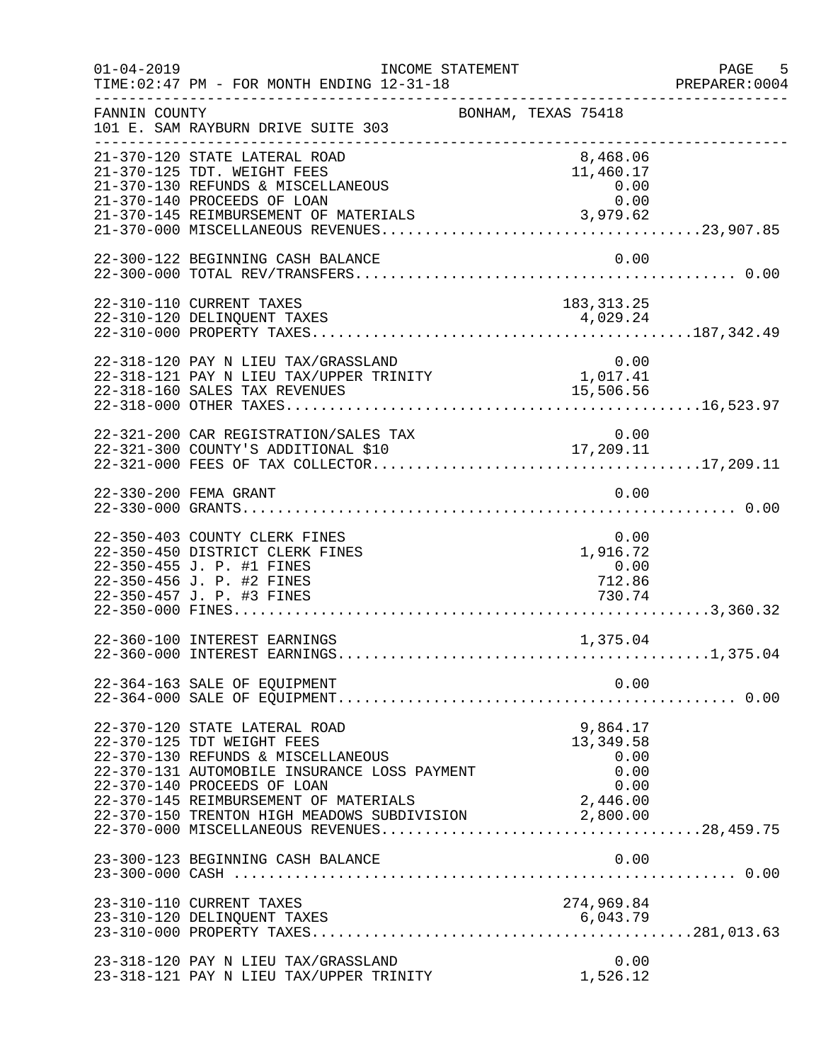FANNIN COUNTY BONHAM, TEXAS 75418
101 E. SAM RAYBURN DRIVE SUITE 303

| Account | Description | Amount | Total |
|---|---|---|---|
| 21-370-120 | STATE LATERAL ROAD | 8,468.06 | |
| 21-370-125 | TDT. WEIGHT FEES | 11,460.17 | |
| 21-370-130 | REFUNDS & MISCELLANEOUS | 0.00 | |
| 21-370-140 | PROCEEDS OF LOAN | 0.00 | |
| 21-370-145 | REIMBURSEMENT OF MATERIALS | 3,979.62 | |
| 21-370-000 | MISCELLANEOUS REVENUES | | 23,907.85 |
| 22-300-122 | BEGINNING CASH BALANCE | 0.00 | |
| 22-300-000 | TOTAL REV/TRANSFERS | | 0.00 |
| 22-310-110 | CURRENT TAXES | 183,313.25 | |
| 22-310-120 | DELINQUENT TAXES | 4,029.24 | |
| 22-310-000 | PROPERTY TAXES | | 187,342.49 |
| 22-318-120 | PAY N LIEU TAX/GRASSLAND | 0.00 | |
| 22-318-121 | PAY N LIEU TAX/UPPER TRINITY | 1,017.41 | |
| 22-318-160 | SALES TAX REVENUES | 15,506.56 | |
| 22-318-000 | OTHER TAXES | | 16,523.97 |
| 22-321-200 | CAR REGISTRATION/SALES TAX | 0.00 | |
| 22-321-300 | COUNTY'S ADDITIONAL $10 | 17,209.11 | |
| 22-321-000 | FEES OF TAX COLLECTOR | | 17,209.11 |
| 22-330-200 | FEMA GRANT | 0.00 | |
| 22-330-000 | GRANTS | | 0.00 |
| 22-350-403 | COUNTY CLERK FINES | 0.00 | |
| 22-350-450 | DISTRICT CLERK FINES | 1,916.72 | |
| 22-350-455 | J. P. #1 FINES | 0.00 | |
| 22-350-456 | J. P. #2 FINES | 712.86 | |
| 22-350-457 | J. P. #3 FINES | 730.74 | |
| 22-350-000 | FINES | | 3,360.32 |
| 22-360-100 | INTEREST EARNINGS | 1,375.04 | |
| 22-360-000 | INTEREST EARNINGS | | 1,375.04 |
| 22-364-163 | SALE OF EQUIPMENT | 0.00 | |
| 22-364-000 | SALE OF EQUIPMENT | | 0.00 |
| 22-370-120 | STATE LATERAL ROAD | 9,864.17 | |
| 22-370-125 | TDT WEIGHT FEES | 13,349.58 | |
| 22-370-130 | REFUNDS & MISCELLANEOUS | 0.00 | |
| 22-370-131 | AUTOMOBILE INSURANCE LOSS PAYMENT | 0.00 | |
| 22-370-140 | PROCEEDS OF LOAN | 0.00 | |
| 22-370-145 | REIMBURSEMENT OF MATERIALS | 2,446.00 | |
| 22-370-150 | TRENTON HIGH MEADOWS SUBDIVISION | 2,800.00 | |
| 22-370-000 | MISCELLANEOUS REVENUES | | 28,459.75 |
| 23-300-123 | BEGINNING CASH BALANCE | 0.00 | |
| 23-300-000 | CASH | | 0.00 |
| 23-310-110 | CURRENT TAXES | 274,969.84 | |
| 23-310-120 | DELINQUENT TAXES | 6,043.79 | |
| 23-310-000 | PROPERTY TAXES | | 281,013.63 |
| 23-318-120 | PAY N LIEU TAX/GRASSLAND | 0.00 | |
| 23-318-121 | PAY N LIEU TAX/UPPER TRINITY | 1,526.12 | |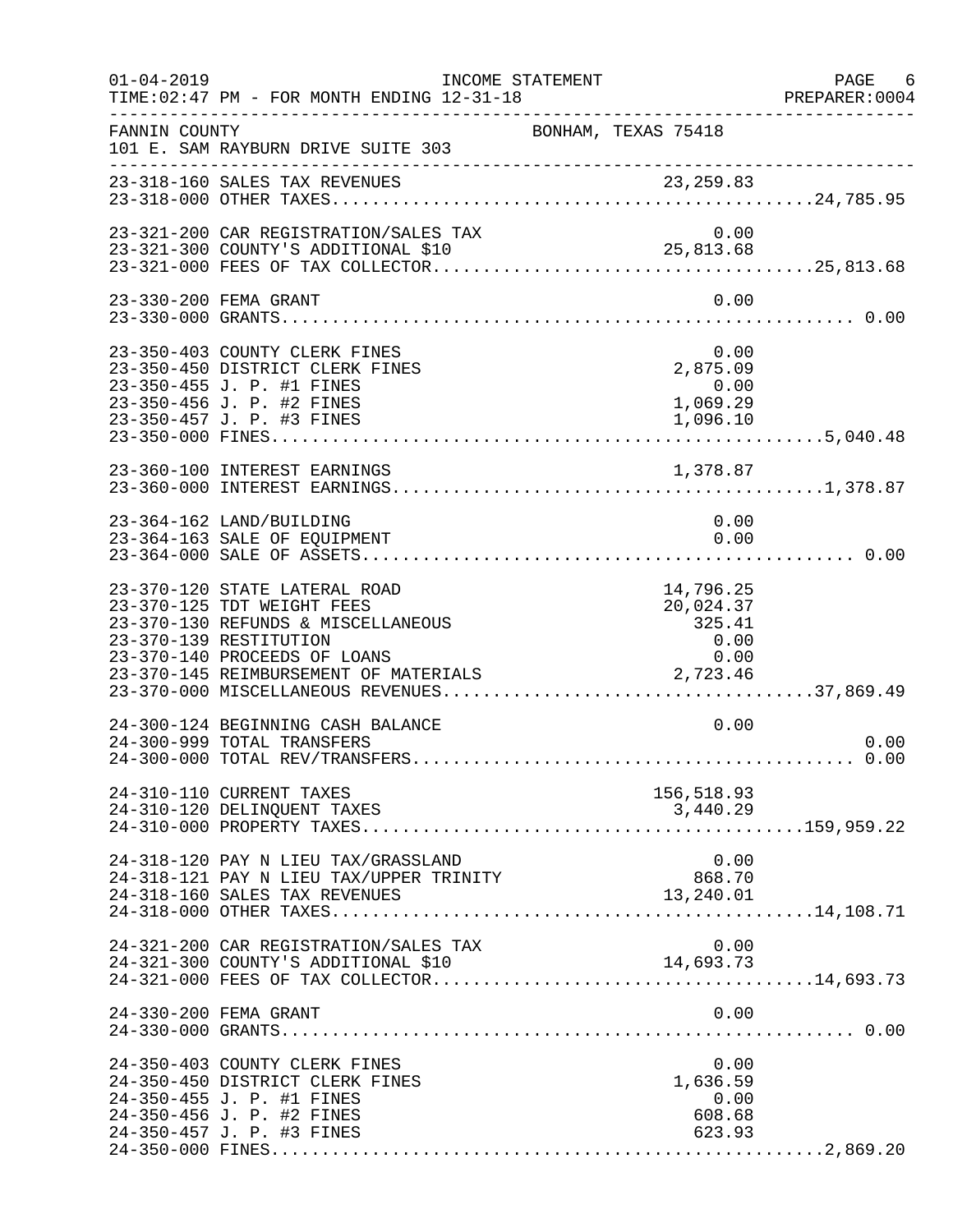FANNIN COUNTY — BONHAM, TEXAS 75418
101 E. SAM RAYBURN DRIVE SUITE 303

INCOME STATEMENT
TIME:02:47 PM - FOR MONTH ENDING 12-31-18

| Account | Description | Amount | Total |
|---|---|---|---|
| 23-318-160 | SALES TAX REVENUES | 23,259.83 | |
| 23-318-000 | OTHER TAXES | | 24,785.95 |
| 23-321-200 | CAR REGISTRATION/SALES TAX | 0.00 | |
| 23-321-300 | COUNTY'S ADDITIONAL $10 | 25,813.68 | |
| 23-321-000 | FEES OF TAX COLLECTOR | | 25,813.68 |
| 23-330-200 | FEMA GRANT | 0.00 | |
| 23-330-000 | GRANTS | | 0.00 |
| 23-350-403 | COUNTY CLERK FINES | 0.00 | |
| 23-350-450 | DISTRICT CLERK FINES | 2,875.09 | |
| 23-350-455 | J. P. #1 FINES | 0.00 | |
| 23-350-456 | J. P. #2 FINES | 1,069.29 | |
| 23-350-457 | J. P. #3 FINES | 1,096.10 | |
| 23-350-000 | FINES | | 5,040.48 |
| 23-360-100 | INTEREST EARNINGS | 1,378.87 | |
| 23-360-000 | INTEREST EARNINGS | | 1,378.87 |
| 23-364-162 | LAND/BUILDING | 0.00 | |
| 23-364-163 | SALE OF EQUIPMENT | 0.00 | |
| 23-364-000 | SALE OF ASSETS | | 0.00 |
| 23-370-120 | STATE LATERAL ROAD | 14,796.25 | |
| 23-370-125 | TDT WEIGHT FEES | 20,024.37 | |
| 23-370-130 | REFUNDS & MISCELLANEOUS | 325.41 | |
| 23-370-139 | RESTITUTION | 0.00 | |
| 23-370-140 | PROCEEDS OF LOANS | 0.00 | |
| 23-370-145 | REIMBURSEMENT OF MATERIALS | 2,723.46 | |
| 23-370-000 | MISCELLANEOUS REVENUES | | 37,869.49 |
| 24-300-124 | BEGINNING CASH BALANCE | 0.00 | |
| 24-300-999 | TOTAL TRANSFERS | | 0.00 |
| 24-300-000 | TOTAL REV/TRANSFERS | | 0.00 |
| 24-310-110 | CURRENT TAXES | 156,518.93 | |
| 24-310-120 | DELINQUENT TAXES | 3,440.29 | |
| 24-310-000 | PROPERTY TAXES | | 159,959.22 |
| 24-318-120 | PAY N LIEU TAX/GRASSLAND | 0.00 | |
| 24-318-121 | PAY N LIEU TAX/UPPER TRINITY | 868.70 | |
| 24-318-160 | SALES TAX REVENUES | 13,240.01 | |
| 24-318-000 | OTHER TAXES | | 14,108.71 |
| 24-321-200 | CAR REGISTRATION/SALES TAX | 0.00 | |
| 24-321-300 | COUNTY'S ADDITIONAL $10 | 14,693.73 | |
| 24-321-000 | FEES OF TAX COLLECTOR | | 14,693.73 |
| 24-330-200 | FEMA GRANT | 0.00 | |
| 24-330-000 | GRANTS | | 0.00 |
| 24-350-403 | COUNTY CLERK FINES | 0.00 | |
| 24-350-450 | DISTRICT CLERK FINES | 1,636.59 | |
| 24-350-455 | J. P. #1 FINES | 0.00 | |
| 24-350-456 | J. P. #2 FINES | 608.68 | |
| 24-350-457 | J. P. #3 FINES | 623.93 | |
| 24-350-000 | FINES | | 2,869.20 |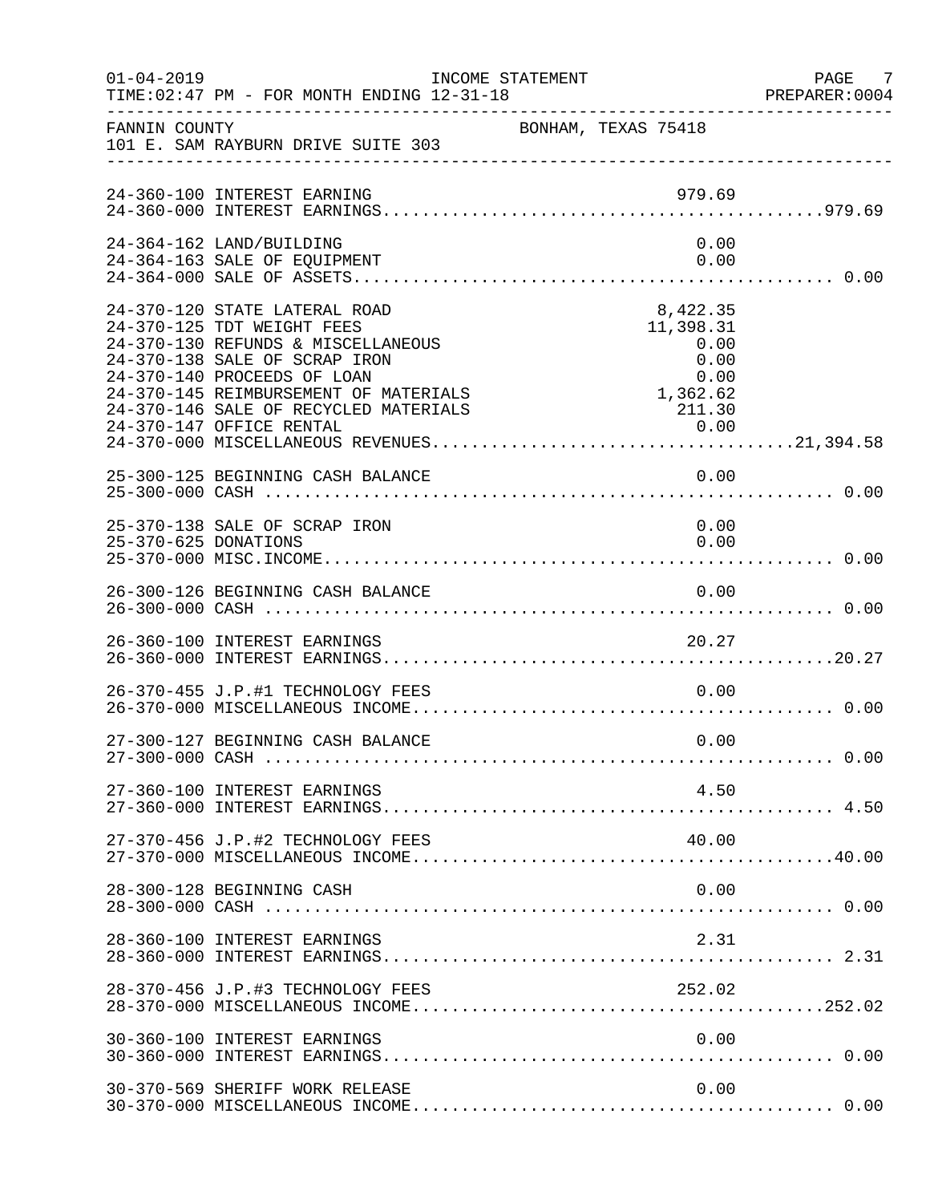01-04-2019 INCOME STATEMENT
TIME:02:47 PM - FOR MONTH ENDING 12-31-18

FANNIN COUNTY BONHAM, TEXAS 75418
101 E. SAM RAYBURN DRIVE SUITE 303

| Account | Description | Amount | Total |
|---|---|---|---|
| 24-360-100 | INTEREST EARNING | 979.69 | |
| 24-360-000 | INTEREST EARNINGS | | 979.69 |
| 24-364-162 | LAND/BUILDING | 0.00 | |
| 24-364-163 | SALE OF EQUIPMENT | 0.00 | |
| 24-364-000 | SALE OF ASSETS | | 0.00 |
| 24-370-120 | STATE LATERAL ROAD | 8,422.35 | |
| 24-370-125 | TDT WEIGHT FEES | 11,398.31 | |
| 24-370-130 | REFUNDS & MISCELLANEOUS | 0.00 | |
| 24-370-138 | SALE OF SCRAP IRON | 0.00 | |
| 24-370-140 | PROCEEDS OF LOAN | 0.00 | |
| 24-370-145 | REIMBURSEMENT OF MATERIALS | 1,362.62 | |
| 24-370-146 | SALE OF RECYCLED MATERIALS | 211.30 | |
| 24-370-147 | OFFICE RENTAL | 0.00 | |
| 24-370-000 | MISCELLANEOUS REVENUES | | 21,394.58 |
| 25-300-125 | BEGINNING CASH BALANCE | 0.00 | |
| 25-300-000 | CASH | | 0.00 |
| 25-370-138 | SALE OF SCRAP IRON | 0.00 | |
| 25-370-625 | DONATIONS | 0.00 | |
| 25-370-000 | MISC.INCOME | | 0.00 |
| 26-300-126 | BEGINNING CASH BALANCE | 0.00 | |
| 26-300-000 | CASH | | 0.00 |
| 26-360-100 | INTEREST EARNINGS | 20.27 | |
| 26-360-000 | INTEREST EARNINGS | | 20.27 |
| 26-370-455 | J.P.#1 TECHNOLOGY FEES | 0.00 | |
| 26-370-000 | MISCELLANEOUS INCOME | | 0.00 |
| 27-300-127 | BEGINNING CASH BALANCE | 0.00 | |
| 27-300-000 | CASH | | 0.00 |
| 27-360-100 | INTEREST EARNINGS | 4.50 | |
| 27-360-000 | INTEREST EARNINGS | | 4.50 |
| 27-370-456 | J.P.#2 TECHNOLOGY FEES | 40.00 | |
| 27-370-000 | MISCELLANEOUS INCOME | | 40.00 |
| 28-300-128 | BEGINNING CASH | 0.00 | |
| 28-300-000 | CASH | | 0.00 |
| 28-360-100 | INTEREST EARNINGS | 2.31 | |
| 28-360-000 | INTEREST EARNINGS | | 2.31 |
| 28-370-456 | J.P.#3 TECHNOLOGY FEES | 252.02 | |
| 28-370-000 | MISCELLANEOUS INCOME | | 252.02 |
| 30-360-100 | INTEREST EARNINGS | 0.00 | |
| 30-360-000 | INTEREST EARNINGS | | 0.00 |
| 30-370-569 | SHERIFF WORK RELEASE | 0.00 | |
| 30-370-000 | MISCELLANEOUS INCOME | | 0.00 |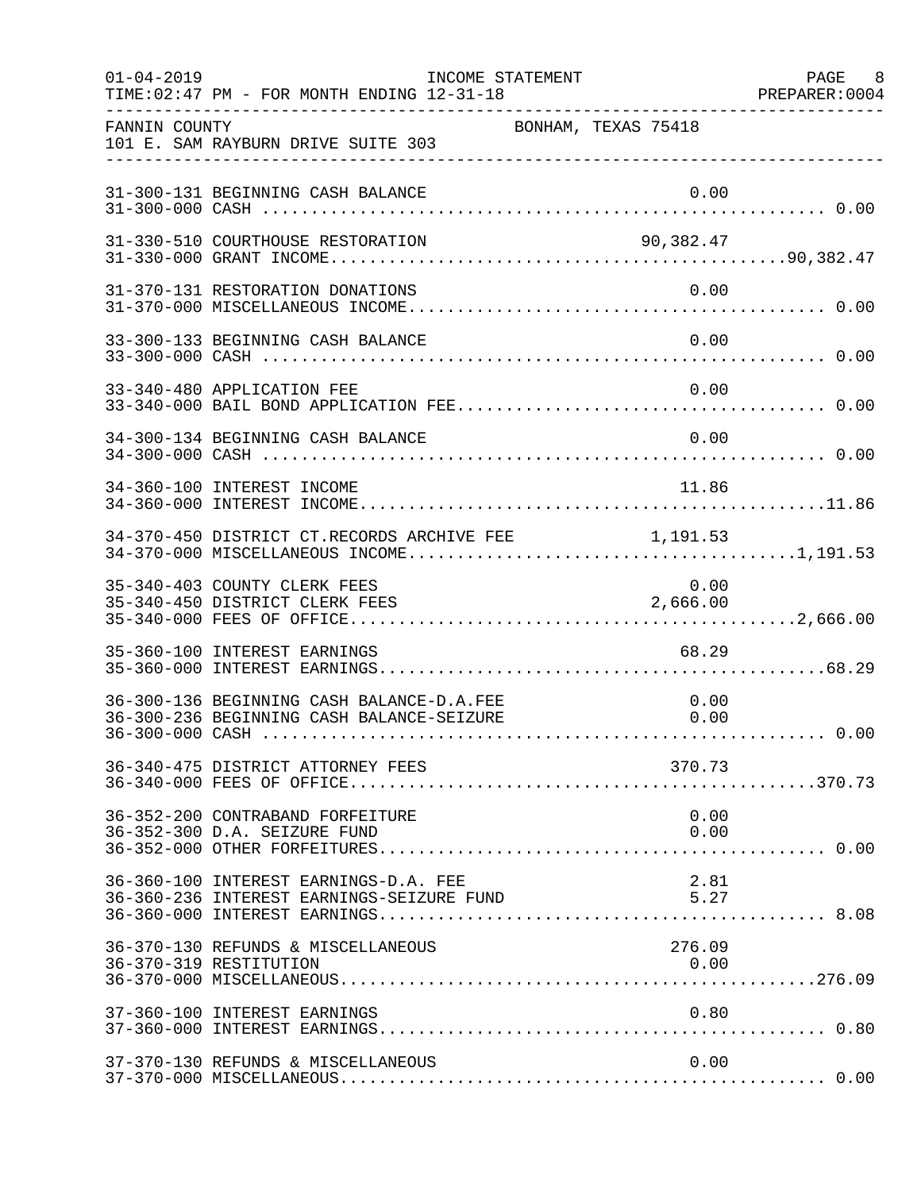FANNIN COUNTY BONHAM, TEXAS 75418
101 E. SAM RAYBURN DRIVE SUITE 303

INCOME STATEMENT
FOR MONTH ENDING 12-31-18

| Account | Description | Amount | Total |
|---|---|---|---|
| 31-300-131 | BEGINNING CASH BALANCE | 0.00 | |
| 31-300-000 | CASH | | 0.00 |
| 31-330-510 | COURTHOUSE RESTORATION | 90,382.47 | |
| 31-330-000 | GRANT INCOME | | 90,382.47 |
| 31-370-131 | RESTORATION DONATIONS | 0.00 | |
| 31-370-000 | MISCELLANEOUS INCOME | | 0.00 |
| 33-300-133 | BEGINNING CASH BALANCE | 0.00 | |
| 33-300-000 | CASH | | 0.00 |
| 33-340-480 | APPLICATION FEE | 0.00 | |
| 33-340-000 | BAIL BOND APPLICATION FEE | | 0.00 |
| 34-300-134 | BEGINNING CASH BALANCE | 0.00 | |
| 34-300-000 | CASH | | 0.00 |
| 34-360-100 | INTEREST INCOME | 11.86 | |
| 34-360-000 | INTEREST INCOME | | 11.86 |
| 34-370-450 | DISTRICT CT.RECORDS ARCHIVE FEE | 1,191.53 | |
| 34-370-000 | MISCELLANEOUS INCOME | | 1,191.53 |
| 35-340-403 | COUNTY CLERK FEES | 0.00 | |
| 35-340-450 | DISTRICT CLERK FEES | 2,666.00 | |
| 35-340-000 | FEES OF OFFICE | | 2,666.00 |
| 35-360-100 | INTEREST EARNINGS | 68.29 | |
| 35-360-000 | INTEREST EARNINGS | | 68.29 |
| 36-300-136 | BEGINNING CASH BALANCE-D.A.FEE | 0.00 | |
| 36-300-236 | BEGINNING CASH BALANCE-SEIZURE | 0.00 | |
| 36-300-000 | CASH | | 0.00 |
| 36-340-475 | DISTRICT ATTORNEY FEES | 370.73 | |
| 36-340-000 | FEES OF OFFICE | | 370.73 |
| 36-352-200 | CONTRABAND FORFEITURE | 0.00 | |
| 36-352-300 | D.A. SEIZURE FUND | 0.00 | |
| 36-352-000 | OTHER FORFEITURES | | 0.00 |
| 36-360-100 | INTEREST EARNINGS-D.A. FEE | 2.81 | |
| 36-360-236 | INTEREST EARNINGS-SEIZURE FUND | 5.27 | |
| 36-360-000 | INTEREST EARNINGS | | 8.08 |
| 36-370-130 | REFUNDS & MISCELLANEOUS | 276.09 | |
| 36-370-319 | RESTITUTION | 0.00 | |
| 36-370-000 | MISCELLANEOUS | | 276.09 |
| 37-360-100 | INTEREST EARNINGS | 0.80 | |
| 37-360-000 | INTEREST EARNINGS | | 0.80 |
| 37-370-130 | REFUNDS & MISCELLANEOUS | 0.00 | |
| 37-370-000 | MISCELLANEOUS | | 0.00 |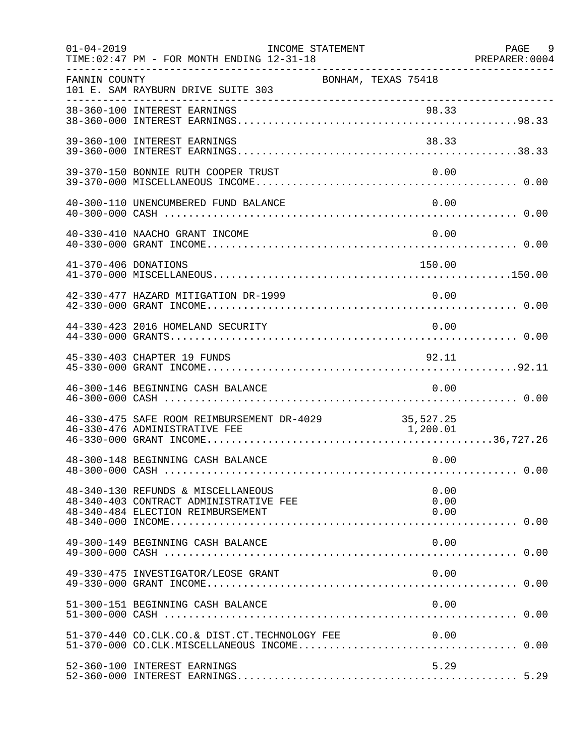FANNIN COUNTY BONHAM, TEXAS 75418
101 E. SAM RAYBURN DRIVE SUITE 303

INCOME STATEMENT
FOR MONTH ENDING 12-31-18

| Account | Description | Amount | Total |
|---|---|---|---|
| 38-360-100 | INTEREST EARNINGS | 98.33 | |
| 38-360-000 | INTEREST EARNINGS | | 98.33 |
| 39-360-100 | INTEREST EARNINGS | 38.33 | |
| 39-360-000 | INTEREST EARNINGS | | 38.33 |
| 39-370-150 | BONNIE RUTH COOPER TRUST | 0.00 | |
| 39-370-000 | MISCELLANEOUS INCOME | | 0.00 |
| 40-300-110 | UNENCUMBERED FUND BALANCE | 0.00 | |
| 40-300-000 | CASH | | 0.00 |
| 40-330-410 | NAACHO GRANT INCOME | 0.00 | |
| 40-330-000 | GRANT INCOME | | 0.00 |
| 41-370-406 | DONATIONS | 150.00 | |
| 41-370-000 | MISCELLANEOUS | | 150.00 |
| 42-330-477 | HAZARD MITIGATION DR-1999 | 0.00 | |
| 42-330-000 | GRANT INCOME | | 0.00 |
| 44-330-423 | 2016 HOMELAND SECURITY | 0.00 | |
| 44-330-000 | GRANTS | | 0.00 |
| 45-330-403 | CHAPTER 19 FUNDS | 92.11 | |
| 45-330-000 | GRANT INCOME | | 92.11 |
| 46-300-146 | BEGINNING CASH BALANCE | 0.00 | |
| 46-300-000 | CASH | | 0.00 |
| 46-330-475 | SAFE ROOM REIMBURSEMENT DR-4029 | 35,527.25 | |
| 46-330-476 | ADMINISTRATIVE FEE | 1,200.01 | |
| 46-330-000 | GRANT INCOME | | 36,727.26 |
| 48-300-148 | BEGINNING CASH BALANCE | 0.00 | |
| 48-300-000 | CASH | | 0.00 |
| 48-340-130 | REFUNDS & MISCELLANEOUS | 0.00 | |
| 48-340-403 | CONTRACT ADMINISTRATIVE FEE | 0.00 | |
| 48-340-484 | ELECTION REIMBURSEMENT | 0.00 | |
| 48-340-000 | INCOME | | 0.00 |
| 49-300-149 | BEGINNING CASH BALANCE | 0.00 | |
| 49-300-000 | CASH | | 0.00 |
| 49-330-475 | INVESTIGATOR/LEOSE GRANT | 0.00 | |
| 49-330-000 | GRANT INCOME | | 0.00 |
| 51-300-151 | BEGINNING CASH BALANCE | 0.00 | |
| 51-300-000 | CASH | | 0.00 |
| 51-370-440 | CO.CLK.CO.& DIST.CT.TECHNOLOGY FEE | 0.00 | |
| 51-370-000 | CO.CLK.MISCELLANEOUS INCOME | | 0.00 |
| 52-360-100 | INTEREST EARNINGS | 5.29 | |
| 52-360-000 | INTEREST EARNINGS | | 5.29 |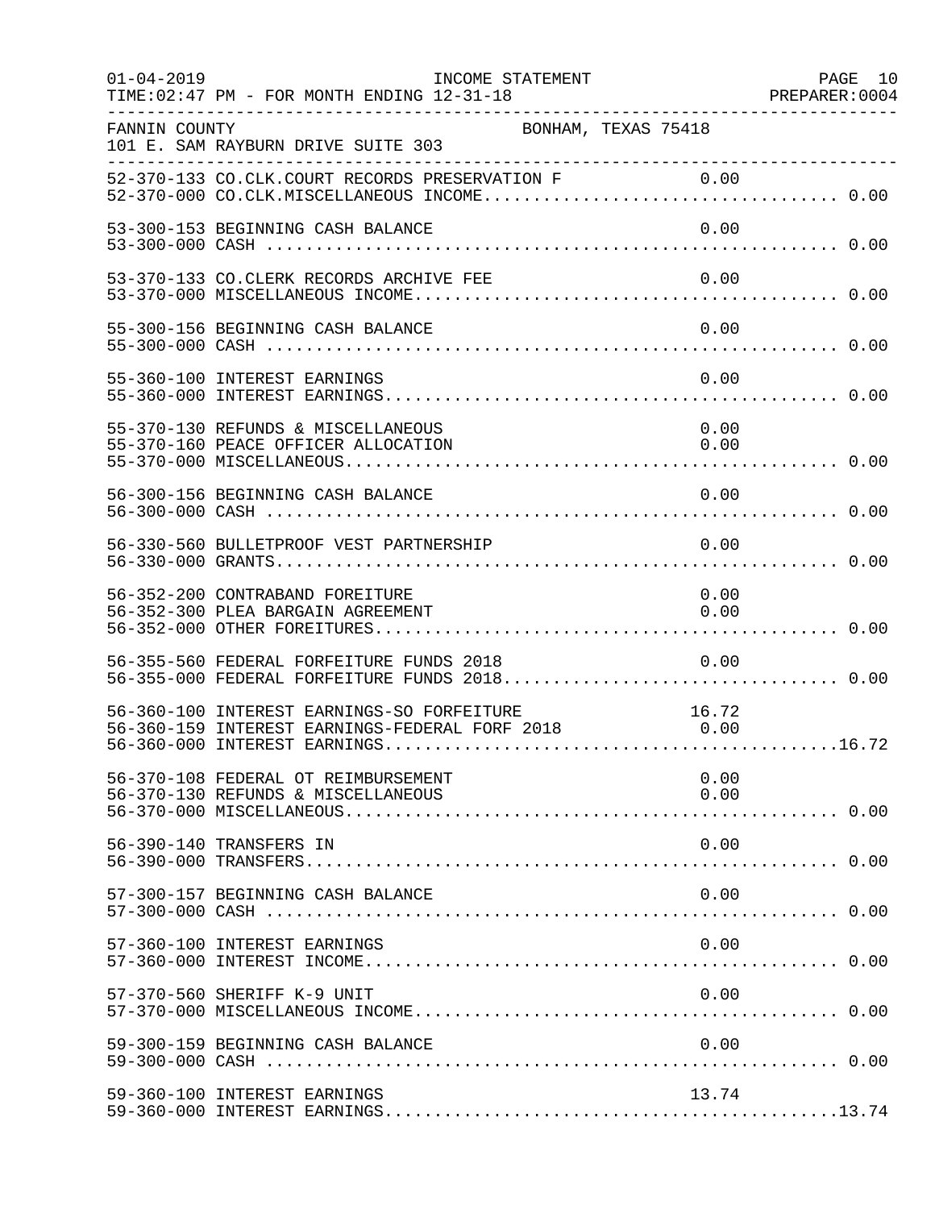01-04-2019 INCOME STATEMENT PAGE 10
TIME:02:47 PM - FOR MONTH ENDING 12-31-18 PREPARER:0004

FANNIN COUNTY BONHAM, TEXAS 75418
101 E. SAM RAYBURN DRIVE SUITE 303

| Account | Description | Amount | Total |
|---|---|---|---|
| 52-370-133 | CO.CLK.COURT RECORDS PRESERVATION F | 0.00 | |
| 52-370-000 | CO.CLK.MISCELLANEOUS INCOME | | 0.00 |
| 53-300-153 | BEGINNING CASH BALANCE | 0.00 | |
| 53-300-000 | CASH | | 0.00 |
| 53-370-133 | CO.CLERK RECORDS ARCHIVE FEE | 0.00 | |
| 53-370-000 | MISCELLANEOUS INCOME | | 0.00 |
| 55-300-156 | BEGINNING CASH BALANCE | 0.00 | |
| 55-300-000 | CASH | | 0.00 |
| 55-360-100 | INTEREST EARNINGS | 0.00 | |
| 55-360-000 | INTEREST EARNINGS | | 0.00 |
| 55-370-130 | REFUNDS & MISCELLANEOUS | 0.00 | |
| 55-370-160 | PEACE OFFICER ALLOCATION | 0.00 | |
| 55-370-000 | MISCELLANEOUS | | 0.00 |
| 56-300-156 | BEGINNING CASH BALANCE | 0.00 | |
| 56-300-000 | CASH | | 0.00 |
| 56-330-560 | BULLETPROOF VEST PARTNERSHIP | 0.00 | |
| 56-330-000 | GRANTS | | 0.00 |
| 56-352-200 | CONTRABAND FOREITURE | 0.00 | |
| 56-352-300 | PLEA BARGAIN AGREEMENT | 0.00 | |
| 56-352-000 | OTHER FOREITURES | | 0.00 |
| 56-355-560 | FEDERAL FORFEITURE FUNDS 2018 | 0.00 | |
| 56-355-000 | FEDERAL FORFEITURE FUNDS 2018 | | 0.00 |
| 56-360-100 | INTEREST EARNINGS-SO FORFEITURE | 16.72 | |
| 56-360-159 | INTEREST EARNINGS-FEDERAL FORF 2018 | 0.00 | |
| 56-360-000 | INTEREST EARNINGS | | 16.72 |
| 56-370-108 | FEDERAL OT REIMBURSEMENT | 0.00 | |
| 56-370-130 | REFUNDS & MISCELLANEOUS | 0.00 | |
| 56-370-000 | MISCELLANEOUS | | 0.00 |
| 56-390-140 | TRANSFERS IN | 0.00 | |
| 56-390-000 | TRANSFERS | | 0.00 |
| 57-300-157 | BEGINNING CASH BALANCE | 0.00 | |
| 57-300-000 | CASH | | 0.00 |
| 57-360-100 | INTEREST EARNINGS | 0.00 | |
| 57-360-000 | INTEREST INCOME | | 0.00 |
| 57-370-560 | SHERIFF K-9 UNIT | 0.00 | |
| 57-370-000 | MISCELLANEOUS INCOME | | 0.00 |
| 59-300-159 | BEGINNING CASH BALANCE | 0.00 | |
| 59-300-000 | CASH | | 0.00 |
| 59-360-100 | INTEREST EARNINGS | 13.74 | |
| 59-360-000 | INTEREST EARNINGS | | 13.74 |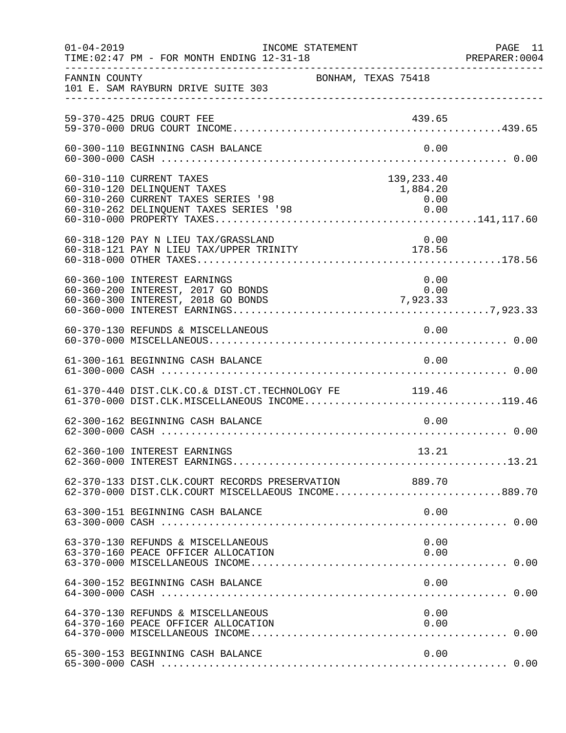FANNIN COUNTY BONHAM, TEXAS 75418
101 E. SAM RAYBURN DRIVE SUITE 303

INCOME STATEMENT
TIME:02:47 PM - FOR MONTH ENDING 12-31-18

| Account | Description | Amount | Total |
|---|---|---|---|
| 59-370-425 | DRUG COURT FEE | 439.65 | |
| 59-370-000 | DRUG COURT INCOME | | 439.65 |
| 60-300-110 | BEGINNING CASH BALANCE | 0.00 | |
| 60-300-000 | CASH | | 0.00 |
| 60-310-110 | CURRENT TAXES | 139,233.40 | |
| 60-310-120 | DELINQUENT TAXES | 1,884.20 | |
| 60-310-260 | CURRENT TAXES SERIES '98 | 0.00 | |
| 60-310-262 | DELINQUENT TAXES SERIES '98 | 0.00 | |
| 60-310-000 | PROPERTY TAXES | | 141,117.60 |
| 60-318-120 | PAY N LIEU TAX/GRASSLAND | 0.00 | |
| 60-318-121 | PAY N LIEU TAX/UPPER TRINITY | 178.56 | |
| 60-318-000 | OTHER TAXES | | 178.56 |
| 60-360-100 | INTEREST EARNINGS | 0.00 | |
| 60-360-200 | INTEREST, 2017 GO BONDS | 0.00 | |
| 60-360-300 | INTEREST, 2018 GO BONDS | 7,923.33 | |
| 60-360-000 | INTEREST EARNINGS | | 7,923.33 |
| 60-370-130 | REFUNDS & MISCELLANEOUS | 0.00 | |
| 60-370-000 | MISCELLANEOUS | | 0.00 |
| 61-300-161 | BEGINNING CASH BALANCE | 0.00 | |
| 61-300-000 | CASH | | 0.00 |
| 61-370-440 | DIST.CLK.CO.& DIST.CT.TECHNOLOGY FE | 119.46 | |
| 61-370-000 | DIST.CLK.MISCELLANEOUS INCOME | | 119.46 |
| 62-300-162 | BEGINNING CASH BALANCE | 0.00 | |
| 62-300-000 | CASH | | 0.00 |
| 62-360-100 | INTEREST EARNINGS | 13.21 | |
| 62-360-000 | INTEREST EARNINGS | | 13.21 |
| 62-370-133 | DIST.CLK.COURT RECORDS PRESERVATION | 889.70 | |
| 62-370-000 | DIST.CLK.COURT MISCELLAEOUS INCOME | | 889.70 |
| 63-300-151 | BEGINNING CASH BALANCE | 0.00 | |
| 63-300-000 | CASH | | 0.00 |
| 63-370-130 | REFUNDS & MISCELLANEOUS | 0.00 | |
| 63-370-160 | PEACE OFFICER ALLOCATION | 0.00 | |
| 63-370-000 | MISCELLANEOUS INCOME | | 0.00 |
| 64-300-152 | BEGINNING CASH BALANCE | 0.00 | |
| 64-300-000 | CASH | | 0.00 |
| 64-370-130 | REFUNDS & MISCELLANEOUS | 0.00 | |
| 64-370-160 | PEACE OFFICER ALLOCATION | 0.00 | |
| 64-370-000 | MISCELLANEOUS INCOME | | 0.00 |
| 65-300-153 | BEGINNING CASH BALANCE | 0.00 | |
| 65-300-000 | CASH | | 0.00 |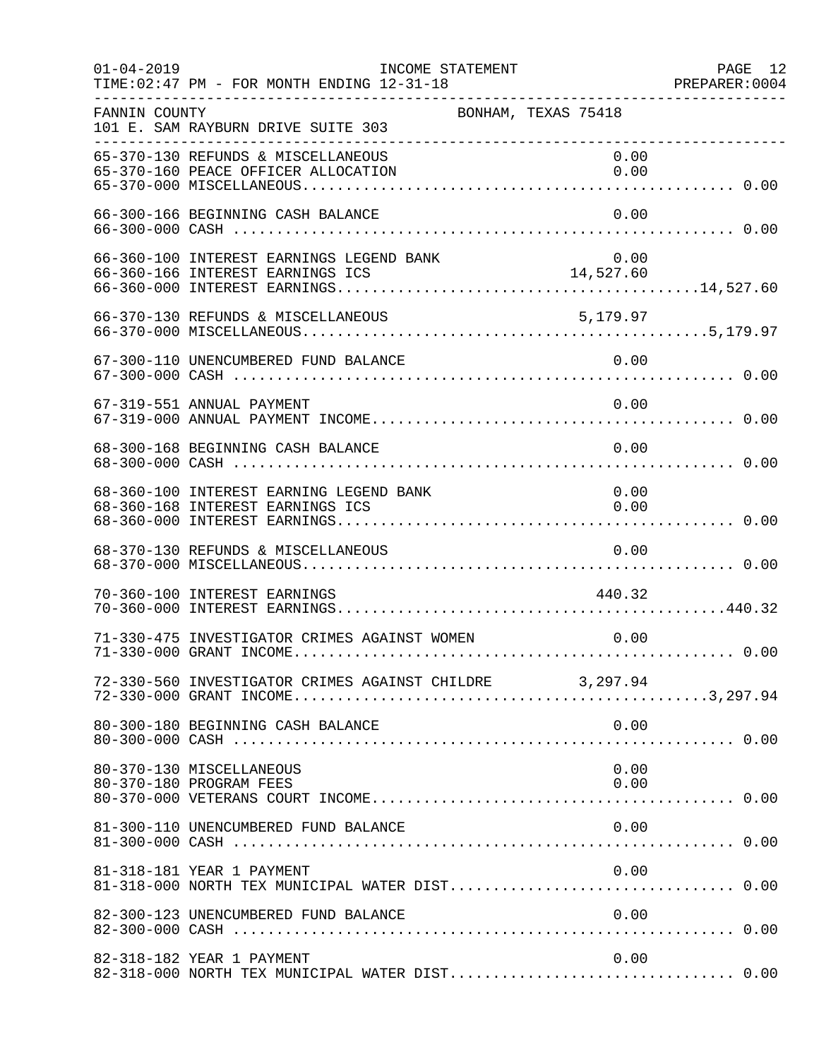01-04-2019 INCOME STATEMENT PAGE 12
TIME:02:47 PM - FOR MONTH ENDING 12-31-18 PREPARER:0004

FANNIN COUNTY BONHAM, TEXAS 75418
101 E. SAM RAYBURN DRIVE SUITE 303

| Account | Description | Amount | Total |
|---|---|---|---|
| 65-370-130 | REFUNDS & MISCELLANEOUS | 0.00 | |
| 65-370-160 | PEACE OFFICER ALLOCATION | 0.00 | |
| 65-370-000 | MISCELLANEOUS | | 0.00 |
| 66-300-166 | BEGINNING CASH BALANCE | 0.00 | |
| 66-300-000 | CASH | | 0.00 |
| 66-360-100 | INTEREST EARNINGS LEGEND BANK | 0.00 | |
| 66-360-166 | INTEREST EARNINGS ICS | 14,527.60 | |
| 66-360-000 | INTEREST EARNINGS | | 14,527.60 |
| 66-370-130 | REFUNDS & MISCELLANEOUS | 5,179.97 | |
| 66-370-000 | MISCELLANEOUS | | 5,179.97 |
| 67-300-110 | UNENCUMBERED FUND BALANCE | 0.00 | |
| 67-300-000 | CASH | | 0.00 |
| 67-319-551 | ANNUAL PAYMENT | 0.00 | |
| 67-319-000 | ANNUAL PAYMENT INCOME | | 0.00 |
| 68-300-168 | BEGINNING CASH BALANCE | 0.00 | |
| 68-300-000 | CASH | | 0.00 |
| 68-360-100 | INTEREST EARNING LEGEND BANK | 0.00 | |
| 68-360-168 | INTEREST EARNINGS ICS | 0.00 | |
| 68-360-000 | INTEREST EARNINGS | | 0.00 |
| 68-370-130 | REFUNDS & MISCELLANEOUS | 0.00 | |
| 68-370-000 | MISCELLANEOUS | | 0.00 |
| 70-360-100 | INTEREST EARNINGS | 440.32 | |
| 70-360-000 | INTEREST EARNINGS | | 440.32 |
| 71-330-475 | INVESTIGATOR CRIMES AGAINST WOMEN | 0.00 | |
| 71-330-000 | GRANT INCOME | | 0.00 |
| 72-330-560 | INVESTIGATOR CRIMES AGAINST CHILDRE | 3,297.94 | |
| 72-330-000 | GRANT INCOME | | 3,297.94 |
| 80-300-180 | BEGINNING CASH BALANCE | 0.00 | |
| 80-300-000 | CASH | | 0.00 |
| 80-370-130 | MISCELLANEOUS | 0.00 | |
| 80-370-180 | PROGRAM FEES | 0.00 | |
| 80-370-000 | VETERANS COURT INCOME | | 0.00 |
| 81-300-110 | UNENCUMBERED FUND BALANCE | 0.00 | |
| 81-300-000 | CASH | | 0.00 |
| 81-318-181 | YEAR 1 PAYMENT | 0.00 | |
| 81-318-000 | NORTH TEX MUNICIPAL WATER DIST | | 0.00 |
| 82-300-123 | UNENCUMBERED FUND BALANCE | 0.00 | |
| 82-300-000 | CASH | | 0.00 |
| 82-318-182 | YEAR 1 PAYMENT | 0.00 | |
| 82-318-000 | NORTH TEX MUNICIPAL WATER DIST | | 0.00 |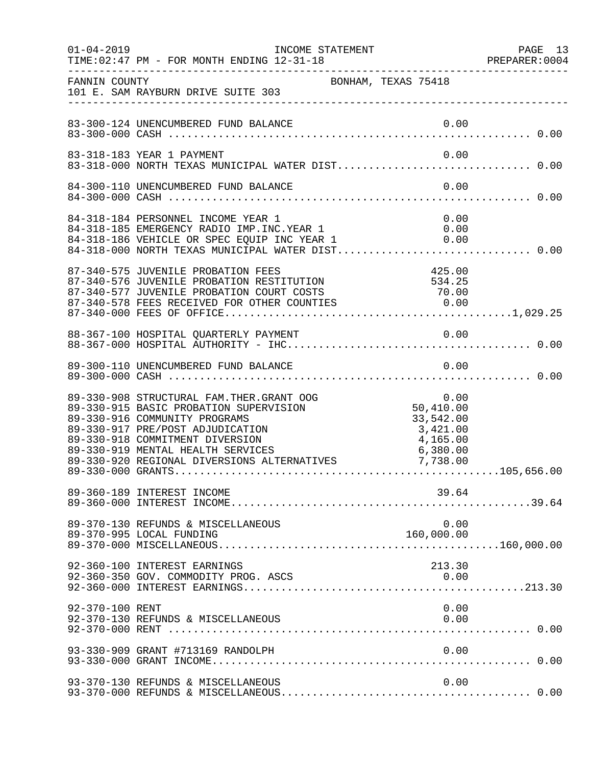FANNIN COUNTY — BONHAM, TEXAS 75418
101 E. SAM RAYBURN DRIVE SUITE 303

INCOME STATEMENT
TIME:02:47 PM - FOR MONTH ENDING 12-31-18

| Account | Description | Amount | Total |
|---|---|---|---|
| 83-300-124 | UNENCUMBERED FUND BALANCE | 0.00 | |
| 83-300-000 | CASH | | 0.00 |
| 83-318-183 | YEAR 1 PAYMENT | 0.00 | |
| 83-318-000 | NORTH TEXAS MUNICIPAL WATER DIST. | | 0.00 |
| 84-300-110 | UNENCUMBERED FUND BALANCE | 0.00 | |
| 84-300-000 | CASH | | 0.00 |
| 84-318-184 | PERSONNEL INCOME YEAR 1 | 0.00 | |
| 84-318-185 | EMERGENCY RADIO IMP.INC.YEAR 1 | 0.00 | |
| 84-318-186 | VEHICLE OR SPEC EQUIP INC YEAR 1 | 0.00 | |
| 84-318-000 | NORTH TEXAS MUNICIPAL WATER DIST. | | 0.00 |
| 87-340-575 | JUVENILE PROBATION FEES | 425.00 | |
| 87-340-576 | JUVENILE PROBATION RESTITUTION | 534.25 | |
| 87-340-577 | JUVENILE PROBATION COURT COSTS | 70.00 | |
| 87-340-578 | FEES RECEIVED FOR OTHER COUNTIES | 0.00 | |
| 87-340-000 | FEES OF OFFICE | | 1,029.25 |
| 88-367-100 | HOSPITAL QUARTERLY PAYMENT | 0.00 | |
| 88-367-000 | HOSPITAL AUTHORITY - IHC | | 0.00 |
| 89-300-110 | UNENCUMBERED FUND BALANCE | 0.00 | |
| 89-300-000 | CASH | | 0.00 |
| 89-330-908 | STRUCTURAL FAM.THER.GRANT OOG | 0.00 | |
| 89-330-915 | BASIC PROBATION SUPERVISION | 50,410.00 | |
| 89-330-916 | COMMUNITY PROGRAMS | 33,542.00 | |
| 89-330-917 | PRE/POST ADJUDICATION | 3,421.00 | |
| 89-330-918 | COMMITMENT DIVERSION | 4,165.00 | |
| 89-330-919 | MENTAL HEALTH SERVICES | 6,380.00 | |
| 89-330-920 | REGIONAL DIVERSIONS ALTERNATIVES | 7,738.00 | |
| 89-330-000 | GRANTS | | 105,656.00 |
| 89-360-189 | INTEREST INCOME | 39.64 | |
| 89-360-000 | INTEREST INCOME | | 39.64 |
| 89-370-130 | REFUNDS & MISCELLANEOUS | 0.00 | |
| 89-370-995 | LOCAL FUNDING | 160,000.00 | |
| 89-370-000 | MISCELLANEOUS | | 160,000.00 |
| 92-360-100 | INTEREST EARNINGS | 213.30 | |
| 92-360-350 | GOV. COMMODITY PROG. ASCS | 0.00 | |
| 92-360-000 | INTEREST EARNINGS | | 213.30 |
| 92-370-100 | RENT | 0.00 | |
| 92-370-130 | REFUNDS & MISCELLANEOUS | 0.00 | |
| 92-370-000 | RENT | | 0.00 |
| 93-330-909 | GRANT #713169 RANDOLPH | 0.00 | |
| 93-330-000 | GRANT INCOME | | 0.00 |
| 93-370-130 | REFUNDS & MISCELLANEOUS | 0.00 | |
| 93-370-000 | REFUNDS & MISCELLANEOUS | | 0.00 |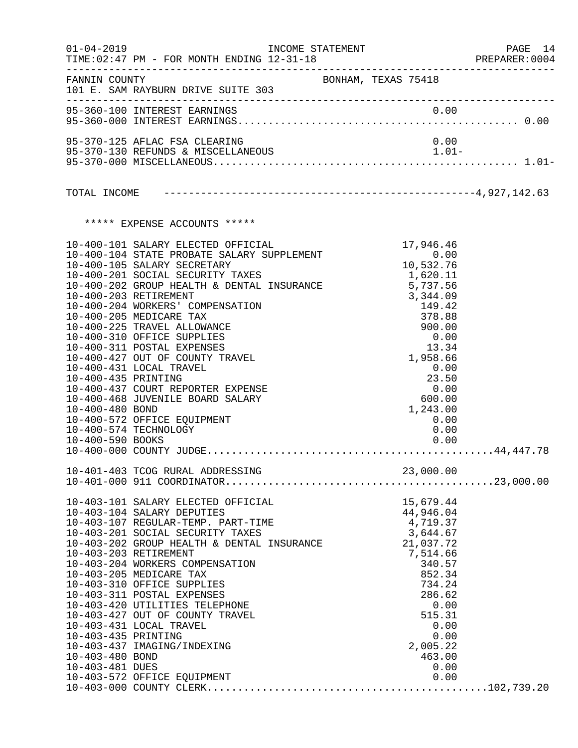FANNIN COUNTY BONHAM, TEXAS 75418
101 E. SAM RAYBURN DRIVE SUITE 303

| Account | Description | Amount | Total |
|---|---|---|---|
| 95-360-100 | INTEREST EARNINGS | 0.00 | |
| 95-360-000 | INTEREST EARNINGS | | 0.00 |
| 95-370-125 | AFLAC FSA CLEARING | 0.00 | |
| 95-370-130 | REFUNDS & MISCELLANEOUS | 1.01- | |
| 95-370-000 | MISCELLANEOUS | | 1.01- |
| | TOTAL INCOME | | 4,927,142.63 |

***** EXPENSE ACCOUNTS *****

| Account | Description | Amount | Total |
|---|---|---|---|
| 10-400-101 | SALARY ELECTED OFFICIAL | 17,946.46 | |
| 10-400-104 | STATE PROBATE SALARY SUPPLEMENT | 0.00 | |
| 10-400-105 | SALARY SECRETARY | 10,532.76 | |
| 10-400-201 | SOCIAL SECURITY TAXES | 1,620.11 | |
| 10-400-202 | GROUP HEALTH & DENTAL INSURANCE | 5,737.56 | |
| 10-400-203 | RETIREMENT | 3,344.09 | |
| 10-400-204 | WORKERS' COMPENSATION | 149.42 | |
| 10-400-205 | MEDICARE TAX | 378.88 | |
| 10-400-225 | TRAVEL ALLOWANCE | 900.00 | |
| 10-400-310 | OFFICE SUPPLIES | 0.00 | |
| 10-400-311 | POSTAL EXPENSES | 13.34 | |
| 10-400-427 | OUT OF COUNTY TRAVEL | 1,958.66 | |
| 10-400-431 | LOCAL TRAVEL | 0.00 | |
| 10-400-435 | PRINTING | 23.50 | |
| 10-400-437 | COURT REPORTER EXPENSE | 0.00 | |
| 10-400-468 | JUVENILE BOARD SALARY | 600.00 | |
| 10-400-480 | BOND | 1,243.00 | |
| 10-400-572 | OFFICE EQUIPMENT | 0.00 | |
| 10-400-574 | TECHNOLOGY | 0.00 | |
| 10-400-590 | BOOKS | 0.00 | |
| 10-400-000 | COUNTY JUDGE | | 44,447.78 |
| 10-401-403 | TCOG RURAL ADDRESSING | 23,000.00 | |
| 10-401-000 | 911 COORDINATOR | | 23,000.00 |
| 10-403-101 | SALARY ELECTED OFFICIAL | 15,679.44 | |
| 10-403-104 | SALARY DEPUTIES | 44,946.04 | |
| 10-403-107 | REGULAR-TEMP. PART-TIME | 4,719.37 | |
| 10-403-201 | SOCIAL SECURITY TAXES | 3,644.67 | |
| 10-403-202 | GROUP HEALTH & DENTAL INSURANCE | 21,037.72 | |
| 10-403-203 | RETIREMENT | 7,514.66 | |
| 10-403-204 | WORKERS COMPENSATION | 340.57 | |
| 10-403-205 | MEDICARE TAX | 852.34 | |
| 10-403-310 | OFFICE SUPPLIES | 734.24 | |
| 10-403-311 | POSTAL EXPENSES | 286.62 | |
| 10-403-420 | UTILITIES TELEPHONE | 0.00 | |
| 10-403-427 | OUT OF COUNTY TRAVEL | 515.31 | |
| 10-403-431 | LOCAL TRAVEL | 0.00 | |
| 10-403-435 | PRINTING | 0.00 | |
| 10-403-437 | IMAGING/INDEXING | 2,005.22 | |
| 10-403-480 | BOND | 463.00 | |
| 10-403-481 | DUES | 0.00 | |
| 10-403-572 | OFFICE EQUIPMENT | 0.00 | |
| 10-403-000 | COUNTY CLERK | | 102,739.20 |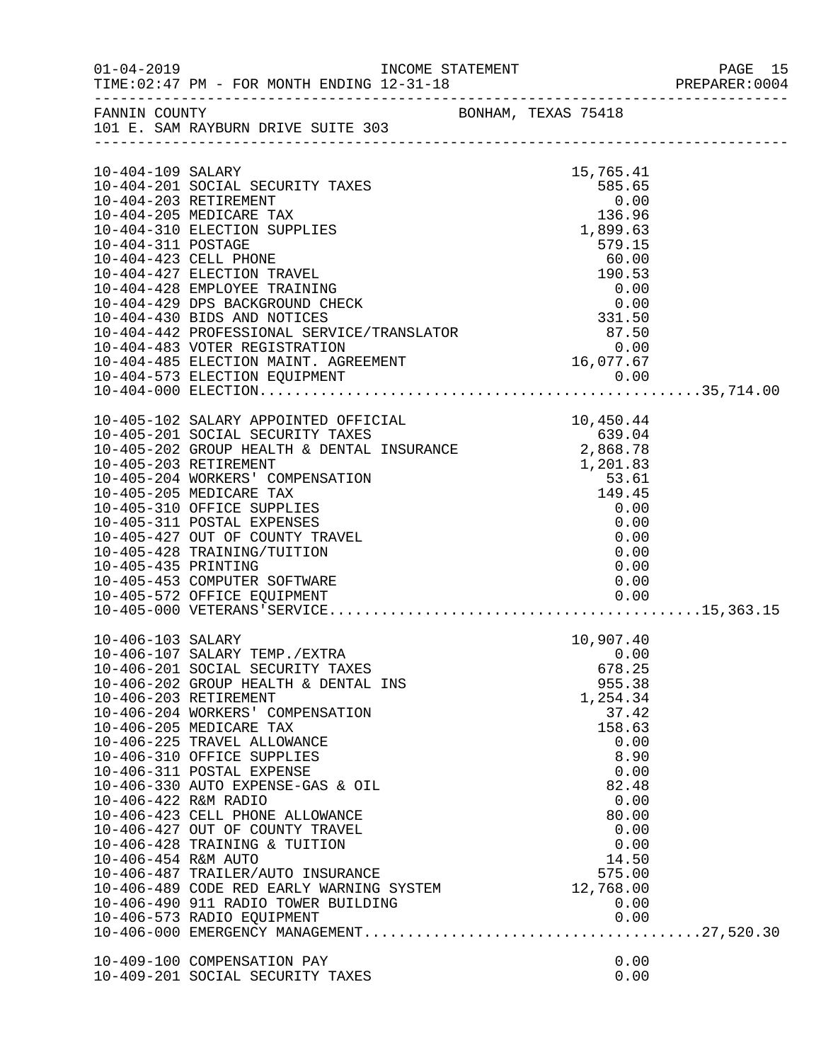FANNIN COUNTY BONHAM, TEXAS 75418
101 E. SAM RAYBURN DRIVE SUITE 303

INCOME STATEMENT
TIME:02:47 PM - FOR MONTH ENDING 12-31-18

| Account | Description | Amount | Total |
|---|---|---|---|
| 10-404-109 | SALARY | 15,765.41 | |
| 10-404-201 | SOCIAL SECURITY TAXES | 585.65 | |
| 10-404-203 | RETIREMENT | 0.00 | |
| 10-404-205 | MEDICARE TAX | 136.96 | |
| 10-404-310 | ELECTION SUPPLIES | 1,899.63 | |
| 10-404-311 | POSTAGE | 579.15 | |
| 10-404-423 | CELL PHONE | 60.00 | |
| 10-404-427 | ELECTION TRAVEL | 190.53 | |
| 10-404-428 | EMPLOYEE TRAINING | 0.00 | |
| 10-404-429 | DPS BACKGROUND CHECK | 0.00 | |
| 10-404-430 | BIDS AND NOTICES | 331.50 | |
| 10-404-442 | PROFESSIONAL SERVICE/TRANSLATOR | 87.50 | |
| 10-404-483 | VOTER REGISTRATION | 0.00 | |
| 10-404-485 | ELECTION MAINT. AGREEMENT | 16,077.67 | |
| 10-404-573 | ELECTION EQUIPMENT | 0.00 | |
| 10-404-000 | ELECTION | | 35,714.00 |
| 10-405-102 | SALARY APPOINTED OFFICIAL | 10,450.44 | |
| 10-405-201 | SOCIAL SECURITY TAXES | 639.04 | |
| 10-405-202 | GROUP HEALTH & DENTAL INSURANCE | 2,868.78 | |
| 10-405-203 | RETIREMENT | 1,201.83 | |
| 10-405-204 | WORKERS' COMPENSATION | 53.61 | |
| 10-405-205 | MEDICARE TAX | 149.45 | |
| 10-405-310 | OFFICE SUPPLIES | 0.00 | |
| 10-405-311 | POSTAL EXPENSES | 0.00 | |
| 10-405-427 | OUT OF COUNTY TRAVEL | 0.00 | |
| 10-405-428 | TRAINING/TUITION | 0.00 | |
| 10-405-435 | PRINTING | 0.00 | |
| 10-405-453 | COMPUTER SOFTWARE | 0.00 | |
| 10-405-572 | OFFICE EQUIPMENT | 0.00 | |
| 10-405-000 | VETERANS'SERVICE | | 15,363.15 |
| 10-406-103 | SALARY | 10,907.40 | |
| 10-406-107 | SALARY TEMP./EXTRA | 0.00 | |
| 10-406-201 | SOCIAL SECURITY TAXES | 678.25 | |
| 10-406-202 | GROUP HEALTH & DENTAL INS | 955.38 | |
| 10-406-203 | RETIREMENT | 1,254.34 | |
| 10-406-204 | WORKERS' COMPENSATION | 37.42 | |
| 10-406-205 | MEDICARE TAX | 158.63 | |
| 10-406-225 | TRAVEL ALLOWANCE | 0.00 | |
| 10-406-310 | OFFICE SUPPLIES | 8.90 | |
| 10-406-311 | POSTAL EXPENSE | 0.00 | |
| 10-406-330 | AUTO EXPENSE-GAS & OIL | 82.48 | |
| 10-406-422 | R&M RADIO | 0.00 | |
| 10-406-423 | CELL PHONE ALLOWANCE | 80.00 | |
| 10-406-427 | OUT OF COUNTY TRAVEL | 0.00 | |
| 10-406-428 | TRAINING & TUITION | 0.00 | |
| 10-406-454 | R&M AUTO | 14.50 | |
| 10-406-487 | TRAILER/AUTO INSURANCE | 575.00 | |
| 10-406-489 | CODE RED EARLY WARNING SYSTEM | 12,768.00 | |
| 10-406-490 | 911 RADIO TOWER BUILDING | 0.00 | |
| 10-406-573 | RADIO EQUIPMENT | 0.00 | |
| 10-406-000 | EMERGENCY MANAGEMENT | | 27,520.30 |
| 10-409-100 | COMPENSATION PAY | 0.00 | |
| 10-409-201 | SOCIAL SECURITY TAXES | 0.00 | |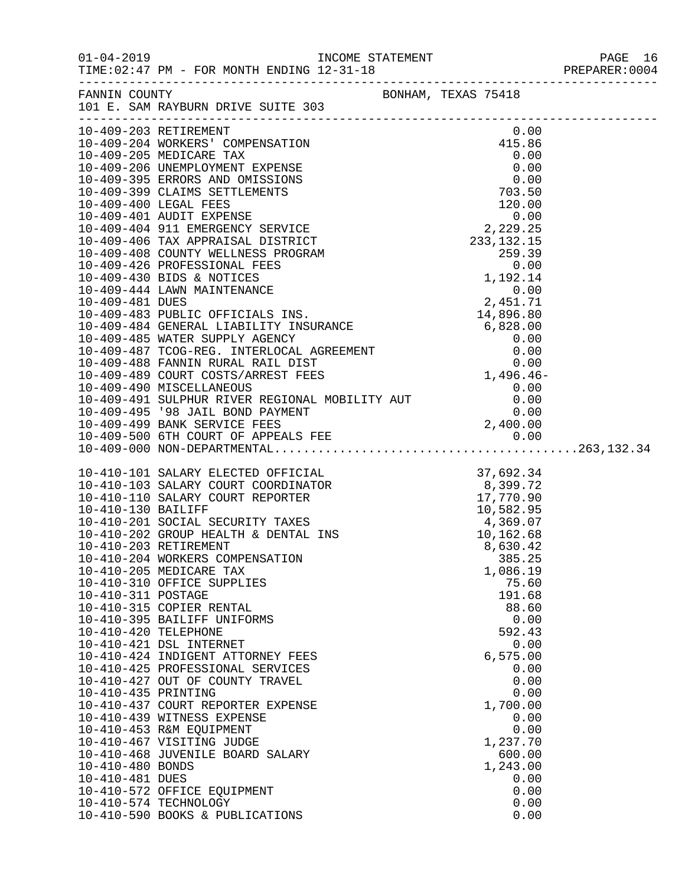FANNIN COUNTY — BONHAM, TEXAS 75418
101 E. SAM RAYBURN DRIVE SUITE 303

INCOME STATEMENT — FOR MONTH ENDING 12-31-18

| Account | Description | Amount | Total |
|---|---|---|---|
| 10-409-203 | RETIREMENT | 0.00 | |
| 10-409-204 | WORKERS' COMPENSATION | 415.86 | |
| 10-409-205 | MEDICARE TAX | 0.00 | |
| 10-409-206 | UNEMPLOYMENT EXPENSE | 0.00 | |
| 10-409-395 | ERRORS AND OMISSIONS | 0.00 | |
| 10-409-399 | CLAIMS SETTLEMENTS | 703.50 | |
| 10-409-400 | LEGAL FEES | 120.00 | |
| 10-409-401 | AUDIT EXPENSE | 0.00 | |
| 10-409-404 | 911 EMERGENCY SERVICE | 2,229.25 | |
| 10-409-406 | TAX APPRAISAL DISTRICT | 233,132.15 | |
| 10-409-408 | COUNTY WELLNESS PROGRAM | 259.39 | |
| 10-409-426 | PROFESSIONAL FEES | 0.00 | |
| 10-409-430 | BIDS & NOTICES | 1,192.14 | |
| 10-409-444 | LAWN MAINTENANCE | 0.00 | |
| 10-409-481 | DUES | 2,451.71 | |
| 10-409-483 | PUBLIC OFFICIALS INS. | 14,896.80 | |
| 10-409-484 | GENERAL LIABILITY INSURANCE | 6,828.00 | |
| 10-409-485 | WATER SUPPLY AGENCY | 0.00 | |
| 10-409-487 | TCOG-REG. INTERLOCAL AGREEMENT | 0.00 | |
| 10-409-488 | FANNIN RURAL RAIL DIST | 0.00 | |
| 10-409-489 | COURT COSTS/ARREST FEES | 1,496.46- | |
| 10-409-490 | MISCELLANEOUS | 0.00 | |
| 10-409-491 | SULPHUR RIVER REGIONAL MOBILITY AUT | 0.00 | |
| 10-409-495 | '98 JAIL BOND PAYMENT | 0.00 | |
| 10-409-499 | BANK SERVICE FEES | 2,400.00 | |
| 10-409-500 | 6TH COURT OF APPEALS FEE | 0.00 | |
| 10-409-000 | NON-DEPARTMENTAL | | 263,132.34 |
| 10-410-101 | SALARY ELECTED OFFICIAL | 37,692.34 | |
| 10-410-103 | SALARY COURT COORDINATOR | 8,399.72 | |
| 10-410-110 | SALARY COURT REPORTER | 17,770.90 | |
| 10-410-130 | BAILIFF | 10,582.95 | |
| 10-410-201 | SOCIAL SECURITY TAXES | 4,369.07 | |
| 10-410-202 | GROUP HEALTH & DENTAL INS | 10,162.68 | |
| 10-410-203 | RETIREMENT | 8,630.42 | |
| 10-410-204 | WORKERS COMPENSATION | 385.25 | |
| 10-410-205 | MEDICARE TAX | 1,086.19 | |
| 10-410-310 | OFFICE SUPPLIES | 75.60 | |
| 10-410-311 | POSTAGE | 191.68 | |
| 10-410-315 | COPIER RENTAL | 88.60 | |
| 10-410-395 | BAILIFF UNIFORMS | 0.00 | |
| 10-410-420 | TELEPHONE | 592.43 | |
| 10-410-421 | DSL INTERNET | 0.00 | |
| 10-410-424 | INDIGENT ATTORNEY FEES | 6,575.00 | |
| 10-410-425 | PROFESSIONAL SERVICES | 0.00 | |
| 10-410-427 | OUT OF COUNTY TRAVEL | 0.00 | |
| 10-410-435 | PRINTING | 0.00 | |
| 10-410-437 | COURT REPORTER EXPENSE | 1,700.00 | |
| 10-410-439 | WITNESS EXPENSE | 0.00 | |
| 10-410-453 | R&M EQUIPMENT | 0.00 | |
| 10-410-467 | VISITING JUDGE | 1,237.70 | |
| 10-410-468 | JUVENILE BOARD SALARY | 600.00 | |
| 10-410-480 | BONDS | 1,243.00 | |
| 10-410-481 | DUES | 0.00 | |
| 10-410-572 | OFFICE EQUIPMENT | 0.00 | |
| 10-410-574 | TECHNOLOGY | 0.00 | |
| 10-410-590 | BOOKS & PUBLICATIONS | 0.00 | |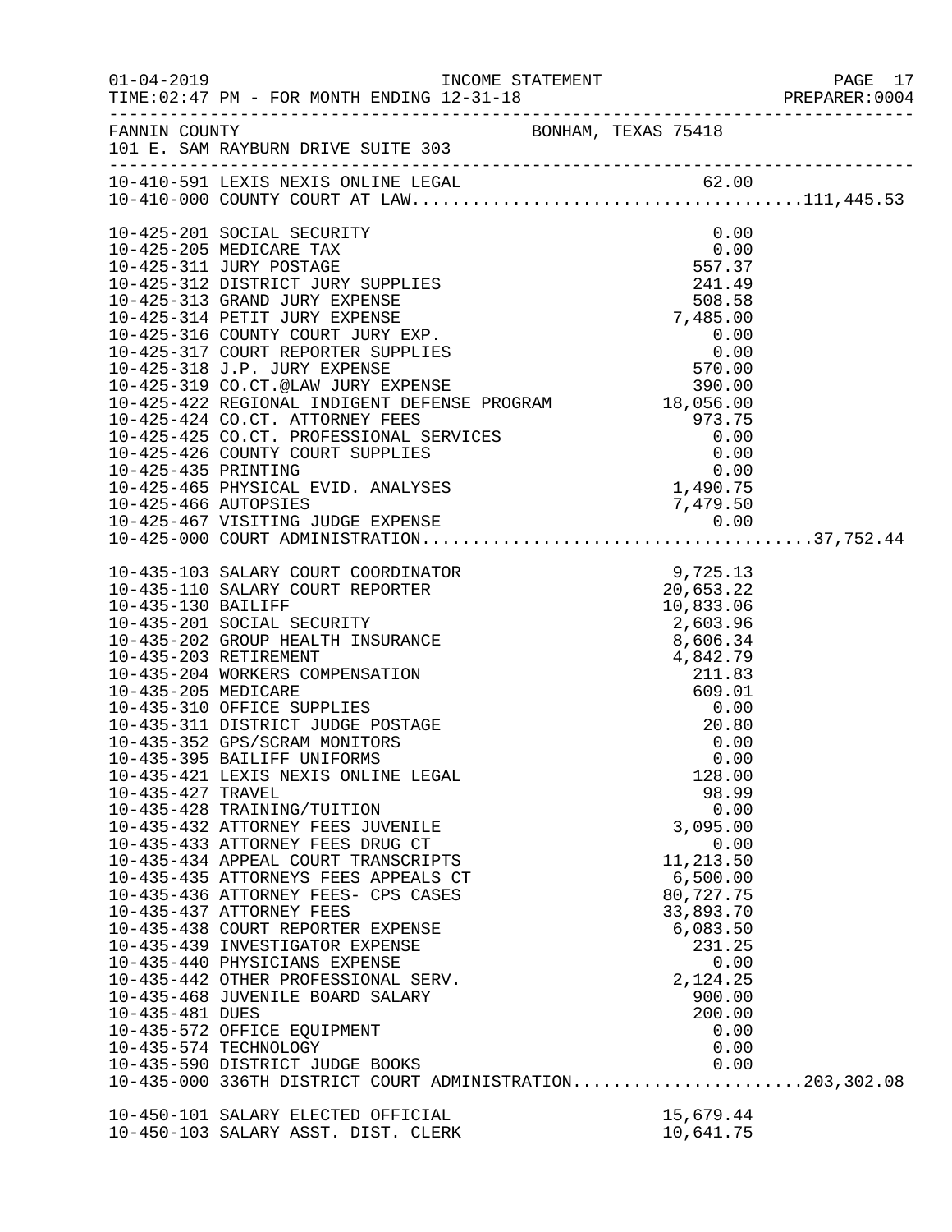FANNIN COUNTY BONHAM, TEXAS 75418
101 E. SAM RAYBURN DRIVE SUITE 303

| Account | Description | Amount | Total |
|---|---|---|---|
| 10-410-591 | LEXIS NEXIS ONLINE LEGAL | 62.00 | |
| 10-410-000 | COUNTY COURT AT LAW | | 111,445.53 |
| 10-425-201 | SOCIAL SECURITY | 0.00 | |
| 10-425-205 | MEDICARE TAX | 0.00 | |
| 10-425-311 | JURY POSTAGE | 557.37 | |
| 10-425-312 | DISTRICT JURY SUPPLIES | 241.49 | |
| 10-425-313 | GRAND JURY EXPENSE | 508.58 | |
| 10-425-314 | PETIT JURY EXPENSE | 7,485.00 | |
| 10-425-316 | COUNTY COURT JURY EXP. | 0.00 | |
| 10-425-317 | COURT REPORTER SUPPLIES | 0.00 | |
| 10-425-318 | J.P. JURY EXPENSE | 570.00 | |
| 10-425-319 | CO.CT.@LAW JURY EXPENSE | 390.00 | |
| 10-425-422 | REGIONAL INDIGENT DEFENSE PROGRAM | 18,056.00 | |
| 10-425-424 | CO.CT. ATTORNEY FEES | 973.75 | |
| 10-425-425 | CO.CT. PROFESSIONAL SERVICES | 0.00 | |
| 10-425-426 | COUNTY COURT SUPPLIES | 0.00 | |
| 10-425-435 | PRINTING | 0.00 | |
| 10-425-465 | PHYSICAL EVID. ANALYSES | 1,490.75 | |
| 10-425-466 | AUTOPSIES | 7,479.50 | |
| 10-425-467 | VISITING JUDGE EXPENSE | 0.00 | |
| 10-425-000 | COURT ADMINISTRATION | | 37,752.44 |
| 10-435-103 | SALARY COURT COORDINATOR | 9,725.13 | |
| 10-435-110 | SALARY COURT REPORTER | 20,653.22 | |
| 10-435-130 | BAILIFF | 10,833.06 | |
| 10-435-201 | SOCIAL SECURITY | 2,603.96 | |
| 10-435-202 | GROUP HEALTH INSURANCE | 8,606.34 | |
| 10-435-203 | RETIREMENT | 4,842.79 | |
| 10-435-204 | WORKERS COMPENSATION | 211.83 | |
| 10-435-205 | MEDICARE | 609.01 | |
| 10-435-310 | OFFICE SUPPLIES | 0.00 | |
| 10-435-311 | DISTRICT JUDGE POSTAGE | 20.80 | |
| 10-435-352 | GPS/SCRAM MONITORS | 0.00 | |
| 10-435-395 | BAILIFF UNIFORMS | 0.00 | |
| 10-435-421 | LEXIS NEXIS ONLINE LEGAL | 128.00 | |
| 10-435-427 | TRAVEL | 98.99 | |
| 10-435-428 | TRAINING/TUITION | 0.00 | |
| 10-435-432 | ATTORNEY FEES JUVENILE | 3,095.00 | |
| 10-435-433 | ATTORNEY FEES DRUG CT | 0.00 | |
| 10-435-434 | APPEAL COURT TRANSCRIPTS | 11,213.50 | |
| 10-435-435 | ATTORNEYS FEES APPEALS CT | 6,500.00 | |
| 10-435-436 | ATTORNEY FEES- CPS CASES | 80,727.75 | |
| 10-435-437 | ATTORNEY FEES | 33,893.70 | |
| 10-435-438 | COURT REPORTER EXPENSE | 6,083.50 | |
| 10-435-439 | INVESTIGATOR EXPENSE | 231.25 | |
| 10-435-440 | PHYSICIANS EXPENSE | 0.00 | |
| 10-435-442 | OTHER PROFESSIONAL SERV. | 2,124.25 | |
| 10-435-468 | JUVENILE BOARD SALARY | 900.00 | |
| 10-435-481 | DUES | 200.00 | |
| 10-435-572 | OFFICE EQUIPMENT | 0.00 | |
| 10-435-574 | TECHNOLOGY | 0.00 | |
| 10-435-590 | DISTRICT JUDGE BOOKS | 0.00 | |
| 10-435-000 | 336TH DISTRICT COURT ADMINISTRATION | | 203,302.08 |
| 10-450-101 | SALARY ELECTED OFFICIAL | 15,679.44 | |
| 10-450-103 | SALARY ASST. DIST. CLERK | 10,641.75 | |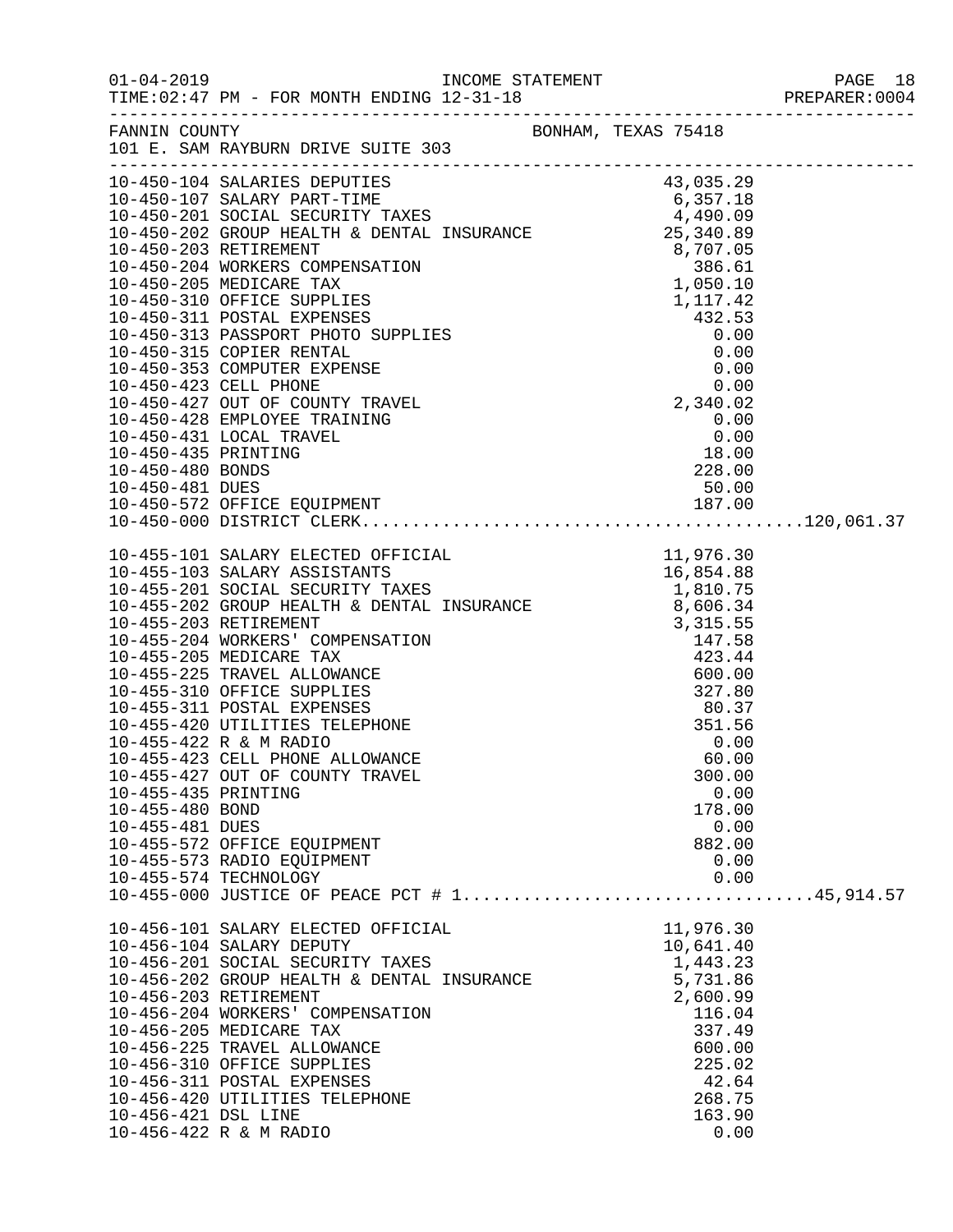FANNIN COUNTY BONHAM, TEXAS 75418
101 E. SAM RAYBURN DRIVE SUITE 303

| Account | Description | Amount | Total |
|---|---|---|---|
| 10-450-104 | SALARIES DEPUTIES | 43,035.29 | |
| 10-450-107 | SALARY PART-TIME | 6,357.18 | |
| 10-450-201 | SOCIAL SECURITY TAXES | 4,490.09 | |
| 10-450-202 | GROUP HEALTH & DENTAL INSURANCE | 25,340.89 | |
| 10-450-203 | RETIREMENT | 8,707.05 | |
| 10-450-204 | WORKERS COMPENSATION | 386.61 | |
| 10-450-205 | MEDICARE TAX | 1,050.10 | |
| 10-450-310 | OFFICE SUPPLIES | 1,117.42 | |
| 10-450-311 | POSTAL EXPENSES | 432.53 | |
| 10-450-313 | PASSPORT PHOTO SUPPLIES | 0.00 | |
| 10-450-315 | COPIER RENTAL | 0.00 | |
| 10-450-353 | COMPUTER EXPENSE | 0.00 | |
| 10-450-423 | CELL PHONE | 0.00 | |
| 10-450-427 | OUT OF COUNTY TRAVEL | 2,340.02 | |
| 10-450-428 | EMPLOYEE TRAINING | 0.00 | |
| 10-450-431 | LOCAL TRAVEL | 0.00 | |
| 10-450-435 | PRINTING | 18.00 | |
| 10-450-480 | BONDS | 228.00 | |
| 10-450-481 | DUES | 50.00 | |
| 10-450-572 | OFFICE EQUIPMENT | 187.00 | |
| 10-450-000 | DISTRICT CLERK | | 120,061.37 |
| 10-455-101 | SALARY ELECTED OFFICIAL | 11,976.30 | |
| 10-455-103 | SALARY ASSISTANTS | 16,854.88 | |
| 10-455-201 | SOCIAL SECURITY TAXES | 1,810.75 | |
| 10-455-202 | GROUP HEALTH & DENTAL INSURANCE | 8,606.34 | |
| 10-455-203 | RETIREMENT | 3,315.55 | |
| 10-455-204 | WORKERS' COMPENSATION | 147.58 | |
| 10-455-205 | MEDICARE TAX | 423.44 | |
| 10-455-225 | TRAVEL ALLOWANCE | 600.00 | |
| 10-455-310 | OFFICE SUPPLIES | 327.80 | |
| 10-455-311 | POSTAL EXPENSES | 80.37 | |
| 10-455-420 | UTILITIES TELEPHONE | 351.56 | |
| 10-455-422 | R & M RADIO | 0.00 | |
| 10-455-423 | CELL PHONE ALLOWANCE | 60.00 | |
| 10-455-427 | OUT OF COUNTY TRAVEL | 300.00 | |
| 10-455-435 | PRINTING | 0.00 | |
| 10-455-480 | BOND | 178.00 | |
| 10-455-481 | DUES | 0.00 | |
| 10-455-572 | OFFICE EQUIPMENT | 882.00 | |
| 10-455-573 | RADIO EQUIPMENT | 0.00 | |
| 10-455-574 | TECHNOLOGY | 0.00 | |
| 10-455-000 | JUSTICE OF PEACE PCT # 1 | | 45,914.57 |
| 10-456-101 | SALARY ELECTED OFFICIAL | 11,976.30 | |
| 10-456-104 | SALARY DEPUTY | 10,641.40 | |
| 10-456-201 | SOCIAL SECURITY TAXES | 1,443.23 | |
| 10-456-202 | GROUP HEALTH & DENTAL INSURANCE | 5,731.86 | |
| 10-456-203 | RETIREMENT | 2,600.99 | |
| 10-456-204 | WORKERS' COMPENSATION | 116.04 | |
| 10-456-205 | MEDICARE TAX | 337.49 | |
| 10-456-225 | TRAVEL ALLOWANCE | 600.00 | |
| 10-456-310 | OFFICE SUPPLIES | 225.02 | |
| 10-456-311 | POSTAL EXPENSES | 42.64 | |
| 10-456-420 | UTILITIES TELEPHONE | 268.75 | |
| 10-456-421 | DSL LINE | 163.90 | |
| 10-456-422 | R & M RADIO | 0.00 | |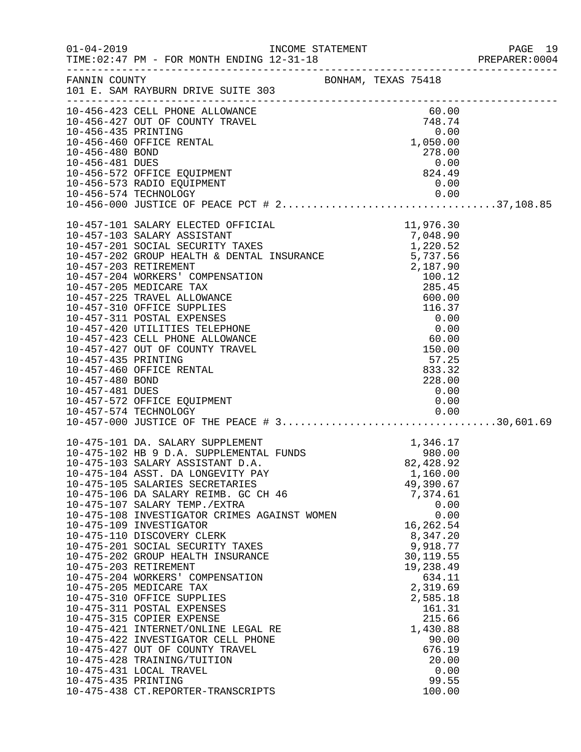FANNIN COUNTY BONHAM, TEXAS 75418
101 E. SAM RAYBURN DRIVE SUITE 303

| Account | Description | Amount | Total |
|---|---|---|---|
| 10-456-423 | CELL PHONE ALLOWANCE | 60.00 | |
| 10-456-427 | OUT OF COUNTY TRAVEL | 748.74 | |
| 10-456-435 | PRINTING | 0.00 | |
| 10-456-460 | OFFICE RENTAL | 1,050.00 | |
| 10-456-480 | BOND | 278.00 | |
| 10-456-481 | DUES | 0.00 | |
| 10-456-572 | OFFICE EQUIPMENT | 824.49 | |
| 10-456-573 | RADIO EQUIPMENT | 0.00 | |
| 10-456-574 | TECHNOLOGY | 0.00 | |
| 10-456-000 | JUSTICE OF PEACE PCT # 2 | | 37,108.85 |
| 10-457-101 | SALARY ELECTED OFFICIAL | 11,976.30 | |
| 10-457-103 | SALARY ASSISTANT | 7,048.90 | |
| 10-457-201 | SOCIAL SECURITY TAXES | 1,220.52 | |
| 10-457-202 | GROUP HEALTH & DENTAL INSURANCE | 5,737.56 | |
| 10-457-203 | RETIREMENT | 2,187.90 | |
| 10-457-204 | WORKERS' COMPENSATION | 100.12 | |
| 10-457-205 | MEDICARE TAX | 285.45 | |
| 10-457-225 | TRAVEL ALLOWANCE | 600.00 | |
| 10-457-310 | OFFICE SUPPLIES | 116.37 | |
| 10-457-311 | POSTAL EXPENSES | 0.00 | |
| 10-457-420 | UTILITIES TELEPHONE | 0.00 | |
| 10-457-423 | CELL PHONE ALLOWANCE | 60.00 | |
| 10-457-427 | OUT OF COUNTY TRAVEL | 150.00 | |
| 10-457-435 | PRINTING | 57.25 | |
| 10-457-460 | OFFICE RENTAL | 833.32 | |
| 10-457-480 | BOND | 228.00 | |
| 10-457-481 | DUES | 0.00 | |
| 10-457-572 | OFFICE EQUIPMENT | 0.00 | |
| 10-457-574 | TECHNOLOGY | 0.00 | |
| 10-457-000 | JUSTICE OF THE PEACE # 3 | | 30,601.69 |
| 10-475-101 | DA. SALARY SUPPLEMENT | 1,346.17 | |
| 10-475-102 | HB 9 D.A. SUPPLEMENTAL FUNDS | 980.00 | |
| 10-475-103 | SALARY ASSISTANT D.A. | 82,428.92 | |
| 10-475-104 | ASST. DA LONGEVITY PAY | 1,160.00 | |
| 10-475-105 | SALARIES SECRETARIES | 49,390.67 | |
| 10-475-106 | DA SALARY REIMB. GC CH 46 | 7,374.61 | |
| 10-475-107 | SALARY TEMP./EXTRA | 0.00 | |
| 10-475-108 | INVESTIGATOR CRIMES AGAINST WOMEN | 0.00 | |
| 10-475-109 | INVESTIGATOR | 16,262.54 | |
| 10-475-110 | DISCOVERY CLERK | 8,347.20 | |
| 10-475-201 | SOCIAL SECURITY TAXES | 9,918.77 | |
| 10-475-202 | GROUP HEALTH INSURANCE | 30,119.55 | |
| 10-475-203 | RETIREMENT | 19,238.49 | |
| 10-475-204 | WORKERS' COMPENSATION | 634.11 | |
| 10-475-205 | MEDICARE TAX | 2,319.69 | |
| 10-475-310 | OFFICE SUPPLIES | 2,585.18 | |
| 10-475-311 | POSTAL EXPENSES | 161.31 | |
| 10-475-315 | COPIER EXPENSE | 215.66 | |
| 10-475-421 | INTERNET/ONLINE LEGAL RE | 1,430.88 | |
| 10-475-422 | INVESTIGATOR CELL PHONE | 90.00 | |
| 10-475-427 | OUT OF COUNTY TRAVEL | 676.19 | |
| 10-475-428 | TRAINING/TUITION | 20.00 | |
| 10-475-431 | LOCAL TRAVEL | 0.00 | |
| 10-475-435 | PRINTING | 99.55 | |
| 10-475-438 | CT.REPORTER-TRANSCRIPTS | 100.00 | |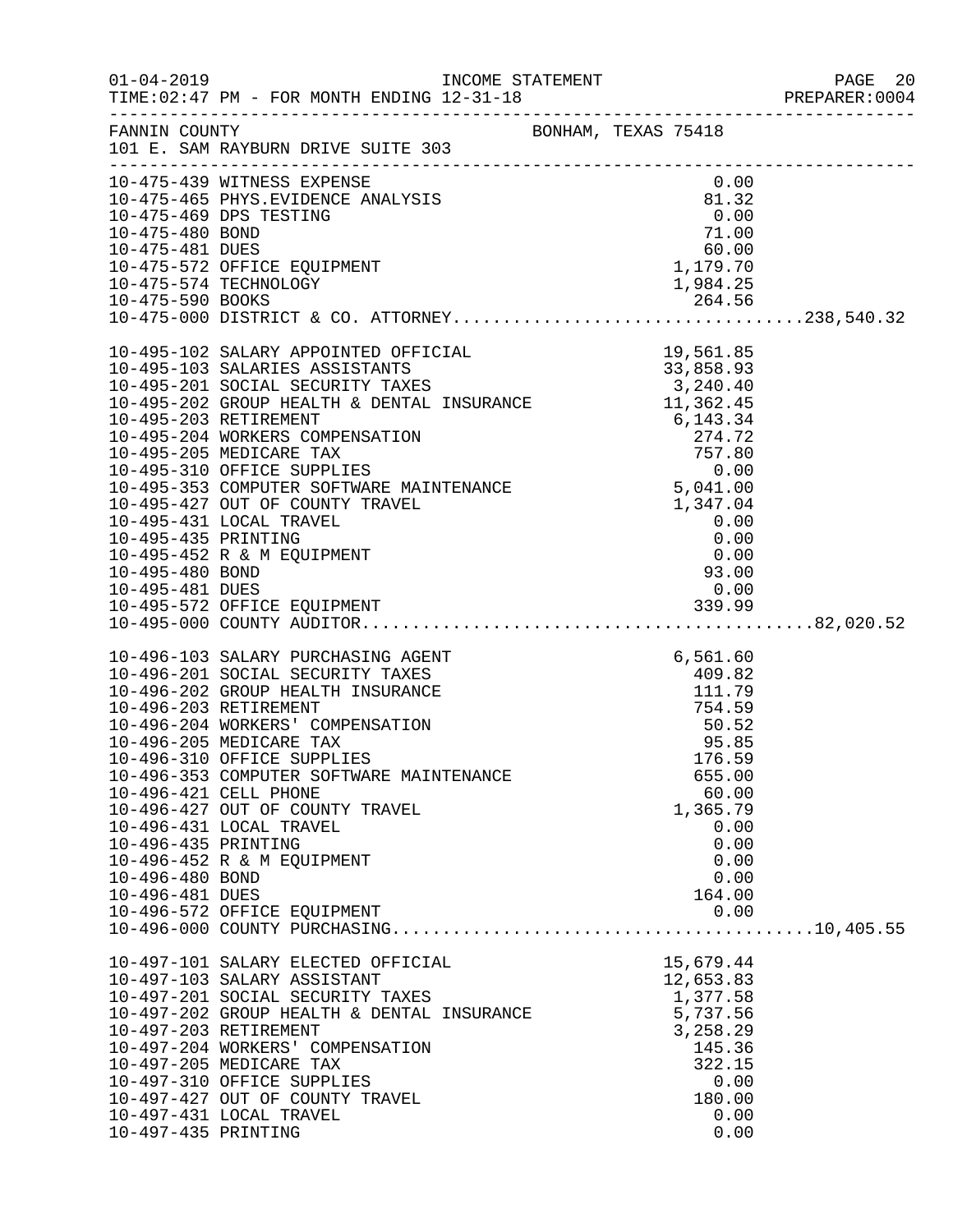FANNIN COUNTY BONHAM, TEXAS 75418
101 E. SAM RAYBURN DRIVE SUITE 303

| Account | Description | Amount | Total |
|---|---|---|---|
| 10-475-439 | WITNESS EXPENSE | 0.00 | |
| 10-475-465 | PHYS.EVIDENCE ANALYSIS | 81.32 | |
| 10-475-469 | DPS TESTING | 0.00 | |
| 10-475-480 | BOND | 71.00 | |
| 10-475-481 | DUES | 60.00 | |
| 10-475-572 | OFFICE EQUIPMENT | 1,179.70 | |
| 10-475-574 | TECHNOLOGY | 1,984.25 | |
| 10-475-590 | BOOKS | 264.56 | |
| 10-475-000 | DISTRICT & CO. ATTORNEY | | 238,540.32 |
| 10-495-102 | SALARY APPOINTED OFFICIAL | 19,561.85 | |
| 10-495-103 | SALARIES ASSISTANTS | 33,858.93 | |
| 10-495-201 | SOCIAL SECURITY TAXES | 3,240.40 | |
| 10-495-202 | GROUP HEALTH & DENTAL INSURANCE | 11,362.45 | |
| 10-495-203 | RETIREMENT | 6,143.34 | |
| 10-495-204 | WORKERS COMPENSATION | 274.72 | |
| 10-495-205 | MEDICARE TAX | 757.80 | |
| 10-495-310 | OFFICE SUPPLIES | 0.00 | |
| 10-495-353 | COMPUTER SOFTWARE MAINTENANCE | 5,041.00 | |
| 10-495-427 | OUT OF COUNTY TRAVEL | 1,347.04 | |
| 10-495-431 | LOCAL TRAVEL | 0.00 | |
| 10-495-435 | PRINTING | 0.00 | |
| 10-495-452 | R & M EQUIPMENT | 0.00 | |
| 10-495-480 | BOND | 93.00 | |
| 10-495-481 | DUES | 0.00 | |
| 10-495-572 | OFFICE EQUIPMENT | 339.99 | |
| 10-495-000 | COUNTY AUDITOR | | 82,020.52 |
| 10-496-103 | SALARY PURCHASING AGENT | 6,561.60 | |
| 10-496-201 | SOCIAL SECURITY TAXES | 409.82 | |
| 10-496-202 | GROUP HEALTH INSURANCE | 111.79 | |
| 10-496-203 | RETIREMENT | 754.59 | |
| 10-496-204 | WORKERS' COMPENSATION | 50.52 | |
| 10-496-205 | MEDICARE TAX | 95.85 | |
| 10-496-310 | OFFICE SUPPLIES | 176.59 | |
| 10-496-353 | COMPUTER SOFTWARE MAINTENANCE | 655.00 | |
| 10-496-421 | CELL PHONE | 60.00 | |
| 10-496-427 | OUT OF COUNTY TRAVEL | 1,365.79 | |
| 10-496-431 | LOCAL TRAVEL | 0.00 | |
| 10-496-435 | PRINTING | 0.00 | |
| 10-496-452 | R & M EQUIPMENT | 0.00 | |
| 10-496-480 | BOND | 0.00 | |
| 10-496-481 | DUES | 164.00 | |
| 10-496-572 | OFFICE EQUIPMENT | 0.00 | |
| 10-496-000 | COUNTY PURCHASING | | 10,405.55 |
| 10-497-101 | SALARY ELECTED OFFICIAL | 15,679.44 | |
| 10-497-103 | SALARY ASSISTANT | 12,653.83 | |
| 10-497-201 | SOCIAL SECURITY TAXES | 1,377.58 | |
| 10-497-202 | GROUP HEALTH & DENTAL INSURANCE | 5,737.56 | |
| 10-497-203 | RETIREMENT | 3,258.29 | |
| 10-497-204 | WORKERS' COMPENSATION | 145.36 | |
| 10-497-205 | MEDICARE TAX | 322.15 | |
| 10-497-310 | OFFICE SUPPLIES | 0.00 | |
| 10-497-427 | OUT OF COUNTY TRAVEL | 180.00 | |
| 10-497-431 | LOCAL TRAVEL | 0.00 | |
| 10-497-435 | PRINTING | 0.00 | |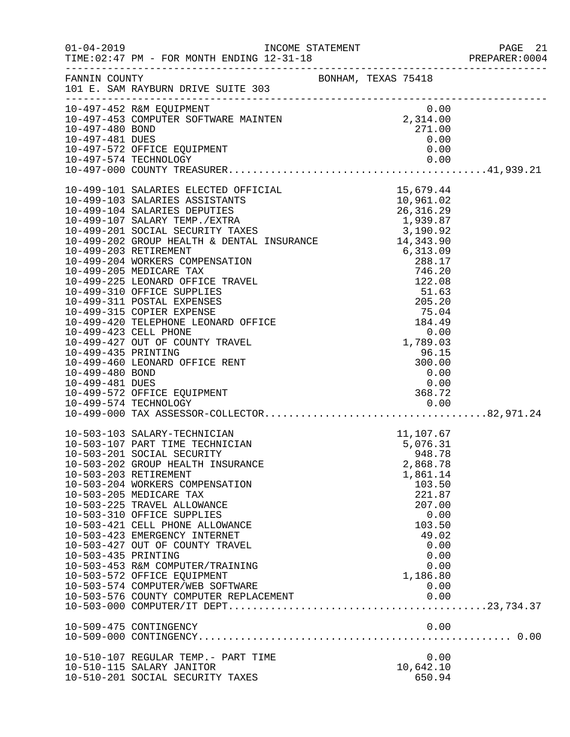FANNIN COUNTY BONHAM, TEXAS 75418
101 E. SAM RAYBURN DRIVE SUITE 303

| Account | Description | Amount | Total |
|---|---|---|---|
| 10-497-452 | R&M EQUIPMENT | 0.00 | |
| 10-497-453 | COMPUTER SOFTWARE MAINTEN | 2,314.00 | |
| 10-497-480 | BOND | 271.00 | |
| 10-497-481 | DUES | 0.00 | |
| 10-497-572 | OFFICE EQUIPMENT | 0.00 | |
| 10-497-574 | TECHNOLOGY | 0.00 | |
| 10-497-000 | COUNTY TREASURER | | 41,939.21 |
| 10-499-101 | SALARIES ELECTED OFFICIAL | 15,679.44 | |
| 10-499-103 | SALARIES ASSISTANTS | 10,961.02 | |
| 10-499-104 | SALARIES DEPUTIES | 26,316.29 | |
| 10-499-107 | SALARY TEMP./EXTRA | 1,939.87 | |
| 10-499-201 | SOCIAL SECURITY TAXES | 3,190.92 | |
| 10-499-202 | GROUP HEALTH & DENTAL INSURANCE | 14,343.90 | |
| 10-499-203 | RETIREMENT | 6,313.09 | |
| 10-499-204 | WORKERS COMPENSATION | 288.17 | |
| 10-499-205 | MEDICARE TAX | 746.20 | |
| 10-499-225 | LEONARD OFFICE TRAVEL | 122.08 | |
| 10-499-310 | OFFICE SUPPLIES | 51.63 | |
| 10-499-311 | POSTAL EXPENSES | 205.20 | |
| 10-499-315 | COPIER EXPENSE | 75.04 | |
| 10-499-420 | TELEPHONE LEONARD OFFICE | 184.49 | |
| 10-499-423 | CELL PHONE | 0.00 | |
| 10-499-427 | OUT OF COUNTY TRAVEL | 1,789.03 | |
| 10-499-435 | PRINTING | 96.15 | |
| 10-499-460 | LEONARD OFFICE RENT | 300.00 | |
| 10-499-480 | BOND | 0.00 | |
| 10-499-481 | DUES | 0.00 | |
| 10-499-572 | OFFICE EQUIPMENT | 368.72 | |
| 10-499-574 | TECHNOLOGY | 0.00 | |
| 10-499-000 | TAX ASSESSOR-COLLECTOR | | 82,971.24 |
| 10-503-103 | SALARY-TECHNICIAN | 11,107.67 | |
| 10-503-107 | PART TIME TECHNICIAN | 5,076.31 | |
| 10-503-201 | SOCIAL SECURITY | 948.78 | |
| 10-503-202 | GROUP HEALTH INSURANCE | 2,868.78 | |
| 10-503-203 | RETIREMENT | 1,861.14 | |
| 10-503-204 | WORKERS COMPENSATION | 103.50 | |
| 10-503-205 | MEDICARE TAX | 221.87 | |
| 10-503-225 | TRAVEL ALLOWANCE | 207.00 | |
| 10-503-310 | OFFICE SUPPLIES | 0.00 | |
| 10-503-421 | CELL PHONE ALLOWANCE | 103.50 | |
| 10-503-423 | EMERGENCY INTERNET | 49.02 | |
| 10-503-427 | OUT OF COUNTY TRAVEL | 0.00 | |
| 10-503-435 | PRINTING | 0.00 | |
| 10-503-453 | R&M COMPUTER/TRAINING | 0.00 | |
| 10-503-572 | OFFICE EQUIPMENT | 1,186.80 | |
| 10-503-574 | COMPUTER/WEB SOFTWARE | 0.00 | |
| 10-503-576 | COUNTY COMPUTER REPLACEMENT | 0.00 | |
| 10-503-000 | COMPUTER/IT DEPT | | 23,734.37 |
| 10-509-475 | CONTINGENCY | 0.00 | |
| 10-509-000 | CONTINGENCY | | 0.00 |
| 10-510-107 | REGULAR TEMP.- PART TIME | 0.00 | |
| 10-510-115 | SALARY JANITOR | 10,642.10 | |
| 10-510-201 | SOCIAL SECURITY TAXES | 650.94 | |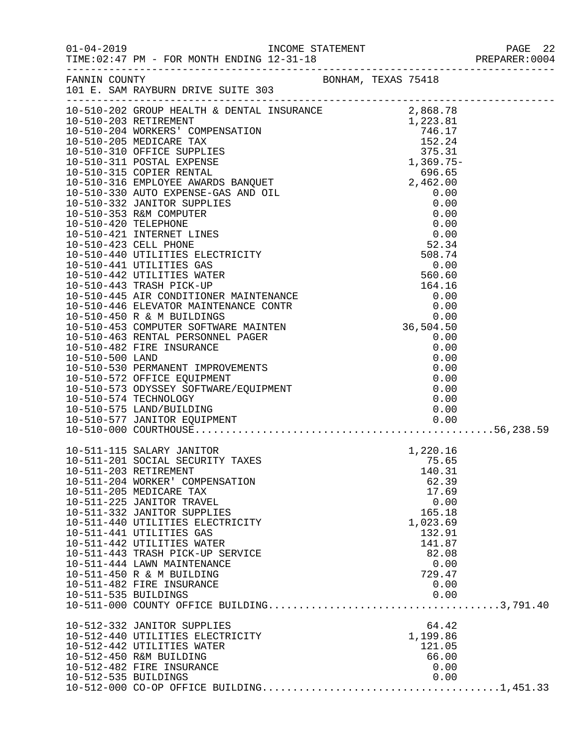FANNIN COUNTY — BONHAM, TEXAS 75418
101 E. SAM RAYBURN DRIVE SUITE 303

INCOME STATEMENT — TIME:02:47 PM - FOR MONTH ENDING 12-31-18

| Account | Description | Amount | Total |
|---|---|---|---|
| 10-510-202 | GROUP HEALTH & DENTAL INSURANCE | 2,868.78 | |
| 10-510-203 | RETIREMENT | 1,223.81 | |
| 10-510-204 | WORKERS' COMPENSATION | 746.17 | |
| 10-510-205 | MEDICARE TAX | 152.24 | |
| 10-510-310 | OFFICE SUPPLIES | 375.31 | |
| 10-510-311 | POSTAL EXPENSE | 1,369.75- | |
| 10-510-315 | COPIER RENTAL | 696.65 | |
| 10-510-316 | EMPLOYEE AWARDS BANQUET | 2,462.00 | |
| 10-510-330 | AUTO EXPENSE-GAS AND OIL | 0.00 | |
| 10-510-332 | JANITOR SUPPLIES | 0.00 | |
| 10-510-353 | R&M COMPUTER | 0.00 | |
| 10-510-420 | TELEPHONE | 0.00 | |
| 10-510-421 | INTERNET LINES | 0.00 | |
| 10-510-423 | CELL PHONE | 52.34 | |
| 10-510-440 | UTILITIES ELECTRICITY | 508.74 | |
| 10-510-441 | UTILITIES GAS | 0.00 | |
| 10-510-442 | UTILITIES WATER | 560.60 | |
| 10-510-443 | TRASH PICK-UP | 164.16 | |
| 10-510-445 | AIR CONDITIONER MAINTENANCE | 0.00 | |
| 10-510-446 | ELEVATOR MAINTENANCE CONTR | 0.00 | |
| 10-510-450 | R & M BUILDINGS | 0.00 | |
| 10-510-453 | COMPUTER SOFTWARE MAINTEN | 36,504.50 | |
| 10-510-463 | RENTAL PERSONNEL PAGER | 0.00 | |
| 10-510-482 | FIRE INSURANCE | 0.00 | |
| 10-510-500 | LAND | 0.00 | |
| 10-510-530 | PERMANENT IMPROVEMENTS | 0.00 | |
| 10-510-572 | OFFICE EQUIPMENT | 0.00 | |
| 10-510-573 | ODYSSEY SOFTWARE/EQUIPMENT | 0.00 | |
| 10-510-574 | TECHNOLOGY | 0.00 | |
| 10-510-575 | LAND/BUILDING | 0.00 | |
| 10-510-577 | JANITOR EQUIPMENT | 0.00 | |
| 10-510-000 | COURTHOUSE | | 56,238.59 |
| 10-511-115 | SALARY JANITOR | 1,220.16 | |
| 10-511-201 | SOCIAL SECURITY TAXES | 75.65 | |
| 10-511-203 | RETIREMENT | 140.31 | |
| 10-511-204 | WORKER' COMPENSATION | 62.39 | |
| 10-511-205 | MEDICARE TAX | 17.69 | |
| 10-511-225 | JANITOR TRAVEL | 0.00 | |
| 10-511-332 | JANITOR SUPPLIES | 165.18 | |
| 10-511-440 | UTILITIES ELECTRICITY | 1,023.69 | |
| 10-511-441 | UTILITIES GAS | 132.91 | |
| 10-511-442 | UTILITIES WATER | 141.87 | |
| 10-511-443 | TRASH PICK-UP SERVICE | 82.08 | |
| 10-511-444 | LAWN MAINTENANCE | 0.00 | |
| 10-511-450 | R & M BUILDING | 729.47 | |
| 10-511-482 | FIRE INSURANCE | 0.00 | |
| 10-511-535 | BUILDINGS | 0.00 | |
| 10-511-000 | COUNTY OFFICE BUILDING | | 3,791.40 |
| 10-512-332 | JANITOR SUPPLIES | 64.42 | |
| 10-512-440 | UTILITIES ELECTRICITY | 1,199.86 | |
| 10-512-442 | UTILITIES WATER | 121.05 | |
| 10-512-450 | R&M BUILDING | 66.00 | |
| 10-512-482 | FIRE INSURANCE | 0.00 | |
| 10-512-535 | BUILDINGS | 0.00 | |
| 10-512-000 | CO-OP OFFICE BUILDING | | 1,451.33 |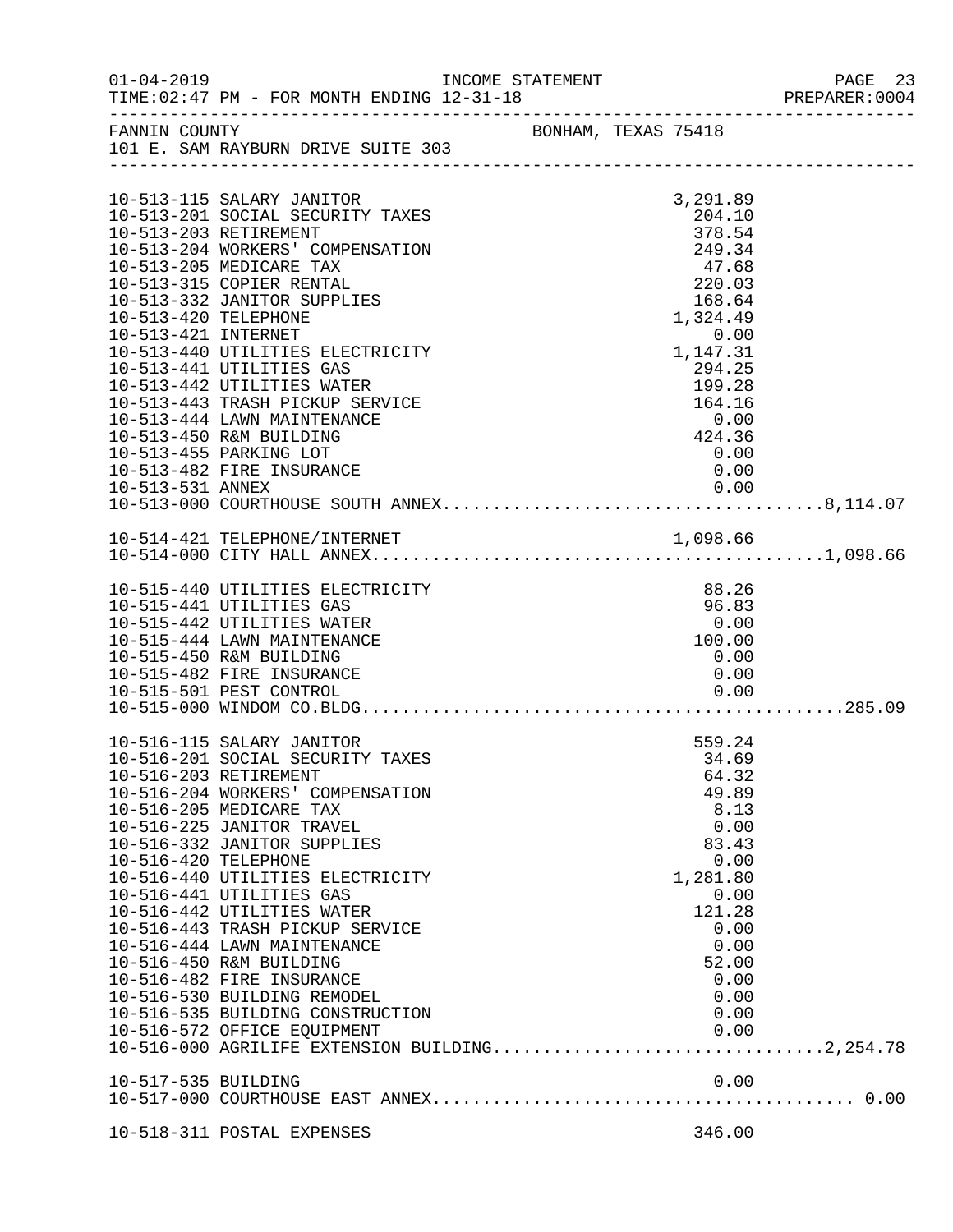FANNIN COUNTY　　BONHAM, TEXAS 75418
101 E. SAM RAYBURN DRIVE SUITE 303

INCOME STATEMENT — FOR MONTH ENDING 12-31-18

| Account | Description | Amount | Total |
|---|---|---|---|
| 10-513-115 | SALARY JANITOR | 3,291.89 | |
| 10-513-201 | SOCIAL SECURITY TAXES | 204.10 | |
| 10-513-203 | RETIREMENT | 378.54 | |
| 10-513-204 | WORKERS' COMPENSATION | 249.34 | |
| 10-513-205 | MEDICARE TAX | 47.68 | |
| 10-513-315 | COPIER RENTAL | 220.03 | |
| 10-513-332 | JANITOR SUPPLIES | 168.64 | |
| 10-513-420 | TELEPHONE | 1,324.49 | |
| 10-513-421 | INTERNET | 0.00 | |
| 10-513-440 | UTILITIES ELECTRICITY | 1,147.31 | |
| 10-513-441 | UTILITIES GAS | 294.25 | |
| 10-513-442 | UTILITIES WATER | 199.28 | |
| 10-513-443 | TRASH PICKUP SERVICE | 164.16 | |
| 10-513-444 | LAWN MAINTENANCE | 0.00 | |
| 10-513-450 | R&M BUILDING | 424.36 | |
| 10-513-455 | PARKING LOT | 0.00 | |
| 10-513-482 | FIRE INSURANCE | 0.00 | |
| 10-513-531 | ANNEX | 0.00 | |
| 10-513-000 | COURTHOUSE SOUTH ANNEX | | 8,114.07 |
| 10-514-421 | TELEPHONE/INTERNET | 1,098.66 | |
| 10-514-000 | CITY HALL ANNEX | | 1,098.66 |
| 10-515-440 | UTILITIES ELECTRICITY | 88.26 | |
| 10-515-441 | UTILITIES GAS | 96.83 | |
| 10-515-442 | UTILITIES WATER | 0.00 | |
| 10-515-444 | LAWN MAINTENANCE | 100.00 | |
| 10-515-450 | R&M BUILDING | 0.00 | |
| 10-515-482 | FIRE INSURANCE | 0.00 | |
| 10-515-501 | PEST CONTROL | 0.00 | |
| 10-515-000 | WINDOM CO.BLDG. | | 285.09 |
| 10-516-115 | SALARY JANITOR | 559.24 | |
| 10-516-201 | SOCIAL SECURITY TAXES | 34.69 | |
| 10-516-203 | RETIREMENT | 64.32 | |
| 10-516-204 | WORKERS' COMPENSATION | 49.89 | |
| 10-516-205 | MEDICARE TAX | 8.13 | |
| 10-516-225 | JANITOR TRAVEL | 0.00 | |
| 10-516-332 | JANITOR SUPPLIES | 83.43 | |
| 10-516-420 | TELEPHONE | 0.00 | |
| 10-516-440 | UTILITIES ELECTRICITY | 1,281.80 | |
| 10-516-441 | UTILITIES GAS | 0.00 | |
| 10-516-442 | UTILITIES WATER | 121.28 | |
| 10-516-443 | TRASH PICKUP SERVICE | 0.00 | |
| 10-516-444 | LAWN MAINTENANCE | 0.00 | |
| 10-516-450 | R&M BUILDING | 52.00 | |
| 10-516-482 | FIRE INSURANCE | 0.00 | |
| 10-516-530 | BUILDING REMODEL | 0.00 | |
| 10-516-535 | BUILDING CONSTRUCTION | 0.00 | |
| 10-516-572 | OFFICE EQUIPMENT | 0.00 | |
| 10-516-000 | AGRILIFE EXTENSION BUILDING | | 2,254.78 |
| 10-517-535 | BUILDING | 0.00 | |
| 10-517-000 | COURTHOUSE EAST ANNEX | | 0.00 |
| 10-518-311 | POSTAL EXPENSES | 346.00 | |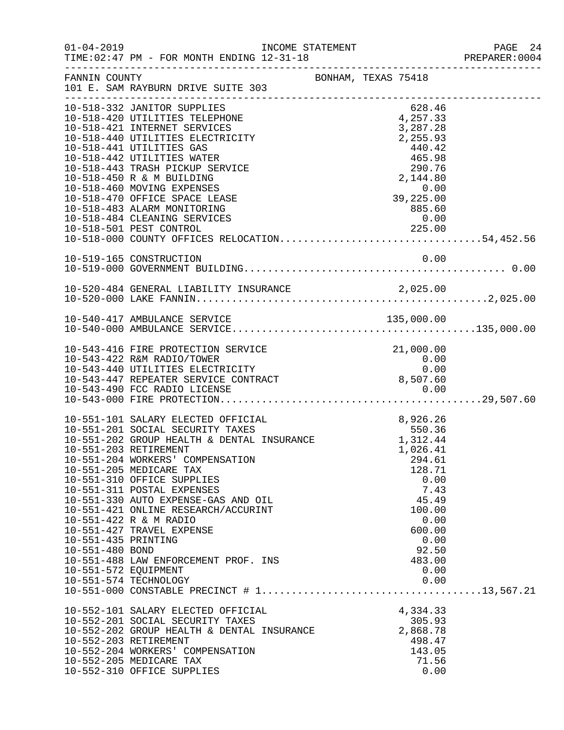FANNIN COUNTY — BONHAM, TEXAS 75418
101 E. SAM RAYBURN DRIVE SUITE 303

INCOME STATEMENT — FOR MONTH ENDING 12-31-18

| Account | Description | Amount | Total |
|---|---|---|---|
| 10-518-332 | JANITOR SUPPLIES | 628.46 | |
| 10-518-420 | UTILITIES TELEPHONE | 4,257.33 | |
| 10-518-421 | INTERNET SERVICES | 3,287.28 | |
| 10-518-440 | UTILITIES ELECTRICITY | 2,255.93 | |
| 10-518-441 | UTILITIES GAS | 440.42 | |
| 10-518-442 | UTILITIES WATER | 465.98 | |
| 10-518-443 | TRASH PICKUP SERVICE | 290.76 | |
| 10-518-450 | R & M BUILDING | 2,144.80 | |
| 10-518-460 | MOVING EXPENSES | 0.00 | |
| 10-518-470 | OFFICE SPACE LEASE | 39,225.00 | |
| 10-518-483 | ALARM MONITORING | 885.60 | |
| 10-518-484 | CLEANING SERVICES | 0.00 | |
| 10-518-501 | PEST CONTROL | 225.00 | |
| 10-518-000 | COUNTY OFFICES RELOCATION | | 54,452.56 |
| 10-519-165 | CONSTRUCTION | 0.00 | |
| 10-519-000 | GOVERNMENT BUILDING | | 0.00 |
| 10-520-484 | GENERAL LIABILITY INSURANCE | 2,025.00 | |
| 10-520-000 | LAKE FANNIN | | 2,025.00 |
| 10-540-417 | AMBULANCE SERVICE | 135,000.00 | |
| 10-540-000 | AMBULANCE SERVICE | | 135,000.00 |
| 10-543-416 | FIRE PROTECTION SERVICE | 21,000.00 | |
| 10-543-422 | R&M RADIO/TOWER | 0.00 | |
| 10-543-440 | UTILITIES ELECTRICITY | 0.00 | |
| 10-543-447 | REPEATER SERVICE CONTRACT | 8,507.60 | |
| 10-543-490 | FCC RADIO LICENSE | 0.00 | |
| 10-543-000 | FIRE PROTECTION | | 29,507.60 |
| 10-551-101 | SALARY ELECTED OFFICIAL | 8,926.26 | |
| 10-551-201 | SOCIAL SECURITY TAXES | 550.36 | |
| 10-551-202 | GROUP HEALTH & DENTAL INSURANCE | 1,312.44 | |
| 10-551-203 | RETIREMENT | 1,026.41 | |
| 10-551-204 | WORKERS' COMPENSATION | 294.61 | |
| 10-551-205 | MEDICARE TAX | 128.71 | |
| 10-551-310 | OFFICE SUPPLIES | 0.00 | |
| 10-551-311 | POSTAL EXPENSES | 7.43 | |
| 10-551-330 | AUTO EXPENSE-GAS AND OIL | 45.49 | |
| 10-551-421 | ONLINE RESEARCH/ACCURINT | 100.00 | |
| 10-551-422 | R & M RADIO | 0.00 | |
| 10-551-427 | TRAVEL EXPENSE | 600.00 | |
| 10-551-435 | PRINTING | 0.00 | |
| 10-551-480 | BOND | 92.50 | |
| 10-551-488 | LAW ENFORCEMENT PROF. INS | 483.00 | |
| 10-551-572 | EQUIPMENT | 0.00 | |
| 10-551-574 | TECHNOLOGY | 0.00 | |
| 10-551-000 | CONSTABLE PRECINCT # 1 | | 13,567.21 |
| 10-552-101 | SALARY ELECTED OFFICIAL | 4,334.33 | |
| 10-552-201 | SOCIAL SECURITY TAXES | 305.93 | |
| 10-552-202 | GROUP HEALTH & DENTAL INSURANCE | 2,868.78 | |
| 10-552-203 | RETIREMENT | 498.47 | |
| 10-552-204 | WORKERS' COMPENSATION | 143.05 | |
| 10-552-205 | MEDICARE TAX | 71.56 | |
| 10-552-310 | OFFICE SUPPLIES | 0.00 | |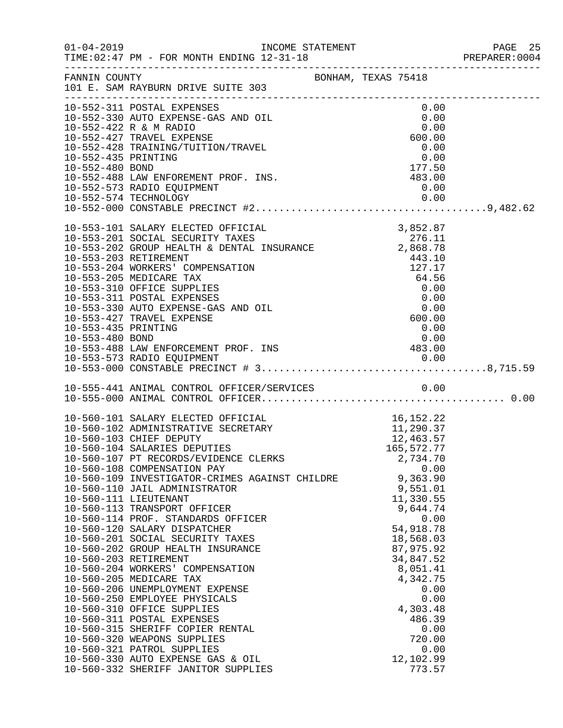FANNIN COUNTY — BONHAM, TEXAS 75418
101 E. SAM RAYBURN DRIVE SUITE 303

INCOME STATEMENT — FOR MONTH ENDING 12-31-18

| Account | Description | Amount | Total |
|---|---|---|---|
| 10-552-311 | POSTAL EXPENSES | 0.00 | |
| 10-552-330 | AUTO EXPENSE-GAS AND OIL | 0.00 | |
| 10-552-422 | R & M RADIO | 0.00 | |
| 10-552-427 | TRAVEL EXPENSE | 600.00 | |
| 10-552-428 | TRAINING/TUITION/TRAVEL | 0.00 | |
| 10-552-435 | PRINTING | 0.00 | |
| 10-552-480 | BOND | 177.50 | |
| 10-552-488 | LAW ENFOREMENT PROF. INS. | 483.00 | |
| 10-552-573 | RADIO EQUIPMENT | 0.00 | |
| 10-552-574 | TECHNOLOGY | 0.00 | |
| 10-552-000 | CONSTABLE PRECINCT #2 | | 9,482.62 |
| 10-553-101 | SALARY ELECTED OFFICIAL | 3,852.87 | |
| 10-553-201 | SOCIAL SECURITY TAXES | 276.11 | |
| 10-553-202 | GROUP HEALTH & DENTAL INSURANCE | 2,868.78 | |
| 10-553-203 | RETIREMENT | 443.10 | |
| 10-553-204 | WORKERS' COMPENSATION | 127.17 | |
| 10-553-205 | MEDICARE TAX | 64.56 | |
| 10-553-310 | OFFICE SUPPLIES | 0.00 | |
| 10-553-311 | POSTAL EXPENSES | 0.00 | |
| 10-553-330 | AUTO EXPENSE-GAS AND OIL | 0.00 | |
| 10-553-427 | TRAVEL EXPENSE | 600.00 | |
| 10-553-435 | PRINTING | 0.00 | |
| 10-553-480 | BOND | 0.00 | |
| 10-553-488 | LAW ENFORCEMENT PROF. INS | 483.00 | |
| 10-553-573 | RADIO EQUIPMENT | 0.00 | |
| 10-553-000 | CONSTABLE PRECINCT # 3 | | 8,715.59 |
| 10-555-441 | ANIMAL CONTROL OFFICER/SERVICES | 0.00 | |
| 10-555-000 | ANIMAL CONTROL OFFICER | | 0.00 |
| 10-560-101 | SALARY ELECTED OFFICIAL | 16,152.22 | |
| 10-560-102 | ADMINISTRATIVE SECRETARY | 11,290.37 | |
| 10-560-103 | CHIEF DEPUTY | 12,463.57 | |
| 10-560-104 | SALARIES DEPUTIES | 165,572.77 | |
| 10-560-107 | PT RECORDS/EVIDENCE CLERKS | 2,734.70 | |
| 10-560-108 | COMPENSATION PAY | 0.00 | |
| 10-560-109 | INVESTIGATOR-CRIMES AGAINST CHILDRE | 9,363.90 | |
| 10-560-110 | JAIL ADMINISTRATOR | 9,551.01 | |
| 10-560-111 | LIEUTENANT | 11,330.55 | |
| 10-560-113 | TRANSPORT OFFICER | 9,644.74 | |
| 10-560-114 | PROF. STANDARDS OFFICER | 0.00 | |
| 10-560-120 | SALARY DISPATCHER | 54,918.78 | |
| 10-560-201 | SOCIAL SECURITY TAXES | 18,568.03 | |
| 10-560-202 | GROUP HEALTH INSURANCE | 87,975.92 | |
| 10-560-203 | RETIREMENT | 34,847.52 | |
| 10-560-204 | WORKERS' COMPENSATION | 8,051.41 | |
| 10-560-205 | MEDICARE TAX | 4,342.75 | |
| 10-560-206 | UNEMPLOYMENT EXPENSE | 0.00 | |
| 10-560-250 | EMPLOYEE PHYSICALS | 0.00 | |
| 10-560-310 | OFFICE SUPPLIES | 4,303.48 | |
| 10-560-311 | POSTAL EXPENSES | 486.39 | |
| 10-560-315 | SHERIFF COPIER RENTAL | 0.00 | |
| 10-560-320 | WEAPONS SUPPLIES | 720.00 | |
| 10-560-321 | PATROL SUPPLIES | 0.00 | |
| 10-560-330 | AUTO EXPENSE GAS & OIL | 12,102.99 | |
| 10-560-332 | SHERIFF JANITOR SUPPLIES | 773.57 | |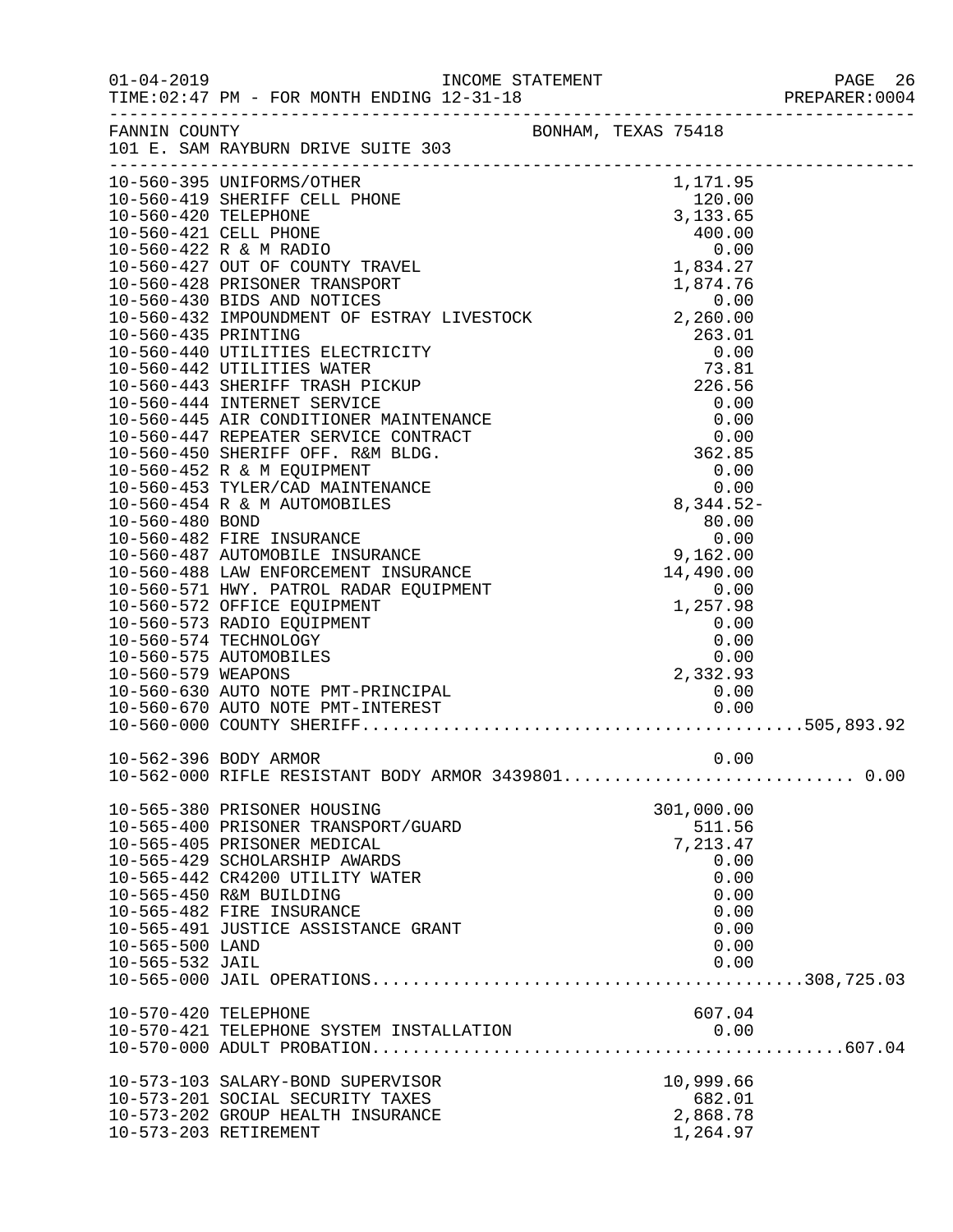FANNIN COUNTY BONHAM, TEXAS 75418
101 E. SAM RAYBURN DRIVE SUITE 303

| Account | Description | Amount | Total |
|---|---|---|---|
| 10-560-395 | UNIFORMS/OTHER | 1,171.95 | |
| 10-560-419 | SHERIFF CELL PHONE | 120.00 | |
| 10-560-420 | TELEPHONE | 3,133.65 | |
| 10-560-421 | CELL PHONE | 400.00 | |
| 10-560-422 | R & M RADIO | 0.00 | |
| 10-560-427 | OUT OF COUNTY TRAVEL | 1,834.27 | |
| 10-560-428 | PRISONER TRANSPORT | 1,874.76 | |
| 10-560-430 | BIDS AND NOTICES | 0.00 | |
| 10-560-432 | IMPOUNDMENT OF ESTRAY LIVESTOCK | 2,260.00 | |
| 10-560-435 | PRINTING | 263.01 | |
| 10-560-440 | UTILITIES ELECTRICITY | 0.00 | |
| 10-560-442 | UTILITIES WATER | 73.81 | |
| 10-560-443 | SHERIFF TRASH PICKUP | 226.56 | |
| 10-560-444 | INTERNET SERVICE | 0.00 | |
| 10-560-445 | AIR CONDITIONER MAINTENANCE | 0.00 | |
| 10-560-447 | REPEATER SERVICE CONTRACT | 0.00 | |
| 10-560-450 | SHERIFF OFF. R&M BLDG. | 362.85 | |
| 10-560-452 | R & M EQUIPMENT | 0.00 | |
| 10-560-453 | TYLER/CAD MAINTENANCE | 0.00 | |
| 10-560-454 | R & M AUTOMOBILES | 8,344.52- | |
| 10-560-480 | BOND | 80.00 | |
| 10-560-482 | FIRE INSURANCE | 0.00 | |
| 10-560-487 | AUTOMOBILE INSURANCE | 9,162.00 | |
| 10-560-488 | LAW ENFORCEMENT INSURANCE | 14,490.00 | |
| 10-560-571 | HWY. PATROL RADAR EQUIPMENT | 0.00 | |
| 10-560-572 | OFFICE EQUIPMENT | 1,257.98 | |
| 10-560-573 | RADIO EQUIPMENT | 0.00 | |
| 10-560-574 | TECHNOLOGY | 0.00 | |
| 10-560-575 | AUTOMOBILES | 0.00 | |
| 10-560-579 | WEAPONS | 2,332.93 | |
| 10-560-630 | AUTO NOTE PMT-PRINCIPAL | 0.00 | |
| 10-560-670 | AUTO NOTE PMT-INTEREST | 0.00 | |
| 10-560-000 | COUNTY SHERIFF | | 505,893.92 |
| 10-562-396 | BODY ARMOR | 0.00 | |
| 10-562-000 | RIFLE RESISTANT BODY ARMOR 3439801 | | 0.00 |
| 10-565-380 | PRISONER HOUSING | 301,000.00 | |
| 10-565-400 | PRISONER TRANSPORT/GUARD | 511.56 | |
| 10-565-405 | PRISONER MEDICAL | 7,213.47 | |
| 10-565-429 | SCHOLARSHIP AWARDS | 0.00 | |
| 10-565-442 | CR4200 UTILITY WATER | 0.00 | |
| 10-565-450 | R&M BUILDING | 0.00 | |
| 10-565-482 | FIRE INSURANCE | 0.00 | |
| 10-565-491 | JUSTICE ASSISTANCE GRANT | 0.00 | |
| 10-565-500 | LAND | 0.00 | |
| 10-565-532 | JAIL | 0.00 | |
| 10-565-000 | JAIL OPERATIONS | | 308,725.03 |
| 10-570-420 | TELEPHONE | 607.04 | |
| 10-570-421 | TELEPHONE SYSTEM INSTALLATION | 0.00 | |
| 10-570-000 | ADULT PROBATION | | 607.04 |
| 10-573-103 | SALARY-BOND SUPERVISOR | 10,999.66 | |
| 10-573-201 | SOCIAL SECURITY TAXES | 682.01 | |
| 10-573-202 | GROUP HEALTH INSURANCE | 2,868.78 | |
| 10-573-203 | RETIREMENT | 1,264.97 | |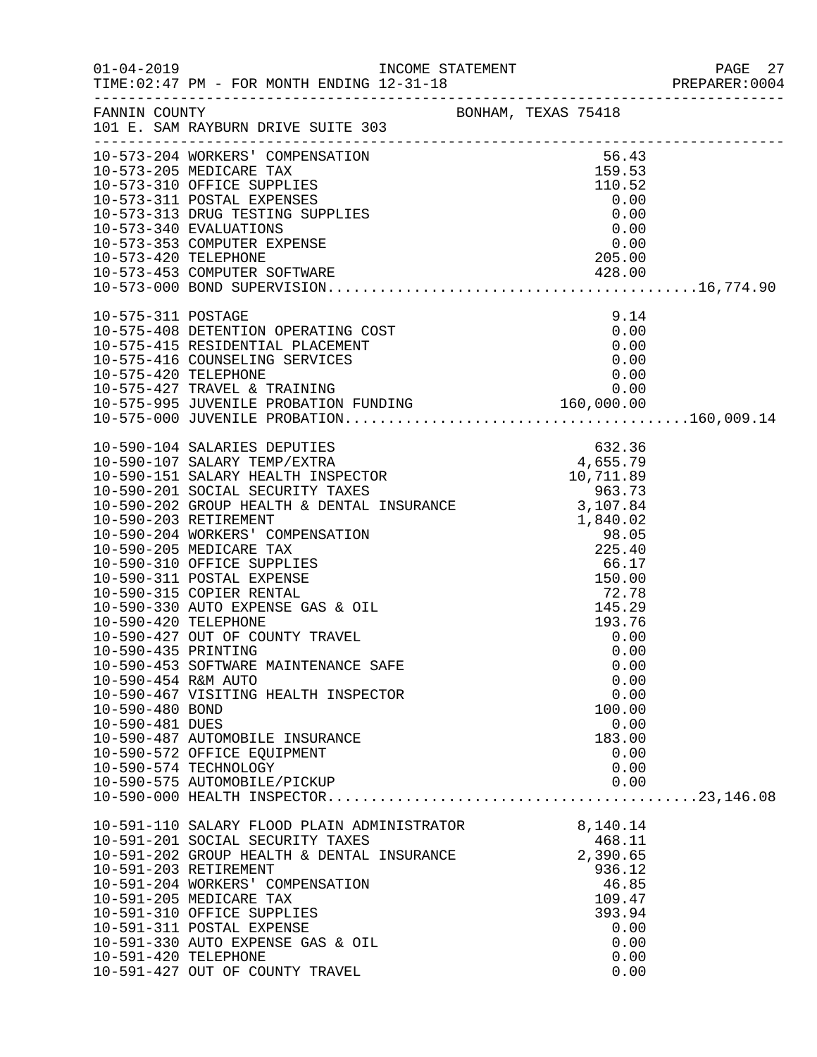FANNIN COUNTY BONHAM, TEXAS 75418
101 E. SAM RAYBURN DRIVE SUITE 303

| Account | Description | Amount | Total |
|---|---|---|---|
| 10-573-204 | WORKERS' COMPENSATION | 56.43 | |
| 10-573-205 | MEDICARE TAX | 159.53 | |
| 10-573-310 | OFFICE SUPPLIES | 110.52 | |
| 10-573-311 | POSTAL EXPENSES | 0.00 | |
| 10-573-313 | DRUG TESTING SUPPLIES | 0.00 | |
| 10-573-340 | EVALUATIONS | 0.00 | |
| 10-573-353 | COMPUTER EXPENSE | 0.00 | |
| 10-573-420 | TELEPHONE | 205.00 | |
| 10-573-453 | COMPUTER SOFTWARE | 428.00 | |
| 10-573-000 | BOND SUPERVISION | | 16,774.90 |
| 10-575-311 | POSTAGE | 9.14 | |
| 10-575-408 | DETENTION OPERATING COST | 0.00 | |
| 10-575-415 | RESIDENTIAL PLACEMENT | 0.00 | |
| 10-575-416 | COUNSELING SERVICES | 0.00 | |
| 10-575-420 | TELEPHONE | 0.00 | |
| 10-575-427 | TRAVEL & TRAINING | 0.00 | |
| 10-575-995 | JUVENILE PROBATION FUNDING | 160,000.00 | |
| 10-575-000 | JUVENILE PROBATION | | 160,009.14 |
| 10-590-104 | SALARIES DEPUTIES | 632.36 | |
| 10-590-107 | SALARY TEMP/EXTRA | 4,655.79 | |
| 10-590-151 | SALARY HEALTH INSPECTOR | 10,711.89 | |
| 10-590-201 | SOCIAL SECURITY TAXES | 963.73 | |
| 10-590-202 | GROUP HEALTH & DENTAL INSURANCE | 3,107.84 | |
| 10-590-203 | RETIREMENT | 1,840.02 | |
| 10-590-204 | WORKERS' COMPENSATION | 98.05 | |
| 10-590-205 | MEDICARE TAX | 225.40 | |
| 10-590-310 | OFFICE SUPPLIES | 66.17 | |
| 10-590-311 | POSTAL EXPENSE | 150.00 | |
| 10-590-315 | COPIER RENTAL | 72.78 | |
| 10-590-330 | AUTO EXPENSE GAS & OIL | 145.29 | |
| 10-590-420 | TELEPHONE | 193.76 | |
| 10-590-427 | OUT OF COUNTY TRAVEL | 0.00 | |
| 10-590-435 | PRINTING | 0.00 | |
| 10-590-453 | SOFTWARE MAINTENANCE SAFE | 0.00 | |
| 10-590-454 | R&M AUTO | 0.00 | |
| 10-590-467 | VISITING HEALTH INSPECTOR | 0.00 | |
| 10-590-480 | BOND | 100.00 | |
| 10-590-481 | DUES | 0.00 | |
| 10-590-487 | AUTOMOBILE INSURANCE | 183.00 | |
| 10-590-572 | OFFICE EQUIPMENT | 0.00 | |
| 10-590-574 | TECHNOLOGY | 0.00 | |
| 10-590-575 | AUTOMOBILE/PICKUP | 0.00 | |
| 10-590-000 | HEALTH INSPECTOR | | 23,146.08 |
| 10-591-110 | SALARY FLOOD PLAIN ADMINISTRATOR | 8,140.14 | |
| 10-591-201 | SOCIAL SECURITY TAXES | 468.11 | |
| 10-591-202 | GROUP HEALTH & DENTAL INSURANCE | 2,390.65 | |
| 10-591-203 | RETIREMENT | 936.12 | |
| 10-591-204 | WORKERS' COMPENSATION | 46.85 | |
| 10-591-205 | MEDICARE TAX | 109.47 | |
| 10-591-310 | OFFICE SUPPLIES | 393.94 | |
| 10-591-311 | POSTAL EXPENSE | 0.00 | |
| 10-591-330 | AUTO EXPENSE GAS & OIL | 0.00 | |
| 10-591-420 | TELEPHONE | 0.00 | |
| 10-591-427 | OUT OF COUNTY TRAVEL | 0.00 | |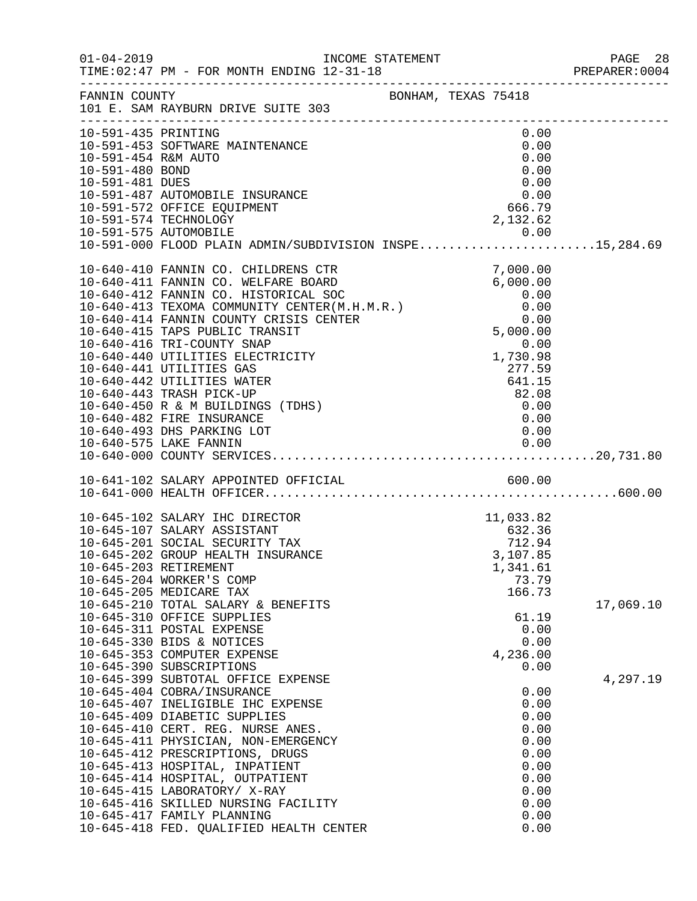FANNIN COUNTY BONHAM, TEXAS 75418
101 E. SAM RAYBURN DRIVE SUITE 303

| Account | Description | Amount | Total |
|---|---|---|---|
| 10-591-435 | PRINTING | 0.00 | |
| 10-591-453 | SOFTWARE MAINTENANCE | 0.00 | |
| 10-591-454 | R&M AUTO | 0.00 | |
| 10-591-480 | BOND | 0.00 | |
| 10-591-481 | DUES | 0.00 | |
| 10-591-487 | AUTOMOBILE INSURANCE | 0.00 | |
| 10-591-572 | OFFICE EQUIPMENT | 666.79 | |
| 10-591-574 | TECHNOLOGY | 2,132.62 | |
| 10-591-575 | AUTOMOBILE | 0.00 | |
| 10-591-000 | FLOOD PLAIN ADMIN/SUBDIVISION INSPE | | 15,284.69 |
| 10-640-410 | FANNIN CO. CHILDRENS CTR | 7,000.00 | |
| 10-640-411 | FANNIN CO. WELFARE BOARD | 6,000.00 | |
| 10-640-412 | FANNIN CO. HISTORICAL SOC | 0.00 | |
| 10-640-413 | TEXOMA COMMUNITY CENTER(M.H.M.R.) | 0.00 | |
| 10-640-414 | FANNIN COUNTY CRISIS CENTER | 0.00 | |
| 10-640-415 | TAPS PUBLIC TRANSIT | 5,000.00 | |
| 10-640-416 | TRI-COUNTY SNAP | 0.00 | |
| 10-640-440 | UTILITIES ELECTRICITY | 1,730.98 | |
| 10-640-441 | UTILITIES GAS | 277.59 | |
| 10-640-442 | UTILITIES WATER | 641.15 | |
| 10-640-443 | TRASH PICK-UP | 82.08 | |
| 10-640-450 | R & M BUILDINGS (TDHS) | 0.00 | |
| 10-640-482 | FIRE INSURANCE | 0.00 | |
| 10-640-493 | DHS PARKING LOT | 0.00 | |
| 10-640-575 | LAKE FANNIN | 0.00 | |
| 10-640-000 | COUNTY SERVICES | | 20,731.80 |
| 10-641-102 | SALARY APPOINTED OFFICIAL | 600.00 | |
| 10-641-000 | HEALTH OFFICER | | 600.00 |
| 10-645-102 | SALARY IHC DIRECTOR | 11,033.82 | |
| 10-645-107 | SALARY ASSISTANT | 632.36 | |
| 10-645-201 | SOCIAL SECURITY TAX | 712.94 | |
| 10-645-202 | GROUP HEALTH INSURANCE | 3,107.85 | |
| 10-645-203 | RETIREMENT | 1,341.61 | |
| 10-645-204 | WORKER'S COMP | 73.79 | |
| 10-645-205 | MEDICARE TAX | 166.73 | |
| 10-645-210 | TOTAL SALARY & BENEFITS | | 17,069.10 |
| 10-645-310 | OFFICE SUPPLIES | 61.19 | |
| 10-645-311 | POSTAL EXPENSE | 0.00 | |
| 10-645-330 | BIDS & NOTICES | 0.00 | |
| 10-645-353 | COMPUTER EXPENSE | 4,236.00 | |
| 10-645-390 | SUBSCRIPTIONS | 0.00 | |
| 10-645-399 | SUBTOTAL OFFICE EXPENSE | | 4,297.19 |
| 10-645-404 | COBRA/INSURANCE | 0.00 | |
| 10-645-407 | INELIGIBLE IHC EXPENSE | 0.00 | |
| 10-645-409 | DIABETIC SUPPLIES | 0.00 | |
| 10-645-410 | CERT. REG. NURSE ANES. | 0.00 | |
| 10-645-411 | PHYSICIAN, NON-EMERGENCY | 0.00 | |
| 10-645-412 | PRESCRIPTIONS, DRUGS | 0.00 | |
| 10-645-413 | HOSPITAL, INPATIENT | 0.00 | |
| 10-645-414 | HOSPITAL, OUTPATIENT | 0.00 | |
| 10-645-415 | LABORATORY/ X-RAY | 0.00 | |
| 10-645-416 | SKILLED NURSING FACILITY | 0.00 | |
| 10-645-417 | FAMILY PLANNING | 0.00 | |
| 10-645-418 | FED. QUALIFIED HEALTH CENTER | 0.00 | |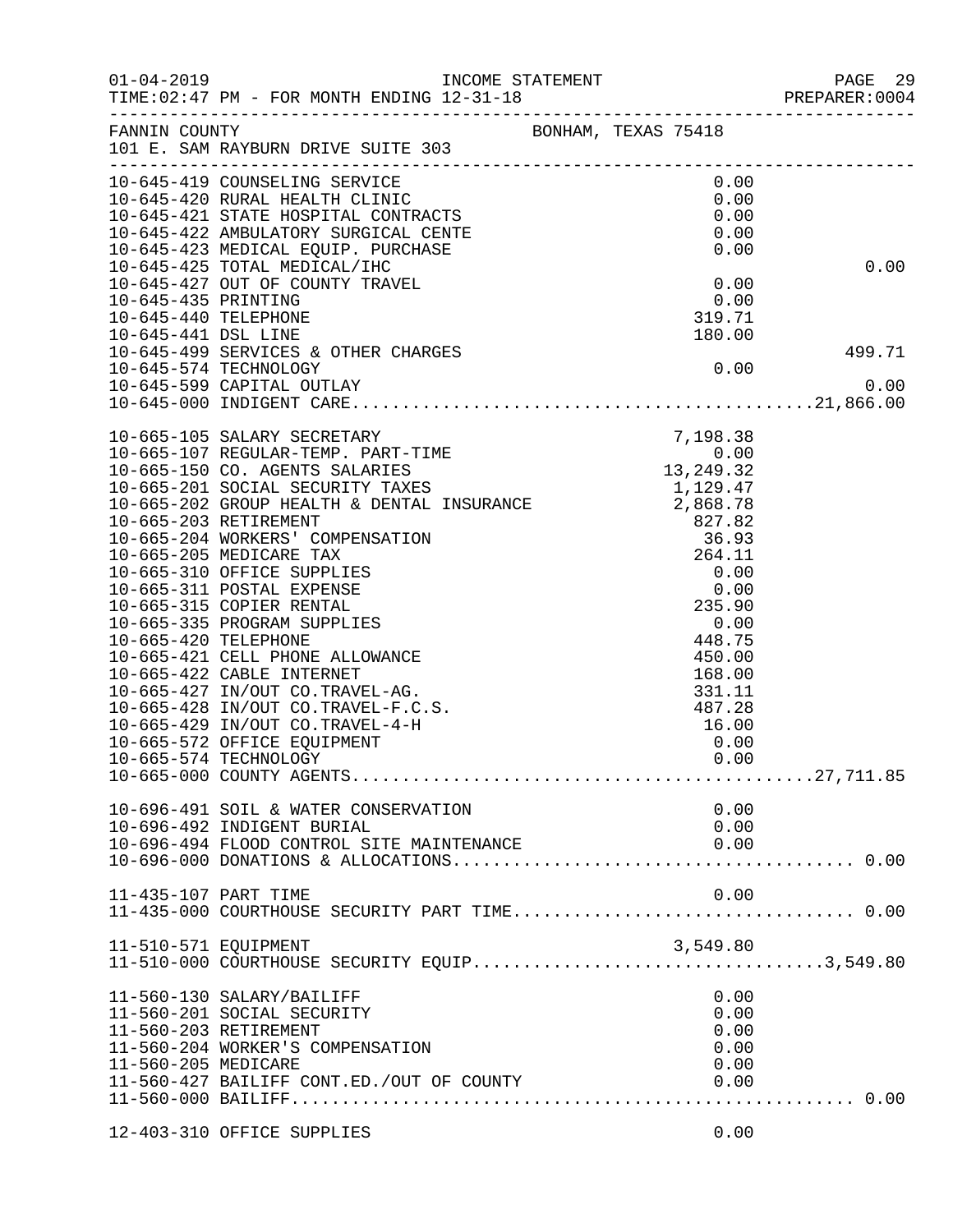01-04-2019 INCOME STATEMENT PAGE 29
TIME:02:47 PM - FOR MONTH ENDING 12-31-18 PREPARER:0004

FANNIN COUNTY BONHAM, TEXAS 75418
101 E. SAM RAYBURN DRIVE SUITE 303

| Account | Description | Amount | Total |
|---|---|---|---|
| 10-645-419 | COUNSELING SERVICE | 0.00 | |
| 10-645-420 | RURAL HEALTH CLINIC | 0.00 | |
| 10-645-421 | STATE HOSPITAL CONTRACTS | 0.00 | |
| 10-645-422 | AMBULATORY SURGICAL CENTE | 0.00 | |
| 10-645-423 | MEDICAL EQUIP. PURCHASE | 0.00 | |
| 10-645-425 | TOTAL MEDICAL/IHC | | 0.00 |
| 10-645-427 | OUT OF COUNTY TRAVEL | 0.00 | |
| 10-645-435 | PRINTING | 0.00 | |
| 10-645-440 | TELEPHONE | 319.71 | |
| 10-645-441 | DSL LINE | 180.00 | |
| 10-645-499 | SERVICES & OTHER CHARGES | | 499.71 |
| 10-645-574 | TECHNOLOGY | 0.00 | |
| 10-645-599 | CAPITAL OUTLAY | | 0.00 |
| 10-645-000 | INDIGENT CARE | | 21,866.00 |
| 10-665-105 | SALARY SECRETARY | 7,198.38 | |
| 10-665-107 | REGULAR-TEMP. PART-TIME | 0.00 | |
| 10-665-150 | CO. AGENTS SALARIES | 13,249.32 | |
| 10-665-201 | SOCIAL SECURITY TAXES | 1,129.47 | |
| 10-665-202 | GROUP HEALTH & DENTAL INSURANCE | 2,868.78 | |
| 10-665-203 | RETIREMENT | 827.82 | |
| 10-665-204 | WORKERS' COMPENSATION | 36.93 | |
| 10-665-205 | MEDICARE TAX | 264.11 | |
| 10-665-310 | OFFICE SUPPLIES | 0.00 | |
| 10-665-311 | POSTAL EXPENSE | 0.00 | |
| 10-665-315 | COPIER RENTAL | 235.90 | |
| 10-665-335 | PROGRAM SUPPLIES | 0.00 | |
| 10-665-420 | TELEPHONE | 448.75 | |
| 10-665-421 | CELL PHONE ALLOWANCE | 450.00 | |
| 10-665-422 | CABLE INTERNET | 168.00 | |
| 10-665-427 | IN/OUT CO.TRAVEL-AG. | 331.11 | |
| 10-665-428 | IN/OUT CO.TRAVEL-F.C.S. | 487.28 | |
| 10-665-429 | IN/OUT CO.TRAVEL-4-H | 16.00 | |
| 10-665-572 | OFFICE EQUIPMENT | 0.00 | |
| 10-665-574 | TECHNOLOGY | 0.00 | |
| 10-665-000 | COUNTY AGENTS | | 27,711.85 |
| 10-696-491 | SOIL & WATER CONSERVATION | 0.00 | |
| 10-696-492 | INDIGENT BURIAL | 0.00 | |
| 10-696-494 | FLOOD CONTROL SITE MAINTENANCE | 0.00 | |
| 10-696-000 | DONATIONS & ALLOCATIONS | | 0.00 |
| 11-435-107 | PART TIME | 0.00 | |
| 11-435-000 | COURTHOUSE SECURITY PART TIME | | 0.00 |
| 11-510-571 | EQUIPMENT | 3,549.80 | |
| 11-510-000 | COURTHOUSE SECURITY EQUIP | | 3,549.80 |
| 11-560-130 | SALARY/BAILIFF | 0.00 | |
| 11-560-201 | SOCIAL SECURITY | 0.00 | |
| 11-560-203 | RETIREMENT | 0.00 | |
| 11-560-204 | WORKER'S COMPENSATION | 0.00 | |
| 11-560-205 | MEDICARE | 0.00 | |
| 11-560-427 | BAILIFF CONT.ED./OUT OF COUNTY | 0.00 | |
| 11-560-000 | BAILIFF | | 0.00 |
| 12-403-310 | OFFICE SUPPLIES | 0.00 | |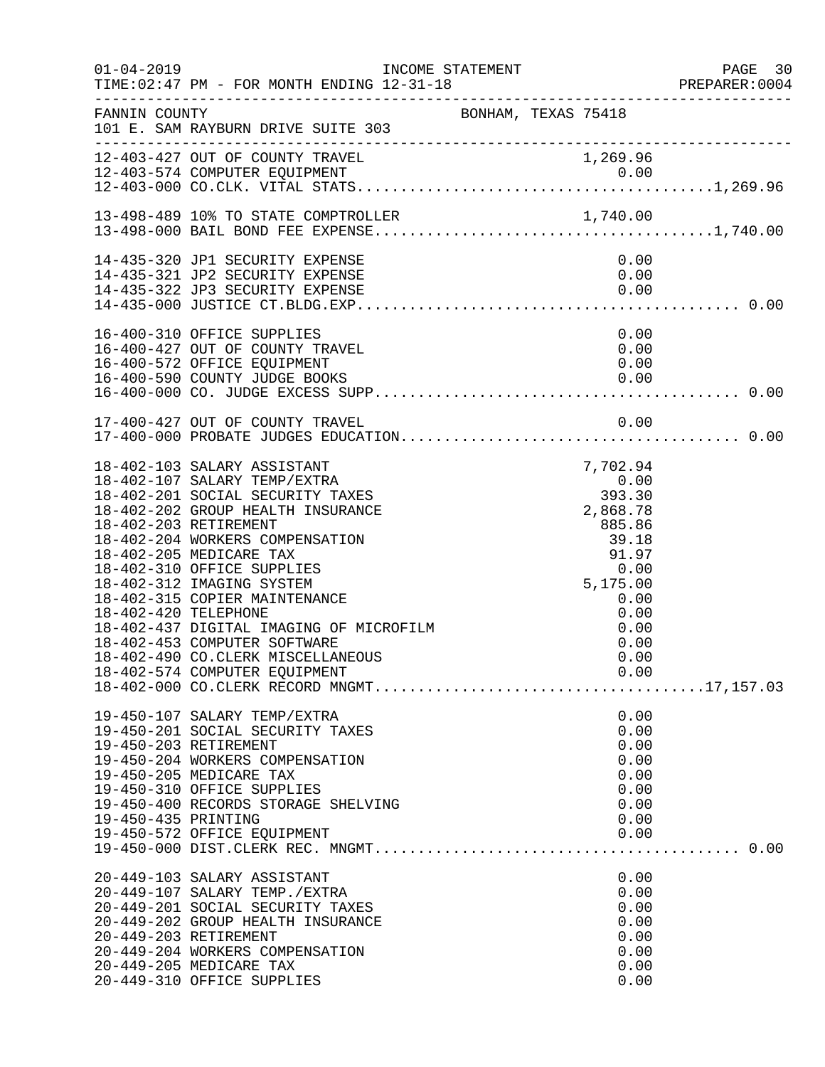FANNIN COUNTY BONHAM, TEXAS 75418
101 E. SAM RAYBURN DRIVE SUITE 303

INCOME STATEMENT
TIME:02:47 PM - FOR MONTH ENDING 12-31-18

| Account | Description | Amount | Total |
|---|---|---|---|
| 12-403-427 | OUT OF COUNTY TRAVEL | 1,269.96 | |
| 12-403-574 | COMPUTER EQUIPMENT | 0.00 | |
| 12-403-000 | CO.CLK. VITAL STATS | | 1,269.96 |
| 13-498-489 | 10% TO STATE COMPTROLLER | 1,740.00 | |
| 13-498-000 | BAIL BOND FEE EXPENSE | | 1,740.00 |
| 14-435-320 | JP1 SECURITY EXPENSE | 0.00 | |
| 14-435-321 | JP2 SECURITY EXPENSE | 0.00 | |
| 14-435-322 | JP3 SECURITY EXPENSE | 0.00 | |
| 14-435-000 | JUSTICE CT.BLDG.EXP. | | 0.00 |
| 16-400-310 | OFFICE SUPPLIES | 0.00 | |
| 16-400-427 | OUT OF COUNTY TRAVEL | 0.00 | |
| 16-400-572 | OFFICE EQUIPMENT | 0.00 | |
| 16-400-590 | COUNTY JUDGE BOOKS | 0.00 | |
| 16-400-000 | CO. JUDGE EXCESS SUPP. | | 0.00 |
| 17-400-427 | OUT OF COUNTY TRAVEL | 0.00 | |
| 17-400-000 | PROBATE JUDGES EDUCATION | | 0.00 |
| 18-402-103 | SALARY ASSISTANT | 7,702.94 | |
| 18-402-107 | SALARY TEMP/EXTRA | 0.00 | |
| 18-402-201 | SOCIAL SECURITY TAXES | 393.30 | |
| 18-402-202 | GROUP HEALTH INSURANCE | 2,868.78 | |
| 18-402-203 | RETIREMENT | 885.86 | |
| 18-402-204 | WORKERS COMPENSATION | 39.18 | |
| 18-402-205 | MEDICARE TAX | 91.97 | |
| 18-402-310 | OFFICE SUPPLIES | 0.00 | |
| 18-402-312 | IMAGING SYSTEM | 5,175.00 | |
| 18-402-315 | COPIER MAINTENANCE | 0.00 | |
| 18-402-420 | TELEPHONE | 0.00 | |
| 18-402-437 | DIGITAL IMAGING OF MICROFILM | 0.00 | |
| 18-402-453 | COMPUTER SOFTWARE | 0.00 | |
| 18-402-490 | CO.CLERK MISCELLANEOUS | 0.00 | |
| 18-402-574 | COMPUTER EQUIPMENT | 0.00 | |
| 18-402-000 | CO.CLERK RECORD MNGMT. | | 17,157.03 |
| 19-450-107 | SALARY TEMP/EXTRA | 0.00 | |
| 19-450-201 | SOCIAL SECURITY TAXES | 0.00 | |
| 19-450-203 | RETIREMENT | 0.00 | |
| 19-450-204 | WORKERS COMPENSATION | 0.00 | |
| 19-450-205 | MEDICARE TAX | 0.00 | |
| 19-450-310 | OFFICE SUPPLIES | 0.00 | |
| 19-450-400 | RECORDS STORAGE SHELVING | 0.00 | |
| 19-450-435 | PRINTING | 0.00 | |
| 19-450-572 | OFFICE EQUIPMENT | 0.00 | |
| 19-450-000 | DIST.CLERK REC. MNGMT. | | 0.00 |
| 20-449-103 | SALARY ASSISTANT | 0.00 | |
| 20-449-107 | SALARY TEMP./EXTRA | 0.00 | |
| 20-449-201 | SOCIAL SECURITY TAXES | 0.00 | |
| 20-449-202 | GROUP HEALTH INSURANCE | 0.00 | |
| 20-449-203 | RETIREMENT | 0.00 | |
| 20-449-204 | WORKERS COMPENSATION | 0.00 | |
| 20-449-205 | MEDICARE TAX | 0.00 | |
| 20-449-310 | OFFICE SUPPLIES | 0.00 | |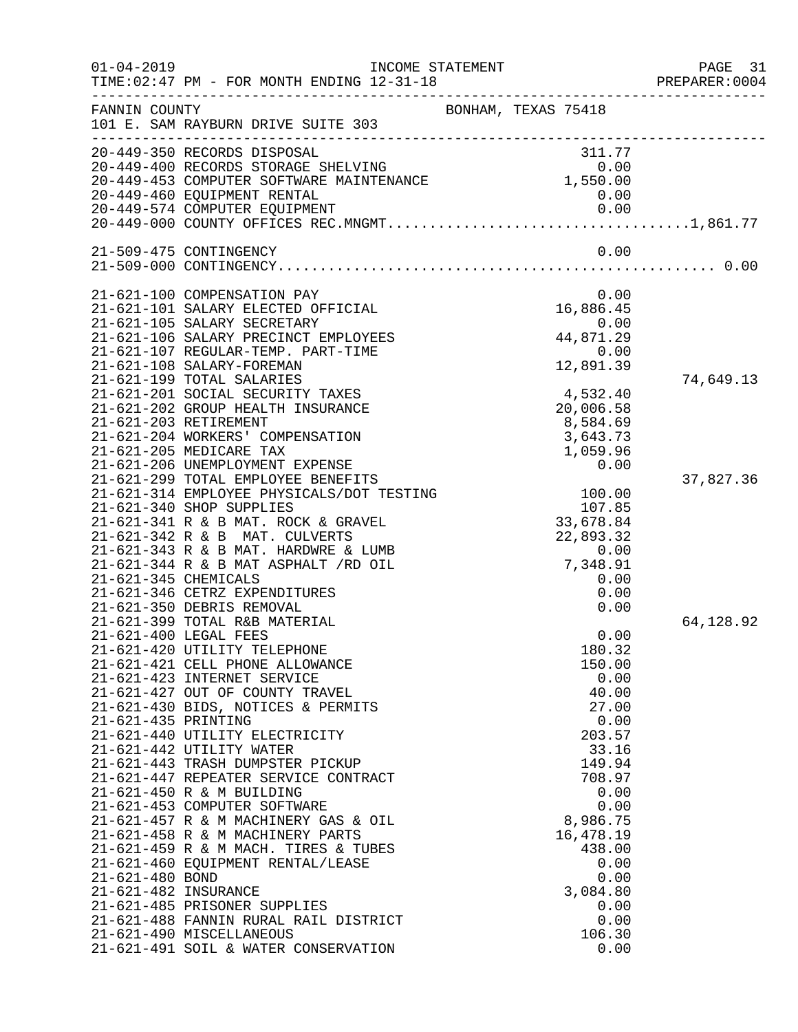FANNIN COUNTY BONHAM, TEXAS 75418
101 E. SAM RAYBURN DRIVE SUITE 303

INCOME STATEMENT
FOR MONTH ENDING 12-31-18

| Account | Description | Amount | Total |
|---|---|---|---|
| 20-449-350 | RECORDS DISPOSAL | 311.77 | |
| 20-449-400 | RECORDS STORAGE SHELVING | 0.00 | |
| 20-449-453 | COMPUTER SOFTWARE MAINTENANCE | 1,550.00 | |
| 20-449-460 | EQUIPMENT RENTAL | 0.00 | |
| 20-449-574 | COMPUTER EQUIPMENT | 0.00 | |
| 20-449-000 | COUNTY OFFICES REC.MNGMT | | 1,861.77 |
| 21-509-475 | CONTINGENCY | 0.00 | |
| 21-509-000 | CONTINGENCY | | 0.00 |
| 21-621-100 | COMPENSATION PAY | 0.00 | |
| 21-621-101 | SALARY ELECTED OFFICIAL | 16,886.45 | |
| 21-621-105 | SALARY SECRETARY | 0.00 | |
| 21-621-106 | SALARY PRECINCT EMPLOYEES | 44,871.29 | |
| 21-621-107 | REGULAR-TEMP. PART-TIME | 0.00 | |
| 21-621-108 | SALARY-FOREMAN | 12,891.39 | |
| 21-621-199 | TOTAL SALARIES | | 74,649.13 |
| 21-621-201 | SOCIAL SECURITY TAXES | 4,532.40 | |
| 21-621-202 | GROUP HEALTH INSURANCE | 20,006.58 | |
| 21-621-203 | RETIREMENT | 8,584.69 | |
| 21-621-204 | WORKERS' COMPENSATION | 3,643.73 | |
| 21-621-205 | MEDICARE TAX | 1,059.96 | |
| 21-621-206 | UNEMPLOYMENT EXPENSE | 0.00 | |
| 21-621-299 | TOTAL EMPLOYEE BENEFITS | | 37,827.36 |
| 21-621-314 | EMPLOYEE PHYSICALS/DOT TESTING | 100.00 | |
| 21-621-340 | SHOP SUPPLIES | 107.85 | |
| 21-621-341 | R & B MAT. ROCK & GRAVEL | 33,678.84 | |
| 21-621-342 | R & B MAT. CULVERTS | 22,893.32 | |
| 21-621-343 | R & B MAT. HARDWRE & LUMB | 0.00 | |
| 21-621-344 | R & B MAT ASPHALT /RD OIL | 7,348.91 | |
| 21-621-345 | CHEMICALS | 0.00 | |
| 21-621-346 | CETRZ EXPENDITURES | 0.00 | |
| 21-621-350 | DEBRIS REMOVAL | 0.00 | |
| 21-621-399 | TOTAL R&B MATERIAL | | 64,128.92 |
| 21-621-400 | LEGAL FEES | 0.00 | |
| 21-621-420 | UTILITY TELEPHONE | 180.32 | |
| 21-621-421 | CELL PHONE ALLOWANCE | 150.00 | |
| 21-621-423 | INTERNET SERVICE | 0.00 | |
| 21-621-427 | OUT OF COUNTY TRAVEL | 40.00 | |
| 21-621-430 | BIDS, NOTICES & PERMITS | 27.00 | |
| 21-621-435 | PRINTING | 0.00 | |
| 21-621-440 | UTILITY ELECTRICITY | 203.57 | |
| 21-621-442 | UTILITY WATER | 33.16 | |
| 21-621-443 | TRASH DUMPSTER PICKUP | 149.94 | |
| 21-621-447 | REPEATER SERVICE CONTRACT | 708.97 | |
| 21-621-450 | R & M BUILDING | 0.00 | |
| 21-621-453 | COMPUTER SOFTWARE | 0.00 | |
| 21-621-457 | R & M MACHINERY GAS & OIL | 8,986.75 | |
| 21-621-458 | R & M MACHINERY PARTS | 16,478.19 | |
| 21-621-459 | R & M MACH. TIRES & TUBES | 438.00 | |
| 21-621-460 | EQUIPMENT RENTAL/LEASE | 0.00 | |
| 21-621-480 | BOND | 0.00 | |
| 21-621-482 | INSURANCE | 3,084.80 | |
| 21-621-485 | PRISONER SUPPLIES | 0.00 | |
| 21-621-488 | FANNIN RURAL RAIL DISTRICT | 0.00 | |
| 21-621-490 | MISCELLANEOUS | 106.30 | |
| 21-621-491 | SOIL & WATER CONSERVATION | 0.00 | |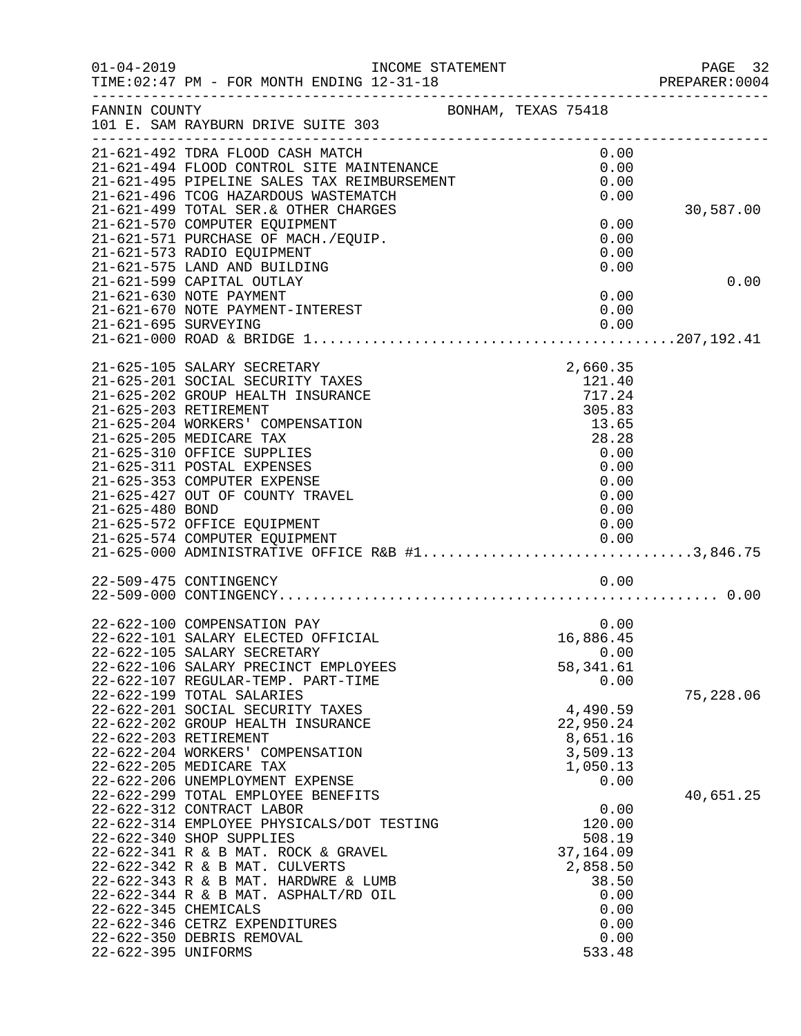01-04-2019 INCOME STATEMENT
TIME:02:47 PM - FOR MONTH ENDING 12-31-18

FANNIN COUNTY BONHAM, TEXAS 75418
101 E. SAM RAYBURN DRIVE SUITE 303

| Account | Description | Amount | Total |
|---|---|---|---|
| 21-621-492 | TDRA FLOOD CASH MATCH | 0.00 | |
| 21-621-494 | FLOOD CONTROL SITE MAINTENANCE | 0.00 | |
| 21-621-495 | PIPELINE SALES TAX REIMBURSEMENT | 0.00 | |
| 21-621-496 | TCOG HAZARDOUS WASTEMATCH | 0.00 | |
| 21-621-499 | TOTAL SER.& OTHER CHARGES | | 30,587.00 |
| 21-621-570 | COMPUTER EQUIPMENT | 0.00 | |
| 21-621-571 | PURCHASE OF MACH./EQUIP. | 0.00 | |
| 21-621-573 | RADIO EQUIPMENT | 0.00 | |
| 21-621-575 | LAND AND BUILDING | 0.00 | |
| 21-621-599 | CAPITAL OUTLAY | | 0.00 |
| 21-621-630 | NOTE PAYMENT | 0.00 | |
| 21-621-670 | NOTE PAYMENT-INTEREST | 0.00 | |
| 21-621-695 | SURVEYING | 0.00 | |
| 21-621-000 | ROAD & BRIDGE 1 | | 207,192.41 |
| 21-625-105 | SALARY SECRETARY | 2,660.35 | |
| 21-625-201 | SOCIAL SECURITY TAXES | 121.40 | |
| 21-625-202 | GROUP HEALTH INSURANCE | 717.24 | |
| 21-625-203 | RETIREMENT | 305.83 | |
| 21-625-204 | WORKERS' COMPENSATION | 13.65 | |
| 21-625-205 | MEDICARE TAX | 28.28 | |
| 21-625-310 | OFFICE SUPPLIES | 0.00 | |
| 21-625-311 | POSTAL EXPENSES | 0.00 | |
| 21-625-353 | COMPUTER EXPENSE | 0.00 | |
| 21-625-427 | OUT OF COUNTY TRAVEL | 0.00 | |
| 21-625-480 | BOND | 0.00 | |
| 21-625-572 | OFFICE EQUIPMENT | 0.00 | |
| 21-625-574 | COMPUTER EQUIPMENT | 0.00 | |
| 21-625-000 | ADMINISTRATIVE OFFICE R&B #1 | | 3,846.75 |
| 22-509-475 | CONTINGENCY | 0.00 | |
| 22-509-000 | CONTINGENCY | | 0.00 |
| 22-622-100 | COMPENSATION PAY | 0.00 | |
| 22-622-101 | SALARY ELECTED OFFICIAL | 16,886.45 | |
| 22-622-105 | SALARY SECRETARY | 0.00 | |
| 22-622-106 | SALARY PRECINCT EMPLOYEES | 58,341.61 | |
| 22-622-107 | REGULAR-TEMP. PART-TIME | 0.00 | |
| 22-622-199 | TOTAL SALARIES | | 75,228.06 |
| 22-622-201 | SOCIAL SECURITY TAXES | 4,490.59 | |
| 22-622-202 | GROUP HEALTH INSURANCE | 22,950.24 | |
| 22-622-203 | RETIREMENT | 8,651.16 | |
| 22-622-204 | WORKERS' COMPENSATION | 3,509.13 | |
| 22-622-205 | MEDICARE TAX | 1,050.13 | |
| 22-622-206 | UNEMPLOYMENT EXPENSE | 0.00 | |
| 22-622-299 | TOTAL EMPLOYEE BENEFITS | | 40,651.25 |
| 22-622-312 | CONTRACT LABOR | 0.00 | |
| 22-622-314 | EMPLOYEE PHYSICALS/DOT TESTING | 120.00 | |
| 22-622-340 | SHOP SUPPLIES | 508.19 | |
| 22-622-341 | R & B MAT. ROCK & GRAVEL | 37,164.09 | |
| 22-622-342 | R & B MAT. CULVERTS | 2,858.50 | |
| 22-622-343 | R & B MAT. HARDWRE & LUMB | 38.50 | |
| 22-622-344 | R & B MAT. ASPHALT/RD OIL | 0.00 | |
| 22-622-345 | CHEMICALS | 0.00 | |
| 22-622-346 | CETRZ EXPENDITURES | 0.00 | |
| 22-622-350 | DEBRIS REMOVAL | 0.00 | |
| 22-622-395 | UNIFORMS | 533.48 | |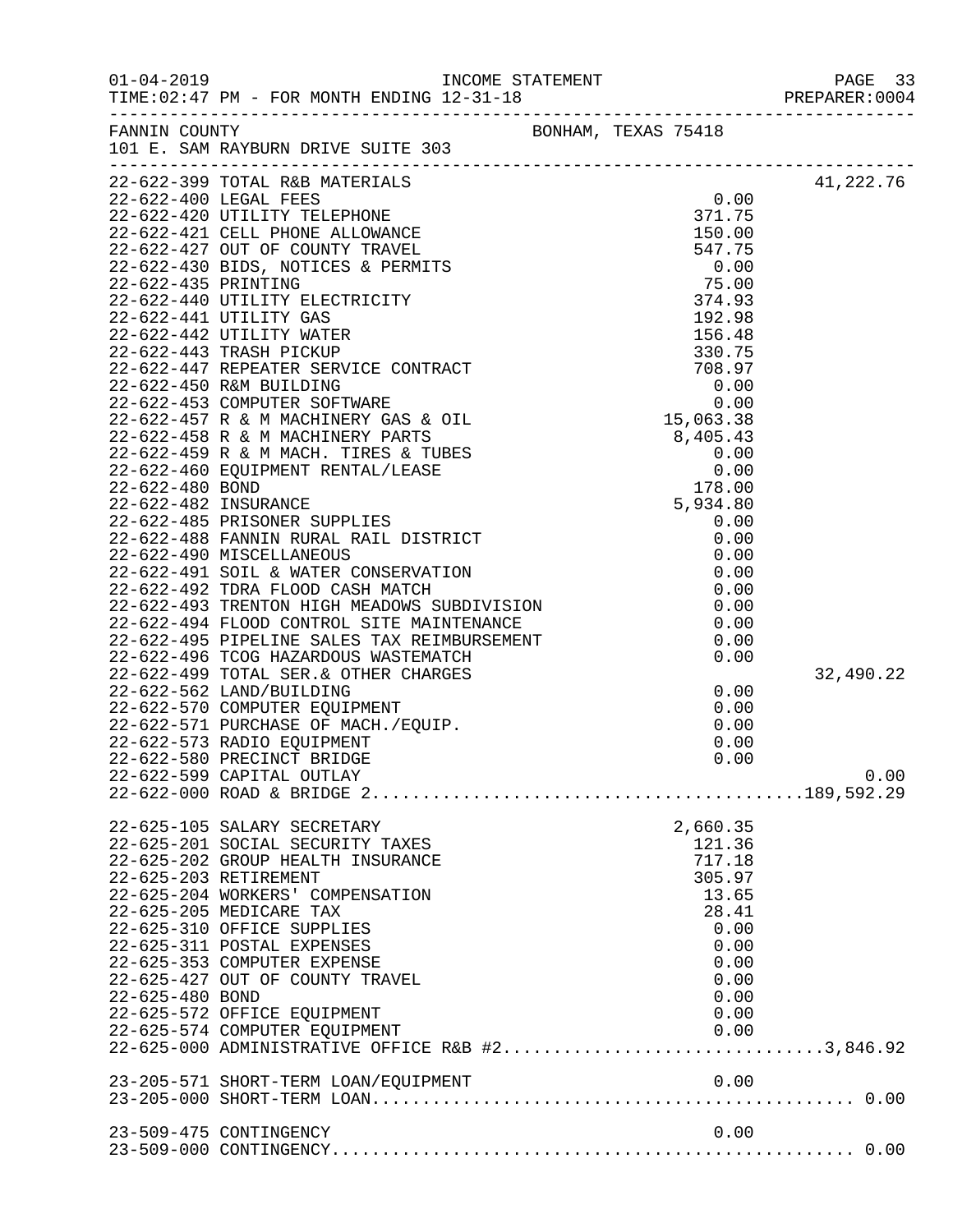INCOME STATEMENT

TIME:02:47 PM - FOR MONTH ENDING 12-31-18

FANNIN COUNTY — BONHAM, TEXAS 75418

101 E. SAM RAYBURN DRIVE SUITE 303

| Account | Description | Amount | Total |
|---|---|---|---|
| 22-622-399 | TOTAL R&B MATERIALS | | 41,222.76 |
| 22-622-400 | LEGAL FEES | 0.00 | |
| 22-622-420 | UTILITY TELEPHONE | 371.75 | |
| 22-622-421 | CELL PHONE ALLOWANCE | 150.00 | |
| 22-622-427 | OUT OF COUNTY TRAVEL | 547.75 | |
| 22-622-430 | BIDS, NOTICES & PERMITS | 0.00 | |
| 22-622-435 | PRINTING | 75.00 | |
| 22-622-440 | UTILITY ELECTRICITY | 374.93 | |
| 22-622-441 | UTILITY GAS | 192.98 | |
| 22-622-442 | UTILITY WATER | 156.48 | |
| 22-622-443 | TRASH PICKUP | 330.75 | |
| 22-622-447 | REPEATER SERVICE CONTRACT | 708.97 | |
| 22-622-450 | R&M BUILDING | 0.00 | |
| 22-622-453 | COMPUTER SOFTWARE | 0.00 | |
| 22-622-457 | R & M MACHINERY GAS & OIL | 15,063.38 | |
| 22-622-458 | R & M MACHINERY PARTS | 8,405.43 | |
| 22-622-459 | R & M MACH. TIRES & TUBES | 0.00 | |
| 22-622-460 | EQUIPMENT RENTAL/LEASE | 0.00 | |
| 22-622-480 | BOND | 178.00 | |
| 22-622-482 | INSURANCE | 5,934.80 | |
| 22-622-485 | PRISONER SUPPLIES | 0.00 | |
| 22-622-488 | FANNIN RURAL RAIL DISTRICT | 0.00 | |
| 22-622-490 | MISCELLANEOUS | 0.00 | |
| 22-622-491 | SOIL & WATER CONSERVATION | 0.00 | |
| 22-622-492 | TDRA FLOOD CASH MATCH | 0.00 | |
| 22-622-493 | TRENTON HIGH MEADOWS SUBDIVISION | 0.00 | |
| 22-622-494 | FLOOD CONTROL SITE MAINTENANCE | 0.00 | |
| 22-622-495 | PIPELINE SALES TAX REIMBURSEMENT | 0.00 | |
| 22-622-496 | TCOG HAZARDOUS WASTEMATCH | 0.00 | |
| 22-622-499 | TOTAL SER.& OTHER CHARGES | | 32,490.22 |
| 22-622-562 | LAND/BUILDING | 0.00 | |
| 22-622-570 | COMPUTER EQUIPMENT | 0.00 | |
| 22-622-571 | PURCHASE OF MACH./EQUIP. | 0.00 | |
| 22-622-573 | RADIO EQUIPMENT | 0.00 | |
| 22-622-580 | PRECINCT BRIDGE | 0.00 | |
| 22-622-599 | CAPITAL OUTLAY | | 0.00 |
| 22-622-000 | ROAD & BRIDGE 2 | | 189,592.29 |
| 22-625-105 | SALARY SECRETARY | 2,660.35 | |
| 22-625-201 | SOCIAL SECURITY TAXES | 121.36 | |
| 22-625-202 | GROUP HEALTH INSURANCE | 717.18 | |
| 22-625-203 | RETIREMENT | 305.97 | |
| 22-625-204 | WORKERS' COMPENSATION | 13.65 | |
| 22-625-205 | MEDICARE TAX | 28.41 | |
| 22-625-310 | OFFICE SUPPLIES | 0.00 | |
| 22-625-311 | POSTAL EXPENSES | 0.00 | |
| 22-625-353 | COMPUTER EXPENSE | 0.00 | |
| 22-625-427 | OUT OF COUNTY TRAVEL | 0.00 | |
| 22-625-480 | BOND | 0.00 | |
| 22-625-572 | OFFICE EQUIPMENT | 0.00 | |
| 22-625-574 | COMPUTER EQUIPMENT | 0.00 | |
| 22-625-000 | ADMINISTRATIVE OFFICE R&B #2 | | 3,846.92 |
| 23-205-571 | SHORT-TERM LOAN/EQUIPMENT | 0.00 | |
| 23-205-000 | SHORT-TERM LOAN | | 0.00 |
| 23-509-475 | CONTINGENCY | 0.00 | |
| 23-509-000 | CONTINGENCY | | 0.00 |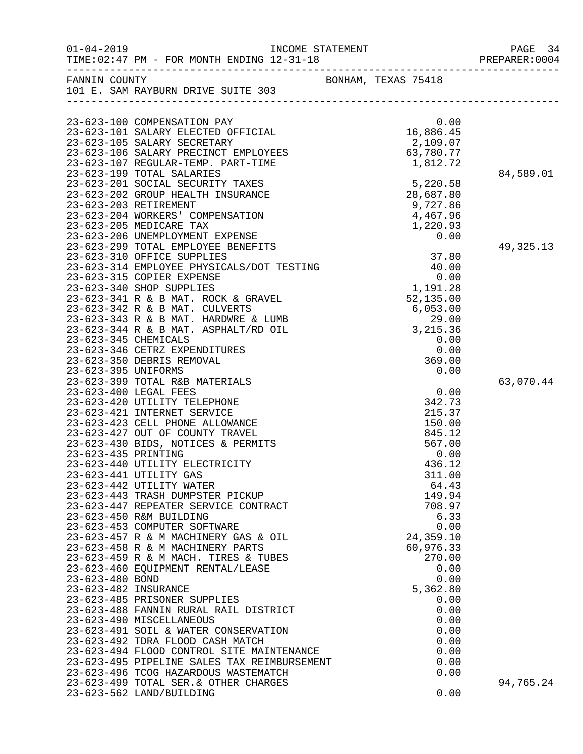FANNIN COUNTY BONHAM, TEXAS 75418
101 E. SAM RAYBURN DRIVE SUITE 303

| Account | Description | Amount | Total |
|---|---|---|---|
| 23-623-100 | COMPENSATION PAY | 0.00 | |
| 23-623-101 | SALARY ELECTED OFFICIAL | 16,886.45 | |
| 23-623-105 | SALARY SECRETARY | 2,109.07 | |
| 23-623-106 | SALARY PRECINCT EMPLOYEES | 63,780.77 | |
| 23-623-107 | REGULAR-TEMP. PART-TIME | 1,812.72 | |
| 23-623-199 | TOTAL SALARIES | | 84,589.01 |
| 23-623-201 | SOCIAL SECURITY TAXES | 5,220.58 | |
| 23-623-202 | GROUP HEALTH INSURANCE | 28,687.80 | |
| 23-623-203 | RETIREMENT | 9,727.86 | |
| 23-623-204 | WORKERS' COMPENSATION | 4,467.96 | |
| 23-623-205 | MEDICARE TAX | 1,220.93 | |
| 23-623-206 | UNEMPLOYMENT EXPENSE | 0.00 | |
| 23-623-299 | TOTAL EMPLOYEE BENEFITS | | 49,325.13 |
| 23-623-310 | OFFICE SUPPLIES | 37.80 | |
| 23-623-314 | EMPLOYEE PHYSICALS/DOT TESTING | 40.00 | |
| 23-623-315 | COPIER EXPENSE | 0.00 | |
| 23-623-340 | SHOP SUPPLIES | 1,191.28 | |
| 23-623-341 | R & B MAT. ROCK & GRAVEL | 52,135.00 | |
| 23-623-342 | R & B MAT. CULVERTS | 6,053.00 | |
| 23-623-343 | R & B MAT. HARDWRE & LUMB | 29.00 | |
| 23-623-344 | R & B MAT. ASPHALT/RD OIL | 3,215.36 | |
| 23-623-345 | CHEMICALS | 0.00 | |
| 23-623-346 | CETRZ EXPENDITURES | 0.00 | |
| 23-623-350 | DEBRIS REMOVAL | 369.00 | |
| 23-623-395 | UNIFORMS | 0.00 | |
| 23-623-399 | TOTAL R&B MATERIALS | | 63,070.44 |
| 23-623-400 | LEGAL FEES | 0.00 | |
| 23-623-420 | UTILITY TELEPHONE | 342.73 | |
| 23-623-421 | INTERNET SERVICE | 215.37 | |
| 23-623-423 | CELL PHONE ALLOWANCE | 150.00 | |
| 23-623-427 | OUT OF COUNTY TRAVEL | 845.12 | |
| 23-623-430 | BIDS, NOTICES & PERMITS | 567.00 | |
| 23-623-435 | PRINTING | 0.00 | |
| 23-623-440 | UTILITY ELECTRICITY | 436.12 | |
| 23-623-441 | UTILITY GAS | 311.00 | |
| 23-623-442 | UTILITY WATER | 64.43 | |
| 23-623-443 | TRASH DUMPSTER PICKUP | 149.94 | |
| 23-623-447 | REPEATER SERVICE CONTRACT | 708.97 | |
| 23-623-450 | R&M BUILDING | 6.33 | |
| 23-623-453 | COMPUTER SOFTWARE | 0.00 | |
| 23-623-457 | R & M MACHINERY GAS & OIL | 24,359.10 | |
| 23-623-458 | R & M MACHINERY PARTS | 60,976.33 | |
| 23-623-459 | R & M MACH. TIRES & TUBES | 270.00 | |
| 23-623-460 | EQUIPMENT RENTAL/LEASE | 0.00 | |
| 23-623-480 | BOND | 0.00 | |
| 23-623-482 | INSURANCE | 5,362.80 | |
| 23-623-485 | PRISONER SUPPLIES | 0.00 | |
| 23-623-488 | FANNIN RURAL RAIL DISTRICT | 0.00 | |
| 23-623-490 | MISCELLANEOUS | 0.00 | |
| 23-623-491 | SOIL & WATER CONSERVATION | 0.00 | |
| 23-623-492 | TDRA FLOOD CASH MATCH | 0.00 | |
| 23-623-494 | FLOOD CONTROL SITE MAINTENANCE | 0.00 | |
| 23-623-495 | PIPELINE SALES TAX REIMBURSEMENT | 0.00 | |
| 23-623-496 | TCOG HAZARDOUS WASTEMATCH | 0.00 | |
| 23-623-499 | TOTAL SER.& OTHER CHARGES | | 94,765.24 |
| 23-623-562 | LAND/BUILDING | 0.00 | |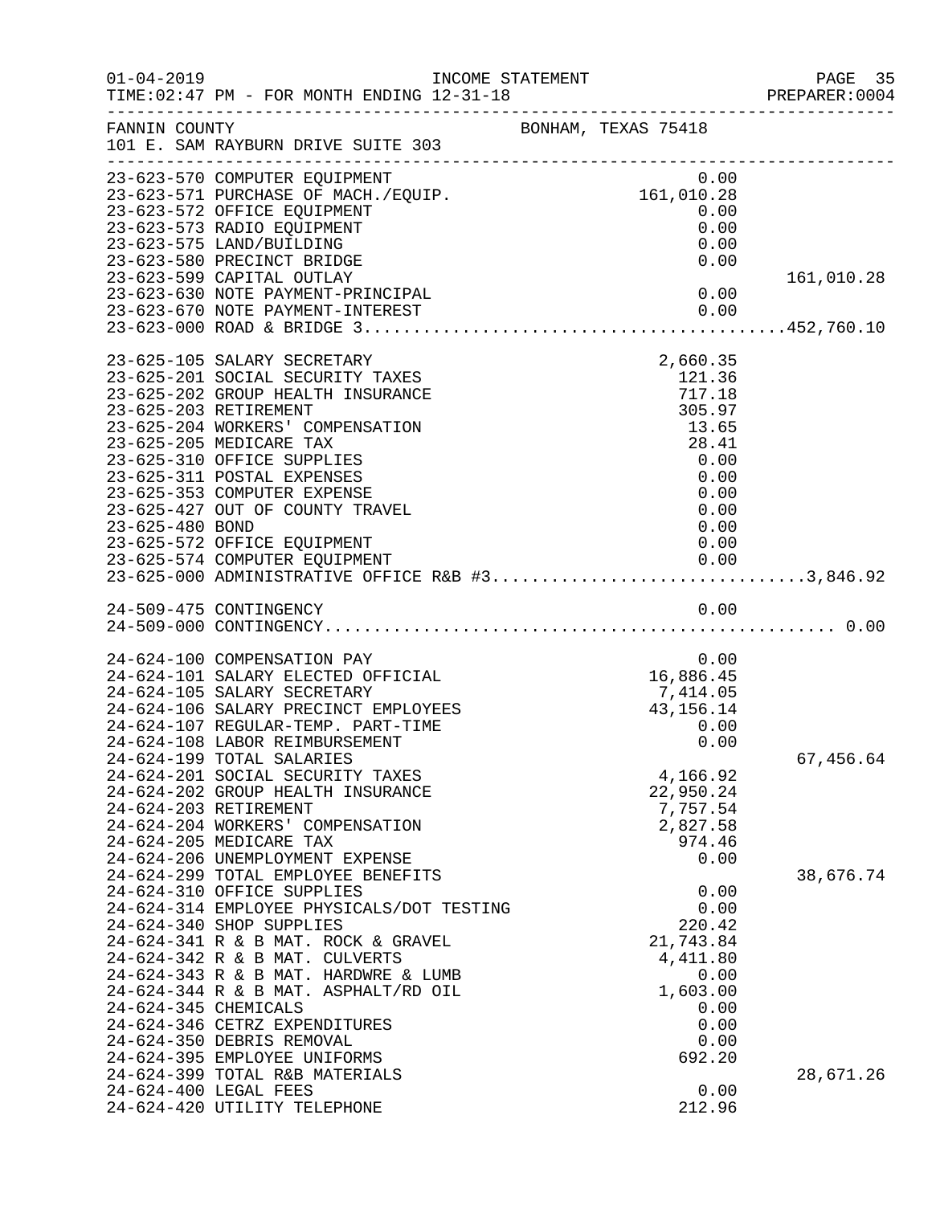FANNIN COUNTY — BONHAM, TEXAS 75418
101 E. SAM RAYBURN DRIVE SUITE 303

INCOME STATEMENT
TIME:02:47 PM - FOR MONTH ENDING 12-31-18

| Account | Description | Amount | Total |
|---|---|---|---|
| 23-623-570 | COMPUTER EQUIPMENT | 0.00 | |
| 23-623-571 | PURCHASE OF MACH./EQUIP. | 161,010.28 | |
| 23-623-572 | OFFICE EQUIPMENT | 0.00 | |
| 23-623-573 | RADIO EQUIPMENT | 0.00 | |
| 23-623-575 | LAND/BUILDING | 0.00 | |
| 23-623-580 | PRECINCT BRIDGE | 0.00 | |
| 23-623-599 | CAPITAL OUTLAY | | 161,010.28 |
| 23-623-630 | NOTE PAYMENT-PRINCIPAL | 0.00 | |
| 23-623-670 | NOTE PAYMENT-INTEREST | 0.00 | |
| 23-623-000 | ROAD & BRIDGE 3 | | 452,760.10 |
| 23-625-105 | SALARY SECRETARY | 2,660.35 | |
| 23-625-201 | SOCIAL SECURITY TAXES | 121.36 | |
| 23-625-202 | GROUP HEALTH INSURANCE | 717.18 | |
| 23-625-203 | RETIREMENT | 305.97 | |
| 23-625-204 | WORKERS' COMPENSATION | 13.65 | |
| 23-625-205 | MEDICARE TAX | 28.41 | |
| 23-625-310 | OFFICE SUPPLIES | 0.00 | |
| 23-625-311 | POSTAL EXPENSES | 0.00 | |
| 23-625-353 | COMPUTER EXPENSE | 0.00 | |
| 23-625-427 | OUT OF COUNTY TRAVEL | 0.00 | |
| 23-625-480 | BOND | 0.00 | |
| 23-625-572 | OFFICE EQUIPMENT | 0.00 | |
| 23-625-574 | COMPUTER EQUIPMENT | 0.00 | |
| 23-625-000 | ADMINISTRATIVE OFFICE R&B #3 | | 3,846.92 |
| 24-509-475 | CONTINGENCY | 0.00 | |
| 24-509-000 | CONTINGENCY | | 0.00 |
| 24-624-100 | COMPENSATION PAY | 0.00 | |
| 24-624-101 | SALARY ELECTED OFFICIAL | 16,886.45 | |
| 24-624-105 | SALARY SECRETARY | 7,414.05 | |
| 24-624-106 | SALARY PRECINCT EMPLOYEES | 43,156.14 | |
| 24-624-107 | REGULAR-TEMP. PART-TIME | 0.00 | |
| 24-624-108 | LABOR REIMBURSEMENT | 0.00 | |
| 24-624-199 | TOTAL SALARIES | | 67,456.64 |
| 24-624-201 | SOCIAL SECURITY TAXES | 4,166.92 | |
| 24-624-202 | GROUP HEALTH INSURANCE | 22,950.24 | |
| 24-624-203 | RETIREMENT | 7,757.54 | |
| 24-624-204 | WORKERS' COMPENSATION | 2,827.58 | |
| 24-624-205 | MEDICARE TAX | 974.46 | |
| 24-624-206 | UNEMPLOYMENT EXPENSE | 0.00 | |
| 24-624-299 | TOTAL EMPLOYEE BENEFITS | | 38,676.74 |
| 24-624-310 | OFFICE SUPPLIES | 0.00 | |
| 24-624-314 | EMPLOYEE PHYSICALS/DOT TESTING | 0.00 | |
| 24-624-340 | SHOP SUPPLIES | 220.42 | |
| 24-624-341 | R & B MAT. ROCK & GRAVEL | 21,743.84 | |
| 24-624-342 | R & B MAT. CULVERTS | 4,411.80 | |
| 24-624-343 | R & B MAT. HARDWRE & LUMB | 0.00 | |
| 24-624-344 | R & B MAT. ASPHALT/RD OIL | 1,603.00 | |
| 24-624-345 | CHEMICALS | 0.00 | |
| 24-624-346 | CETRZ EXPENDITURES | 0.00 | |
| 24-624-350 | DEBRIS REMOVAL | 0.00 | |
| 24-624-395 | EMPLOYEE UNIFORMS | 692.20 | |
| 24-624-399 | TOTAL R&B MATERIALS | | 28,671.26 |
| 24-624-400 | LEGAL FEES | 0.00 | |
| 24-624-420 | UTILITY TELEPHONE | 212.96 | |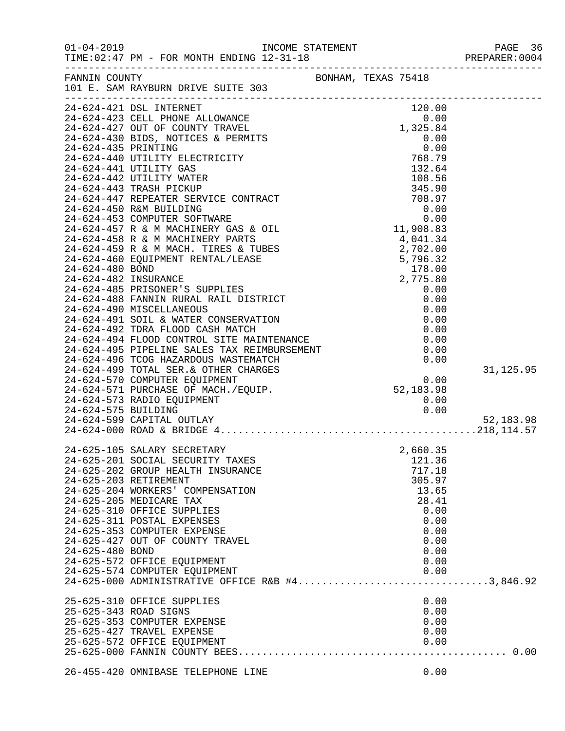FANNIN COUNTY — BONHAM, TEXAS 75418
101 E. SAM RAYBURN DRIVE SUITE 303

INCOME STATEMENT — 01-04-2019 — TIME:02:47 PM - FOR MONTH ENDING 12-31-18 — PREPARER:0004

| Account | Description | Amount | Total |
|---|---|---|---|
| 24-624-421 | DSL INTERNET | 120.00 | |
| 24-624-423 | CELL PHONE ALLOWANCE | 0.00 | |
| 24-624-427 | OUT OF COUNTY TRAVEL | 1,325.84 | |
| 24-624-430 | BIDS, NOTICES & PERMITS | 0.00 | |
| 24-624-435 | PRINTING | 0.00 | |
| 24-624-440 | UTILITY ELECTRICITY | 768.79 | |
| 24-624-441 | UTILITY GAS | 132.64 | |
| 24-624-442 | UTILITY WATER | 108.56 | |
| 24-624-443 | TRASH PICKUP | 345.90 | |
| 24-624-447 | REPEATER SERVICE CONTRACT | 708.97 | |
| 24-624-450 | R&M BUILDING | 0.00 | |
| 24-624-453 | COMPUTER SOFTWARE | 0.00 | |
| 24-624-457 | R & M MACHINERY GAS & OIL | 11,908.83 | |
| 24-624-458 | R & M MACHINERY PARTS | 4,041.34 | |
| 24-624-459 | R & M MACH. TIRES & TUBES | 2,702.00 | |
| 24-624-460 | EQUIPMENT RENTAL/LEASE | 5,796.32 | |
| 24-624-480 | BOND | 178.00 | |
| 24-624-482 | INSURANCE | 2,775.80 | |
| 24-624-485 | PRISONER'S SUPPLIES | 0.00 | |
| 24-624-488 | FANNIN RURAL RAIL DISTRICT | 0.00 | |
| 24-624-490 | MISCELLANEOUS | 0.00 | |
| 24-624-491 | SOIL & WATER CONSERVATION | 0.00 | |
| 24-624-492 | TDRA FLOOD CASH MATCH | 0.00 | |
| 24-624-494 | FLOOD CONTROL SITE MAINTENANCE | 0.00 | |
| 24-624-495 | PIPELINE SALES TAX REIMBURSEMENT | 0.00 | |
| 24-624-496 | TCOG HAZARDOUS WASTEMATCH | 0.00 | |
| 24-624-499 | TOTAL SER.& OTHER CHARGES | | 31,125.95 |
| 24-624-570 | COMPUTER EQUIPMENT | 0.00 | |
| 24-624-571 | PURCHASE OF MACH./EQUIP. | 52,183.98 | |
| 24-624-573 | RADIO EQUIPMENT | 0.00 | |
| 24-624-575 | BUILDING | 0.00 | |
| 24-624-599 | CAPITAL OUTLAY | | 52,183.98 |
| 24-624-000 | ROAD & BRIDGE 4 | | 218,114.57 |
| 24-625-105 | SALARY SECRETARY | 2,660.35 | |
| 24-625-201 | SOCIAL SECURITY TAXES | 121.36 | |
| 24-625-202 | GROUP HEALTH INSURANCE | 717.18 | |
| 24-625-203 | RETIREMENT | 305.97 | |
| 24-625-204 | WORKERS' COMPENSATION | 13.65 | |
| 24-625-205 | MEDICARE TAX | 28.41 | |
| 24-625-310 | OFFICE SUPPLIES | 0.00 | |
| 24-625-311 | POSTAL EXPENSES | 0.00 | |
| 24-625-353 | COMPUTER EXPENSE | 0.00 | |
| 24-625-427 | OUT OF COUNTY TRAVEL | 0.00 | |
| 24-625-480 | BOND | 0.00 | |
| 24-625-572 | OFFICE EQUIPMENT | 0.00 | |
| 24-625-574 | COMPUTER EQUIPMENT | 0.00 | |
| 24-625-000 | ADMINISTRATIVE OFFICE R&B #4 | | 3,846.92 |
| 25-625-310 | OFFICE SUPPLIES | 0.00 | |
| 25-625-343 | ROAD SIGNS | 0.00 | |
| 25-625-353 | COMPUTER EXPENSE | 0.00 | |
| 25-625-427 | TRAVEL EXPENSE | 0.00 | |
| 25-625-572 | OFFICE EQUIPMENT | 0.00 | |
| 25-625-000 | FANNIN COUNTY BEES | | 0.00 |
| 26-455-420 | OMNIBASE TELEPHONE LINE | 0.00 | |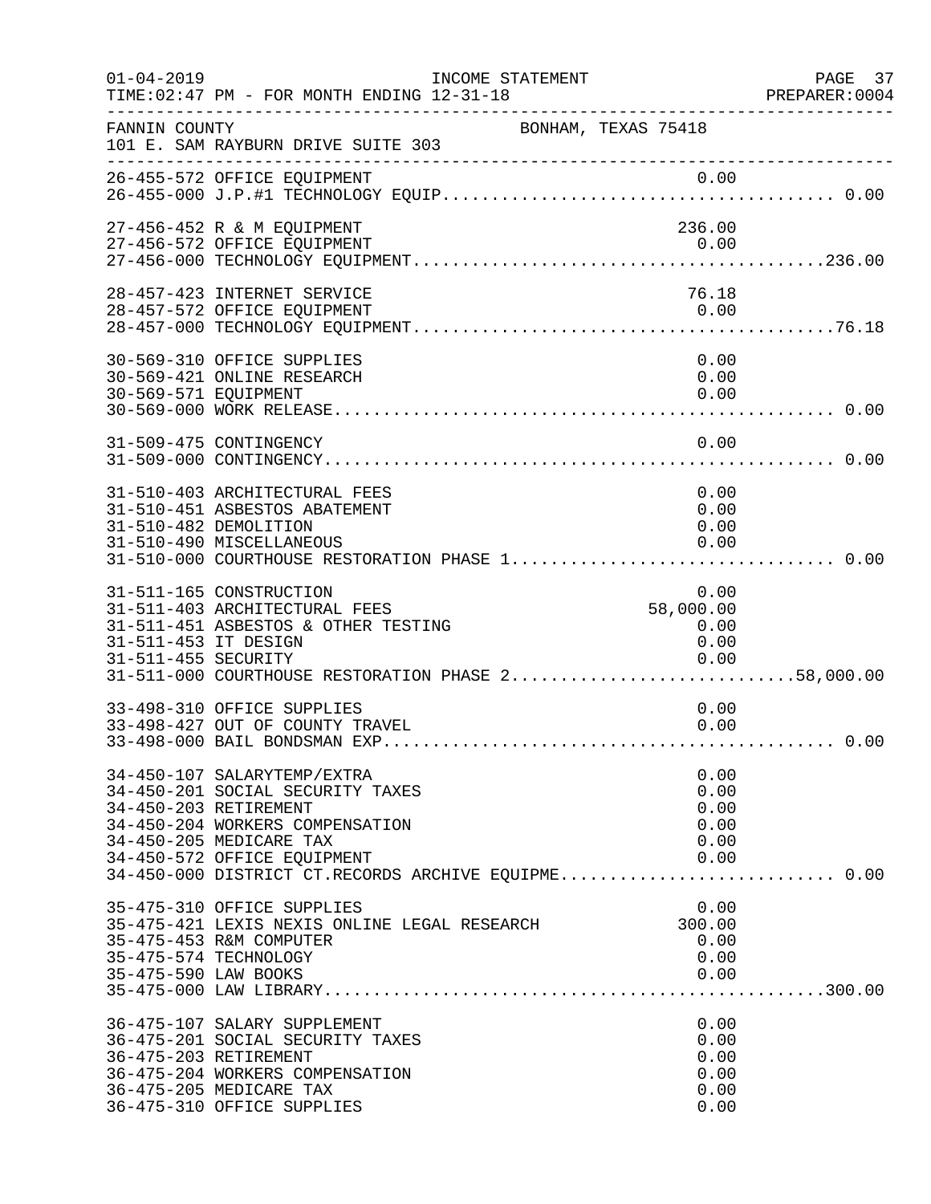FANNIN COUNTY BONHAM, TEXAS 75418
101 E. SAM RAYBURN DRIVE SUITE 303

INCOME STATEMENT
TIME:02:47 PM - FOR MONTH ENDING 12-31-18

```
26-455-572 OFFICE EQUIPMENT                                     0.00
26-455-000 J.P.#1 TECHNOLOGY EQUIP.......................................... 0.00

27-456-452 R & M EQUIPMENT                                    236.00
27-456-572 OFFICE EQUIPMENT                                     0.00
27-456-000 TECHNOLOGY EQUIPMENT............................................236.00

28-457-423 INTERNET SERVICE                                    76.18
28-457-572 OFFICE EQUIPMENT                                     0.00
28-457-000 TECHNOLOGY EQUIPMENT.............................................76.18

30-569-310 OFFICE SUPPLIES                                      0.00
30-569-421 ONLINE RESEARCH                                      0.00
30-569-571 EQUIPMENT                                            0.00
30-569-000 WORK RELEASE.................................................... 0.00

31-509-475 CONTINGENCY                                          0.00
31-509-000 CONTINGENCY..................................................... 0.00

31-510-403 ARCHITECTURAL FEES                                   0.00
31-510-451 ASBESTOS ABATEMENT                                   0.00
31-510-482 DEMOLITION                                           0.00
31-510-490 MISCELLANEOUS                                        0.00
31-510-000 COURTHOUSE RESTORATION PHASE 1.................................. 0.00

31-511-165 CONSTRUCTION                                         0.00
31-511-403 ARCHITECTURAL FEES                              58,000.00
31-511-451 ASBESTOS & OTHER TESTING                             0.00
31-511-453 IT DESIGN                                            0.00
31-511-455 SECURITY                                             0.00
31-511-000 COURTHOUSE RESTORATION PHASE 2..............................58,000.00

33-498-310 OFFICE SUPPLIES                                      0.00
33-498-427 OUT OF COUNTY TRAVEL                                 0.00
33-498-000 BAIL BONDSMAN EXP............................................... 0.00

34-450-107 SALARYTEMP/EXTRA                                     0.00
34-450-201 SOCIAL SECURITY TAXES                                0.00
34-450-203 RETIREMENT                                           0.00
34-450-204 WORKERS COMPENSATION                                 0.00
34-450-205 MEDICARE TAX                                         0.00
34-450-572 OFFICE EQUIPMENT                                     0.00
34-450-000 DISTRICT CT.RECORDS ARCHIVE EQUIPME............................. 0.00

35-475-310 OFFICE SUPPLIES                                      0.00
35-475-421 LEXIS NEXIS ONLINE LEGAL RESEARCH                  300.00
35-475-453 R&M COMPUTER                                         0.00
35-475-574 TECHNOLOGY                                           0.00
35-475-590 LAW BOOKS                                            0.00
35-475-000 LAW LIBRARY....................................................300.00

36-475-107 SALARY SUPPLEMENT                                    0.00
36-475-201 SOCIAL SECURITY TAXES                                0.00
36-475-203 RETIREMENT                                           0.00
36-475-204 WORKERS COMPENSATION                                 0.00
36-475-205 MEDICARE TAX                                         0.00
36-475-310 OFFICE SUPPLIES                                      0.00
```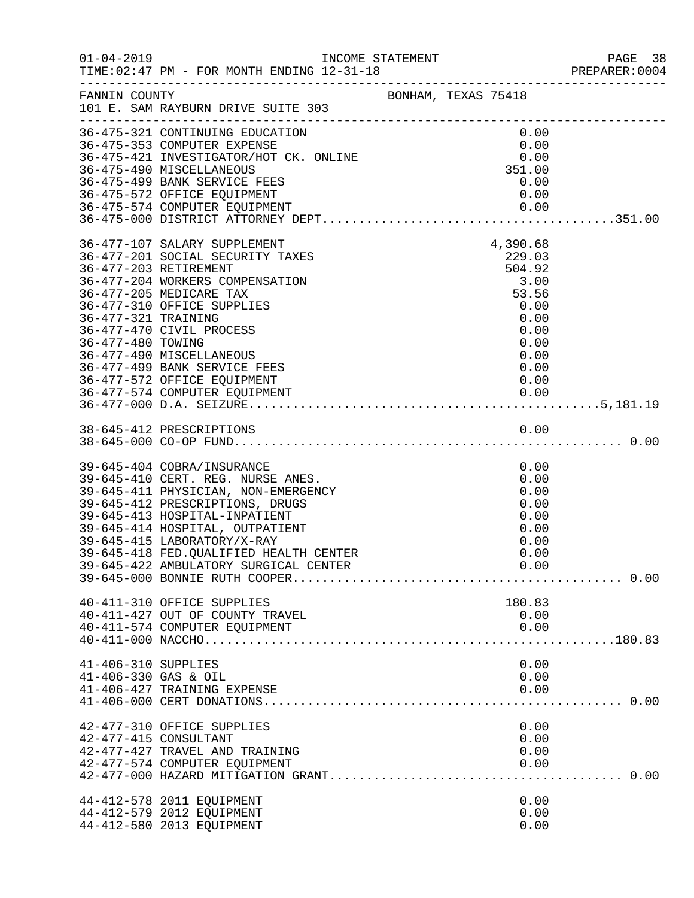FANNIN COUNTY  BONHAM, TEXAS 75418
101 E. SAM RAYBURN DRIVE SUITE 303

| Account | Description | Amount | Total |
|---|---|---|---|
| 36-475-321 | CONTINUING EDUCATION | 0.00 | |
| 36-475-353 | COMPUTER EXPENSE | 0.00 | |
| 36-475-421 | INVESTIGATOR/HOT CK. ONLINE | 0.00 | |
| 36-475-490 | MISCELLANEOUS | 351.00 | |
| 36-475-499 | BANK SERVICE FEES | 0.00 | |
| 36-475-572 | OFFICE EQUIPMENT | 0.00 | |
| 36-475-574 | COMPUTER EQUIPMENT | 0.00 | |
| 36-475-000 | DISTRICT ATTORNEY DEPT. | | 351.00 |
| 36-477-107 | SALARY SUPPLEMENT | 4,390.68 | |
| 36-477-201 | SOCIAL SECURITY TAXES | 229.03 | |
| 36-477-203 | RETIREMENT | 504.92 | |
| 36-477-204 | WORKERS COMPENSATION | 3.00 | |
| 36-477-205 | MEDICARE TAX | 53.56 | |
| 36-477-310 | OFFICE SUPPLIES | 0.00 | |
| 36-477-321 | TRAINING | 0.00 | |
| 36-477-470 | CIVIL PROCESS | 0.00 | |
| 36-477-480 | TOWING | 0.00 | |
| 36-477-490 | MISCELLANEOUS | 0.00 | |
| 36-477-499 | BANK SERVICE FEES | 0.00 | |
| 36-477-572 | OFFICE EQUIPMENT | 0.00 | |
| 36-477-574 | COMPUTER EQUIPMENT | 0.00 | |
| 36-477-000 | D.A. SEIZURE | | 5,181.19 |
| 38-645-412 | PRESCRIPTIONS | 0.00 | |
| 38-645-000 | CO-OP FUND | | 0.00 |
| 39-645-404 | COBRA/INSURANCE | 0.00 | |
| 39-645-410 | CERT. REG. NURSE ANES. | 0.00 | |
| 39-645-411 | PHYSICIAN, NON-EMERGENCY | 0.00 | |
| 39-645-412 | PRESCRIPTIONS, DRUGS | 0.00 | |
| 39-645-413 | HOSPITAL-INPATIENT | 0.00 | |
| 39-645-414 | HOSPITAL, OUTPATIENT | 0.00 | |
| 39-645-415 | LABORATORY/X-RAY | 0.00 | |
| 39-645-418 | FED.QUALIFIED HEALTH CENTER | 0.00 | |
| 39-645-422 | AMBULATORY SURGICAL CENTER | 0.00 | |
| 39-645-000 | BONNIE RUTH COOPER | | 0.00 |
| 40-411-310 | OFFICE SUPPLIES | 180.83 | |
| 40-411-427 | OUT OF COUNTY TRAVEL | 0.00 | |
| 40-411-574 | COMPUTER EQUIPMENT | 0.00 | |
| 40-411-000 | NACCHO | | 180.83 |
| 41-406-310 | SUPPLIES | 0.00 | |
| 41-406-330 | GAS & OIL | 0.00 | |
| 41-406-427 | TRAINING EXPENSE | 0.00 | |
| 41-406-000 | CERT DONATIONS | | 0.00 |
| 42-477-310 | OFFICE SUPPLIES | 0.00 | |
| 42-477-415 | CONSULTANT | 0.00 | |
| 42-477-427 | TRAVEL AND TRAINING | 0.00 | |
| 42-477-574 | COMPUTER EQUIPMENT | 0.00 | |
| 42-477-000 | HAZARD MITIGATION GRANT | | 0.00 |
| 44-412-578 | 2011 EQUIPMENT | 0.00 | |
| 44-412-579 | 2012 EQUIPMENT | 0.00 | |
| 44-412-580 | 2013 EQUIPMENT | 0.00 | |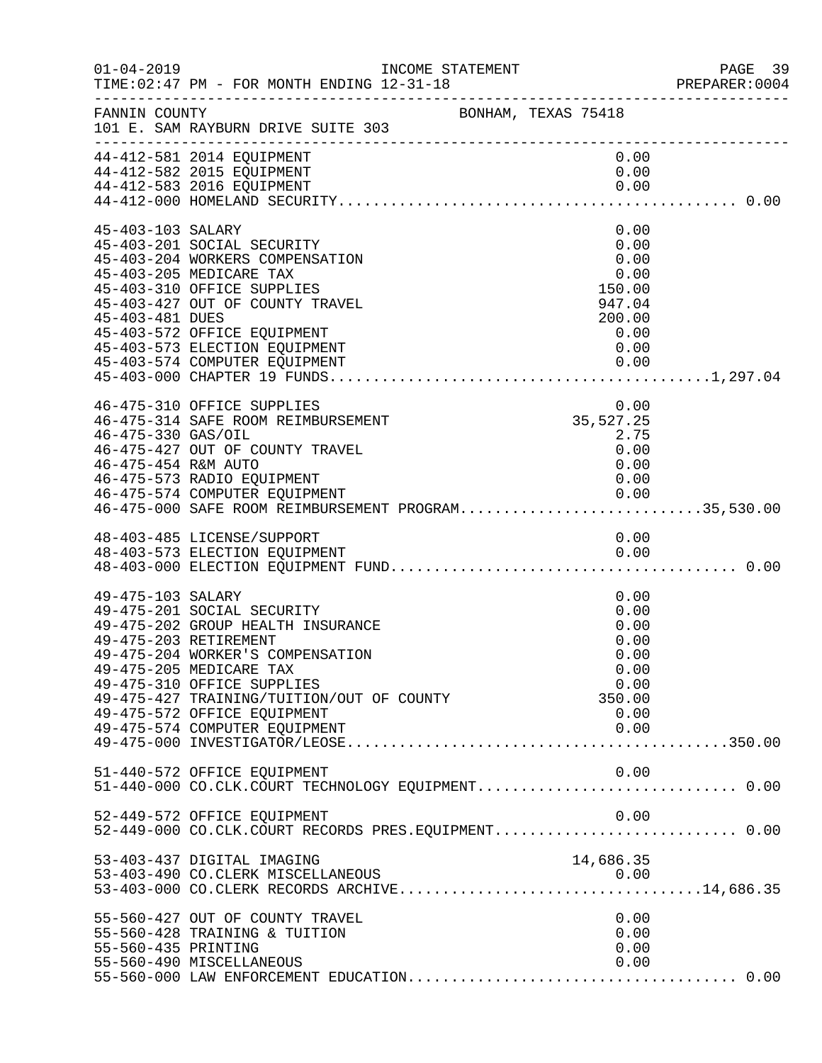FANNIN COUNTY BONHAM, TEXAS 75418
101 E. SAM RAYBURN DRIVE SUITE 303

| Account | Description | Amount | Total |
|---|---|---|---|
| 44-412-581 | 2014 EQUIPMENT | 0.00 | |
| 44-412-582 | 2015 EQUIPMENT | 0.00 | |
| 44-412-583 | 2016 EQUIPMENT | 0.00 | |
| 44-412-000 | HOMELAND SECURITY | | 0.00 |
| 45-403-103 | SALARY | 0.00 | |
| 45-403-201 | SOCIAL SECURITY | 0.00 | |
| 45-403-204 | WORKERS COMPENSATION | 0.00 | |
| 45-403-205 | MEDICARE TAX | 0.00 | |
| 45-403-310 | OFFICE SUPPLIES | 150.00 | |
| 45-403-427 | OUT OF COUNTY TRAVEL | 947.04 | |
| 45-403-481 | DUES | 200.00 | |
| 45-403-572 | OFFICE EQUIPMENT | 0.00 | |
| 45-403-573 | ELECTION EQUIPMENT | 0.00 | |
| 45-403-574 | COMPUTER EQUIPMENT | 0.00 | |
| 45-403-000 | CHAPTER 19 FUNDS | | 1,297.04 |
| 46-475-310 | OFFICE SUPPLIES | 0.00 | |
| 46-475-314 | SAFE ROOM REIMBURSEMENT | 35,527.25 | |
| 46-475-330 | GAS/OIL | 2.75 | |
| 46-475-427 | OUT OF COUNTY TRAVEL | 0.00 | |
| 46-475-454 | R&M AUTO | 0.00 | |
| 46-475-573 | RADIO EQUIPMENT | 0.00 | |
| 46-475-574 | COMPUTER EQUIPMENT | 0.00 | |
| 46-475-000 | SAFE ROOM REIMBURSEMENT PROGRAM | | 35,530.00 |
| 48-403-485 | LICENSE/SUPPORT | 0.00 | |
| 48-403-573 | ELECTION EQUIPMENT | 0.00 | |
| 48-403-000 | ELECTION EQUIPMENT FUND | | 0.00 |
| 49-475-103 | SALARY | 0.00 | |
| 49-475-201 | SOCIAL SECURITY | 0.00 | |
| 49-475-202 | GROUP HEALTH INSURANCE | 0.00 | |
| 49-475-203 | RETIREMENT | 0.00 | |
| 49-475-204 | WORKER'S COMPENSATION | 0.00 | |
| 49-475-205 | MEDICARE TAX | 0.00 | |
| 49-475-310 | OFFICE SUPPLIES | 0.00 | |
| 49-475-427 | TRAINING/TUITION/OUT OF COUNTY | 350.00 | |
| 49-475-572 | OFFICE EQUIPMENT | 0.00 | |
| 49-475-574 | COMPUTER EQUIPMENT | 0.00 | |
| 49-475-000 | INVESTIGATOR/LEOSE | | 350.00 |
| 51-440-572 | OFFICE EQUIPMENT | 0.00 | |
| 51-440-000 | CO.CLK.COURT TECHNOLOGY EQUIPMENT | | 0.00 |
| 52-449-572 | OFFICE EQUIPMENT | 0.00 | |
| 52-449-000 | CO.CLK.COURT RECORDS PRES.EQUIPMENT | | 0.00 |
| 53-403-437 | DIGITAL IMAGING | 14,686.35 | |
| 53-403-490 | CO.CLERK MISCELLANEOUS | 0.00 | |
| 53-403-000 | CO.CLERK RECORDS ARCHIVE | | 14,686.35 |
| 55-560-427 | OUT OF COUNTY TRAVEL | 0.00 | |
| 55-560-428 | TRAINING & TUITION | 0.00 | |
| 55-560-435 | PRINTING | 0.00 | |
| 55-560-490 | MISCELLANEOUS | 0.00 | |
| 55-560-000 | LAW ENFORCEMENT EDUCATION | | 0.00 |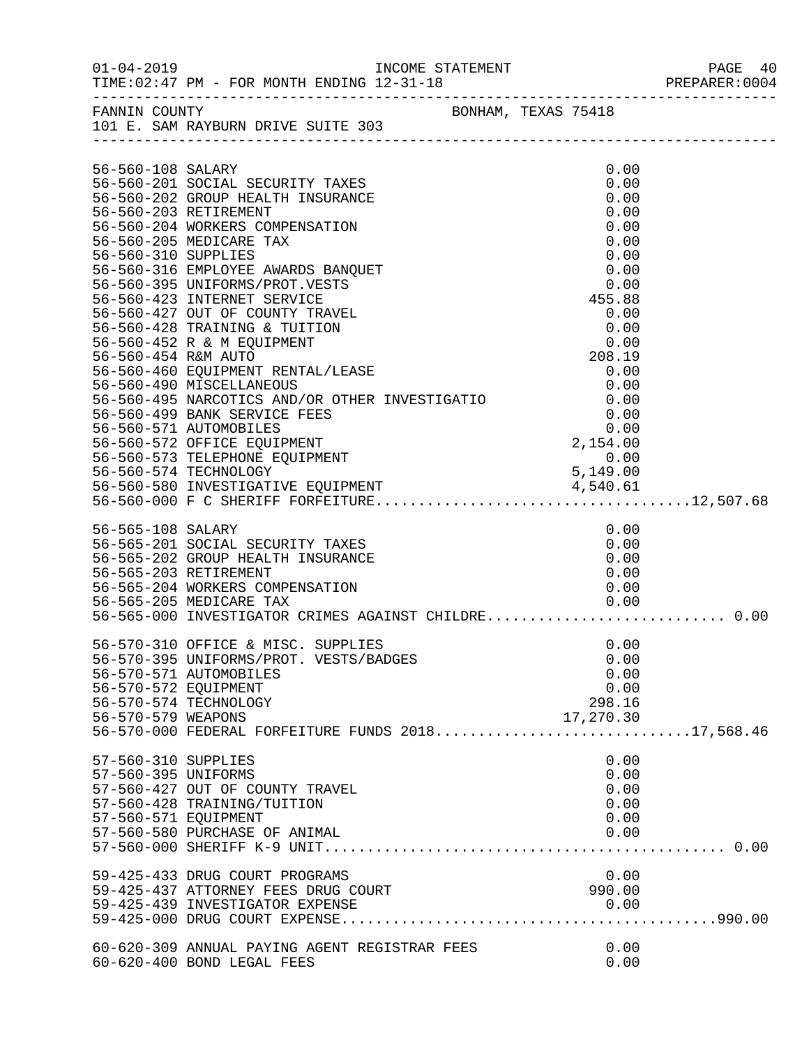FANNIN COUNTY BONHAM, TEXAS 75418
101 E. SAM RAYBURN DRIVE SUITE 303

| Account | Description | Amount | Total |
|---|---|---|---|
| 56-560-108 | SALARY | 0.00 | |
| 56-560-201 | SOCIAL SECURITY TAXES | 0.00 | |
| 56-560-202 | GROUP HEALTH INSURANCE | 0.00 | |
| 56-560-203 | RETIREMENT | 0.00 | |
| 56-560-204 | WORKERS COMPENSATION | 0.00 | |
| 56-560-205 | MEDICARE TAX | 0.00 | |
| 56-560-310 | SUPPLIES | 0.00 | |
| 56-560-316 | EMPLOYEE AWARDS BANQUET | 0.00 | |
| 56-560-395 | UNIFORMS/PROT.VESTS | 0.00 | |
| 56-560-423 | INTERNET SERVICE | 455.88 | |
| 56-560-427 | OUT OF COUNTY TRAVEL | 0.00 | |
| 56-560-428 | TRAINING & TUITION | 0.00 | |
| 56-560-452 | R & M EQUIPMENT | 0.00 | |
| 56-560-454 | R&M AUTO | 208.19 | |
| 56-560-460 | EQUIPMENT RENTAL/LEASE | 0.00 | |
| 56-560-490 | MISCELLANEOUS | 0.00 | |
| 56-560-495 | NARCOTICS AND/OR OTHER INVESTIGATIO | 0.00 | |
| 56-560-499 | BANK SERVICE FEES | 0.00 | |
| 56-560-571 | AUTOMOBILES | 0.00 | |
| 56-560-572 | OFFICE EQUIPMENT | 2,154.00 | |
| 56-560-573 | TELEPHONE EQUIPMENT | 0.00 | |
| 56-560-574 | TECHNOLOGY | 5,149.00 | |
| 56-560-580 | INVESTIGATIVE EQUIPMENT | 4,540.61 | |
| 56-560-000 | F C SHERIFF FORFEITURE | | 12,507.68 |
| 56-565-108 | SALARY | 0.00 | |
| 56-565-201 | SOCIAL SECURITY TAXES | 0.00 | |
| 56-565-202 | GROUP HEALTH INSURANCE | 0.00 | |
| 56-565-203 | RETIREMENT | 0.00 | |
| 56-565-204 | WORKERS COMPENSATION | 0.00 | |
| 56-565-205 | MEDICARE TAX | 0.00 | |
| 56-565-000 | INVESTIGATOR CRIMES AGAINST CHILDRE | | 0.00 |
| 56-570-310 | OFFICE & MISC. SUPPLIES | 0.00 | |
| 56-570-395 | UNIFORMS/PROT. VESTS/BADGES | 0.00 | |
| 56-570-571 | AUTOMOBILES | 0.00 | |
| 56-570-572 | EQUIPMENT | 0.00 | |
| 56-570-574 | TECHNOLOGY | 298.16 | |
| 56-570-579 | WEAPONS | 17,270.30 | |
| 56-570-000 | FEDERAL FORFEITURE FUNDS 2018 | | 17,568.46 |
| 57-560-310 | SUPPLIES | 0.00 | |
| 57-560-395 | UNIFORMS | 0.00 | |
| 57-560-427 | OUT OF COUNTY TRAVEL | 0.00 | |
| 57-560-428 | TRAINING/TUITION | 0.00 | |
| 57-560-571 | EQUIPMENT | 0.00 | |
| 57-560-580 | PURCHASE OF ANIMAL | 0.00 | |
| 57-560-000 | SHERIFF K-9 UNIT | | 0.00 |
| 59-425-433 | DRUG COURT PROGRAMS | 0.00 | |
| 59-425-437 | ATTORNEY FEES DRUG COURT | 990.00 | |
| 59-425-439 | INVESTIGATOR EXPENSE | 0.00 | |
| 59-425-000 | DRUG COURT EXPENSE | | 990.00 |
| 60-620-309 | ANNUAL PAYING AGENT REGISTRAR FEES | 0.00 | |
| 60-620-400 | BOND LEGAL FEES | 0.00 | |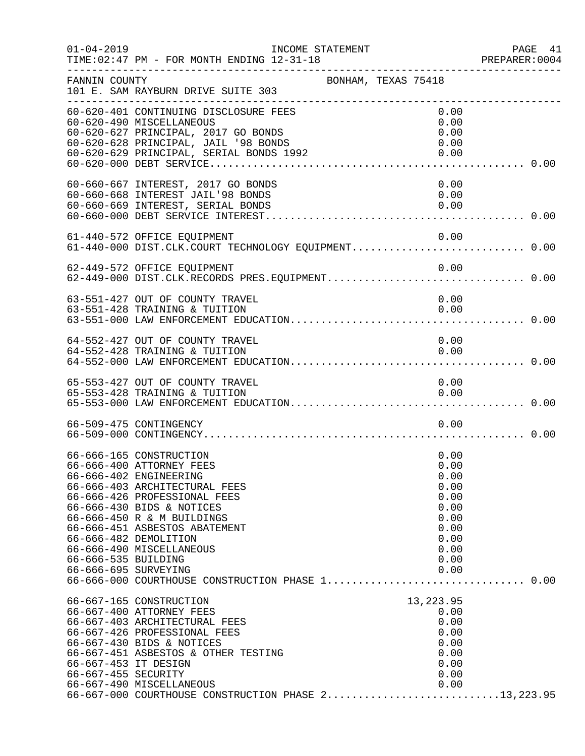FANNIN COUNTY BONHAM, TEXAS 75418
101 E. SAM RAYBURN DRIVE SUITE 303

| Account | Description | Amount | Total |
|---|---|---|---|
| 60-620-401 | CONTINUING DISCLOSURE FEES | 0.00 | |
| 60-620-490 | MISCELLANEOUS | 0.00 | |
| 60-620-627 | PRINCIPAL, 2017 GO BONDS | 0.00 | |
| 60-620-628 | PRINCIPAL, JAIL '98 BONDS | 0.00 | |
| 60-620-629 | PRINCIPAL, SERIAL BONDS 1992 | 0.00 | |
| 60-620-000 | DEBT SERVICE | | 0.00 |
| 60-660-667 | INTEREST, 2017 GO BONDS | 0.00 | |
| 60-660-668 | INTEREST JAIL'98 BONDS | 0.00 | |
| 60-660-669 | INTEREST, SERIAL BONDS | 0.00 | |
| 60-660-000 | DEBT SERVICE INTEREST | | 0.00 |
| 61-440-572 | OFFICE EQUIPMENT | 0.00 | |
| 61-440-000 | DIST.CLK.COURT TECHNOLOGY EQUIPMENT | | 0.00 |
| 62-449-572 | OFFICE EQUIPMENT | 0.00 | |
| 62-449-000 | DIST.CLK.RECORDS PRES.EQUIPMENT | | 0.00 |
| 63-551-427 | OUT OF COUNTY TRAVEL | 0.00 | |
| 63-551-428 | TRAINING & TUITION | 0.00 | |
| 63-551-000 | LAW ENFORCEMENT EDUCATION | | 0.00 |
| 64-552-427 | OUT OF COUNTY TRAVEL | 0.00 | |
| 64-552-428 | TRAINING & TUITION | 0.00 | |
| 64-552-000 | LAW ENFORCEMENT EDUCATION | | 0.00 |
| 65-553-427 | OUT OF COUNTY TRAVEL | 0.00 | |
| 65-553-428 | TRAINING & TUITION | 0.00 | |
| 65-553-000 | LAW ENFORCEMENT EDUCATION | | 0.00 |
| 66-509-475 | CONTINGENCY | 0.00 | |
| 66-509-000 | CONTINGENCY | | 0.00 |
| 66-666-165 | CONSTRUCTION | 0.00 | |
| 66-666-400 | ATTORNEY FEES | 0.00 | |
| 66-666-402 | ENGINEERING | 0.00 | |
| 66-666-403 | ARCHITECTURAL FEES | 0.00 | |
| 66-666-426 | PROFESSIONAL FEES | 0.00 | |
| 66-666-430 | BIDS & NOTICES | 0.00 | |
| 66-666-450 | R & M BUILDINGS | 0.00 | |
| 66-666-451 | ASBESTOS ABATEMENT | 0.00 | |
| 66-666-482 | DEMOLITION | 0.00 | |
| 66-666-490 | MISCELLANEOUS | 0.00 | |
| 66-666-535 | BUILDING | 0.00 | |
| 66-666-695 | SURVEYING | 0.00 | |
| 66-666-000 | COURTHOUSE CONSTRUCTION PHASE 1 | | 0.00 |
| 66-667-165 | CONSTRUCTION | 13,223.95 | |
| 66-667-400 | ATTORNEY FEES | 0.00 | |
| 66-667-403 | ARCHITECTURAL FEES | 0.00 | |
| 66-667-426 | PROFESSIONAL FEES | 0.00 | |
| 66-667-430 | BIDS & NOTICES | 0.00 | |
| 66-667-451 | ASBESTOS & OTHER TESTING | 0.00 | |
| 66-667-453 | IT DESIGN | 0.00 | |
| 66-667-455 | SECURITY | 0.00 | |
| 66-667-490 | MISCELLANEOUS | 0.00 | |
| 66-667-000 | COURTHOUSE CONSTRUCTION PHASE 2 | | 13,223.95 |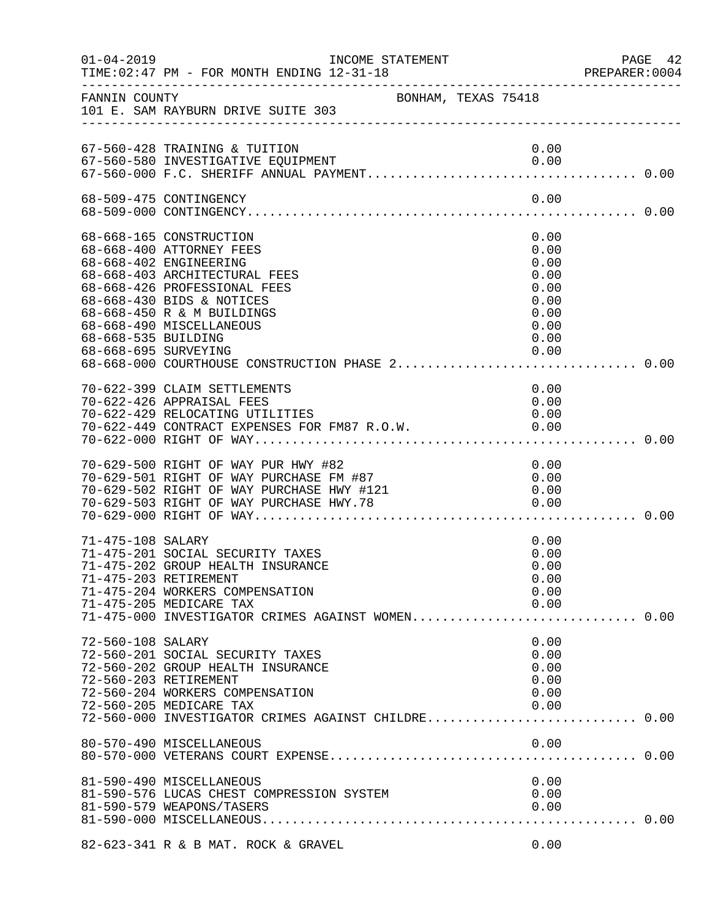FANNIN COUNTY — BONHAM, TEXAS 75418
101 E. SAM RAYBURN DRIVE SUITE 303

| Account | Description | Amount | Total |
|---|---|---|---|
| 67-560-428 | TRAINING & TUITION | 0.00 | |
| 67-560-580 | INVESTIGATIVE EQUIPMENT | 0.00 | |
| 67-560-000 | F.C. SHERIFF ANNUAL PAYMENT | | 0.00 |
| 68-509-475 | CONTINGENCY | 0.00 | |
| 68-509-000 | CONTINGENCY | | 0.00 |
| 68-668-165 | CONSTRUCTION | 0.00 | |
| 68-668-400 | ATTORNEY FEES | 0.00 | |
| 68-668-402 | ENGINEERING | 0.00 | |
| 68-668-403 | ARCHITECTURAL FEES | 0.00 | |
| 68-668-426 | PROFESSIONAL FEES | 0.00 | |
| 68-668-430 | BIDS & NOTICES | 0.00 | |
| 68-668-450 | R & M BUILDINGS | 0.00 | |
| 68-668-490 | MISCELLANEOUS | 0.00 | |
| 68-668-535 | BUILDING | 0.00 | |
| 68-668-695 | SURVEYING | 0.00 | |
| 68-668-000 | COURTHOUSE CONSTRUCTION PHASE 2 | | 0.00 |
| 70-622-399 | CLAIM SETTLEMENTS | 0.00 | |
| 70-622-426 | APPRAISAL FEES | 0.00 | |
| 70-622-429 | RELOCATING UTILITIES | 0.00 | |
| 70-622-449 | CONTRACT EXPENSES FOR FM87 R.O.W. | 0.00 | |
| 70-622-000 | RIGHT OF WAY | | 0.00 |
| 70-629-500 | RIGHT OF WAY PUR HWY #82 | 0.00 | |
| 70-629-501 | RIGHT OF WAY PURCHASE FM #87 | 0.00 | |
| 70-629-502 | RIGHT OF WAY PURCHASE HWY #121 | 0.00 | |
| 70-629-503 | RIGHT OF WAY PURCHASE HWY.78 | 0.00 | |
| 70-629-000 | RIGHT OF WAY | | 0.00 |
| 71-475-108 | SALARY | 0.00 | |
| 71-475-201 | SOCIAL SECURITY TAXES | 0.00 | |
| 71-475-202 | GROUP HEALTH INSURANCE | 0.00 | |
| 71-475-203 | RETIREMENT | 0.00 | |
| 71-475-204 | WORKERS COMPENSATION | 0.00 | |
| 71-475-205 | MEDICARE TAX | 0.00 | |
| 71-475-000 | INVESTIGATOR CRIMES AGAINST WOMEN | | 0.00 |
| 72-560-108 | SALARY | 0.00 | |
| 72-560-201 | SOCIAL SECURITY TAXES | 0.00 | |
| 72-560-202 | GROUP HEALTH INSURANCE | 0.00 | |
| 72-560-203 | RETIREMENT | 0.00 | |
| 72-560-204 | WORKERS COMPENSATION | 0.00 | |
| 72-560-205 | MEDICARE TAX | 0.00 | |
| 72-560-000 | INVESTIGATOR CRIMES AGAINST CHILDRE | | 0.00 |
| 80-570-490 | MISCELLANEOUS | 0.00 | |
| 80-570-000 | VETERANS COURT EXPENSE | | 0.00 |
| 81-590-490 | MISCELLANEOUS | 0.00 | |
| 81-590-576 | LUCAS CHEST COMPRESSION SYSTEM | 0.00 | |
| 81-590-579 | WEAPONS/TASERS | 0.00 | |
| 81-590-000 | MISCELLANEOUS | | 0.00 |
| 82-623-341 | R & B MAT. ROCK & GRAVEL | 0.00 | |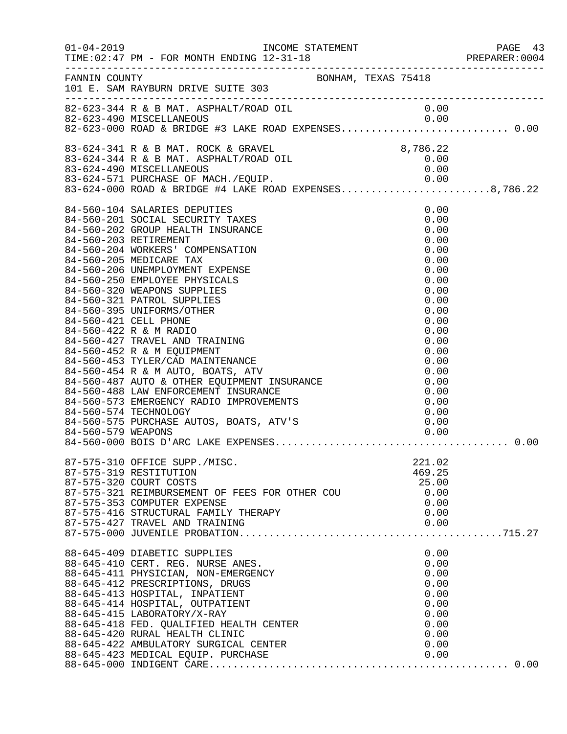FANNIN COUNTY BONHAM, TEXAS 75418
101 E. SAM RAYBURN DRIVE SUITE 303

INCOME STATEMENT
FOR MONTH ENDING 12-31-18

| Account | Description | Amount | Total |
|---|---|---|---|
| 82-623-344 | R & B MAT. ASPHALT/ROAD OIL | 0.00 | |
| 82-623-490 | MISCELLANEOUS | 0.00 | |
| 82-623-000 | ROAD & BRIDGE #3 LAKE ROAD EXPENSES | | 0.00 |
| 83-624-341 | R & B MAT. ROCK & GRAVEL | 8,786.22 | |
| 83-624-344 | R & B MAT. ASPHALT/ROAD OIL | 0.00 | |
| 83-624-490 | MISCELLANEOUS | 0.00 | |
| 83-624-571 | PURCHASE OF MACH./EQUIP. | 0.00 | |
| 83-624-000 | ROAD & BRIDGE #4 LAKE ROAD EXPENSES | | 8,786.22 |
| 84-560-104 | SALARIES DEPUTIES | 0.00 | |
| 84-560-201 | SOCIAL SECURITY TAXES | 0.00 | |
| 84-560-202 | GROUP HEALTH INSURANCE | 0.00 | |
| 84-560-203 | RETIREMENT | 0.00 | |
| 84-560-204 | WORKERS' COMPENSATION | 0.00 | |
| 84-560-205 | MEDICARE TAX | 0.00 | |
| 84-560-206 | UNEMPLOYMENT EXPENSE | 0.00 | |
| 84-560-250 | EMPLOYEE PHYSICALS | 0.00 | |
| 84-560-320 | WEAPONS SUPPLIES | 0.00 | |
| 84-560-321 | PATROL SUPPLIES | 0.00 | |
| 84-560-395 | UNIFORMS/OTHER | 0.00 | |
| 84-560-421 | CELL PHONE | 0.00 | |
| 84-560-422 | R & M RADIO | 0.00 | |
| 84-560-427 | TRAVEL AND TRAINING | 0.00 | |
| 84-560-452 | R & M EQUIPMENT | 0.00 | |
| 84-560-453 | TYLER/CAD MAINTENANCE | 0.00 | |
| 84-560-454 | R & M AUTO, BOATS, ATV | 0.00 | |
| 84-560-487 | AUTO & OTHER EQUIPMENT INSURANCE | 0.00 | |
| 84-560-488 | LAW ENFORCEMENT INSURANCE | 0.00 | |
| 84-560-573 | EMERGENCY RADIO IMPROVEMENTS | 0.00 | |
| 84-560-574 | TECHNOLOGY | 0.00 | |
| 84-560-575 | PURCHASE AUTOS, BOATS, ATV'S | 0.00 | |
| 84-560-579 | WEAPONS | 0.00 | |
| 84-560-000 | BOIS D'ARC LAKE EXPENSES | | 0.00 |
| 87-575-310 | OFFICE SUPP./MISC. | 221.02 | |
| 87-575-319 | RESTITUTION | 469.25 | |
| 87-575-320 | COURT COSTS | 25.00 | |
| 87-575-321 | REIMBURSEMENT OF FEES FOR OTHER COU | 0.00 | |
| 87-575-353 | COMPUTER EXPENSE | 0.00 | |
| 87-575-416 | STRUCTURAL FAMILY THERAPY | 0.00 | |
| 87-575-427 | TRAVEL AND TRAINING | 0.00 | |
| 87-575-000 | JUVENILE PROBATION | | 715.27 |
| 88-645-409 | DIABETIC SUPPLIES | 0.00 | |
| 88-645-410 | CERT. REG. NURSE ANES. | 0.00 | |
| 88-645-411 | PHYSICIAN, NON-EMERGENCY | 0.00 | |
| 88-645-412 | PRESCRIPTIONS, DRUGS | 0.00 | |
| 88-645-413 | HOSPITAL, INPATIENT | 0.00 | |
| 88-645-414 | HOSPITAL, OUTPATIENT | 0.00 | |
| 88-645-415 | LABORATORY/X-RAY | 0.00 | |
| 88-645-418 | FED. QUALIFIED HEALTH CENTER | 0.00 | |
| 88-645-420 | RURAL HEALTH CLINIC | 0.00 | |
| 88-645-422 | AMBULATORY SURGICAL CENTER | 0.00 | |
| 88-645-423 | MEDICAL EQUIP. PURCHASE | 0.00 | |
| 88-645-000 | INDIGENT CARE | | 0.00 |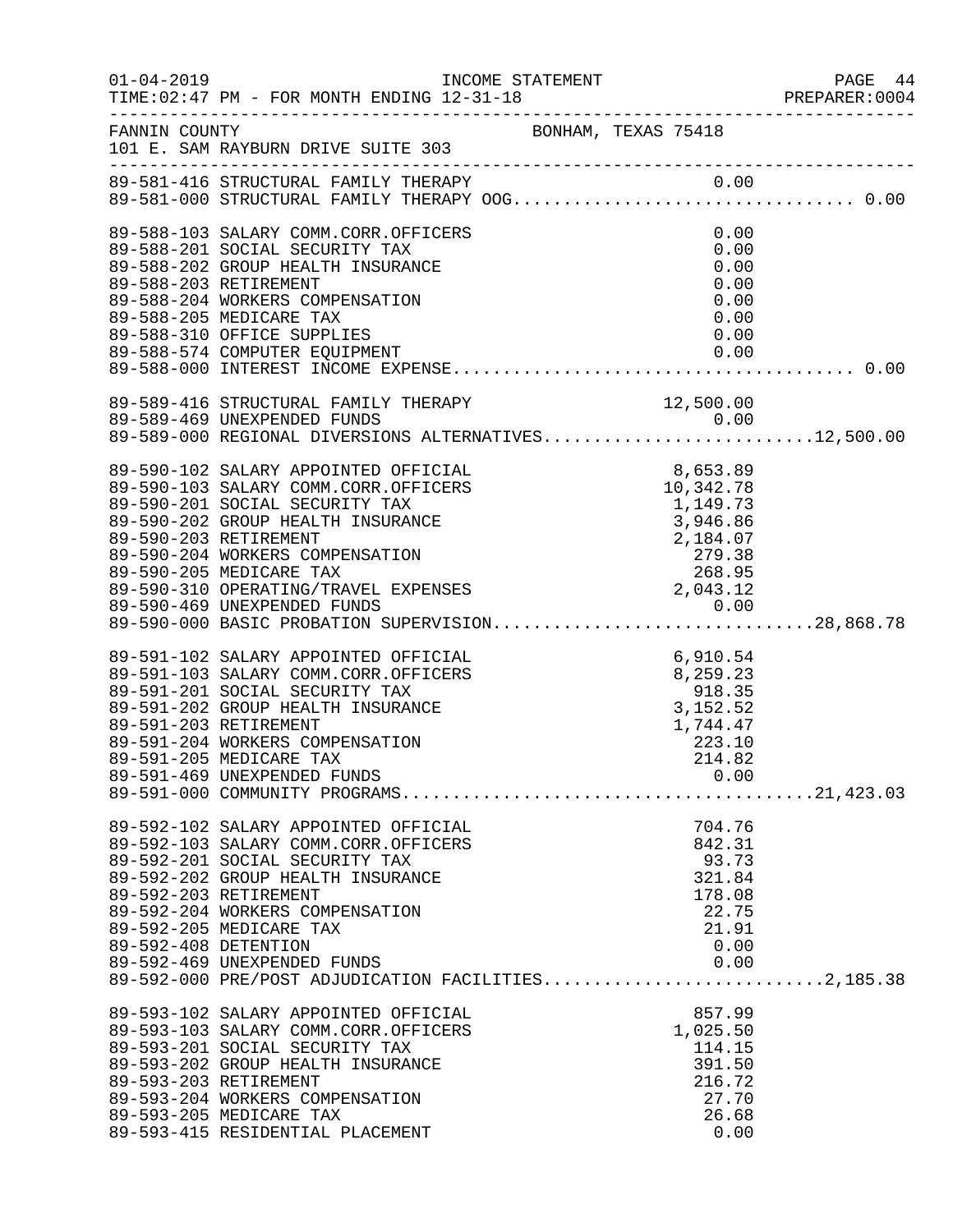FANNIN COUNTY                                    BONHAM, TEXAS 75418
101 E. SAM RAYBURN DRIVE SUITE 303

| Account | Description | Amount | Total |
|---|---|---|---|
| 89-581-416 | STRUCTURAL FAMILY THERAPY | 0.00 | |
| 89-581-000 | STRUCTURAL FAMILY THERAPY OOG | | 0.00 |
| 89-588-103 | SALARY COMM.CORR.OFFICERS | 0.00 | |
| 89-588-201 | SOCIAL SECURITY TAX | 0.00 | |
| 89-588-202 | GROUP HEALTH INSURANCE | 0.00 | |
| 89-588-203 | RETIREMENT | 0.00 | |
| 89-588-204 | WORKERS COMPENSATION | 0.00 | |
| 89-588-205 | MEDICARE TAX | 0.00 | |
| 89-588-310 | OFFICE SUPPLIES | 0.00 | |
| 89-588-574 | COMPUTER EQUIPMENT | 0.00 | |
| 89-588-000 | INTEREST INCOME EXPENSE | | 0.00 |
| 89-589-416 | STRUCTURAL FAMILY THERAPY | 12,500.00 | |
| 89-589-469 | UNEXPENDED FUNDS | 0.00 | |
| 89-589-000 | REGIONAL DIVERSIONS ALTERNATIVES | | 12,500.00 |
| 89-590-102 | SALARY APPOINTED OFFICIAL | 8,653.89 | |
| 89-590-103 | SALARY COMM.CORR.OFFICERS | 10,342.78 | |
| 89-590-201 | SOCIAL SECURITY TAX | 1,149.73 | |
| 89-590-202 | GROUP HEALTH INSURANCE | 3,946.86 | |
| 89-590-203 | RETIREMENT | 2,184.07 | |
| 89-590-204 | WORKERS COMPENSATION | 279.38 | |
| 89-590-205 | MEDICARE TAX | 268.95 | |
| 89-590-310 | OPERATING/TRAVEL EXPENSES | 2,043.12 | |
| 89-590-469 | UNEXPENDED FUNDS | 0.00 | |
| 89-590-000 | BASIC PROBATION SUPERVISION | | 28,868.78 |
| 89-591-102 | SALARY APPOINTED OFFICIAL | 6,910.54 | |
| 89-591-103 | SALARY COMM.CORR.OFFICERS | 8,259.23 | |
| 89-591-201 | SOCIAL SECURITY TAX | 918.35 | |
| 89-591-202 | GROUP HEALTH INSURANCE | 3,152.52 | |
| 89-591-203 | RETIREMENT | 1,744.47 | |
| 89-591-204 | WORKERS COMPENSATION | 223.10 | |
| 89-591-205 | MEDICARE TAX | 214.82 | |
| 89-591-469 | UNEXPENDED FUNDS | 0.00 | |
| 89-591-000 | COMMUNITY PROGRAMS | | 21,423.03 |
| 89-592-102 | SALARY APPOINTED OFFICIAL | 704.76 | |
| 89-592-103 | SALARY COMM.CORR.OFFICERS | 842.31 | |
| 89-592-201 | SOCIAL SECURITY TAX | 93.73 | |
| 89-592-202 | GROUP HEALTH INSURANCE | 321.84 | |
| 89-592-203 | RETIREMENT | 178.08 | |
| 89-592-204 | WORKERS COMPENSATION | 22.75 | |
| 89-592-205 | MEDICARE TAX | 21.91 | |
| 89-592-408 | DETENTION | 0.00 | |
| 89-592-469 | UNEXPENDED FUNDS | 0.00 | |
| 89-592-000 | PRE/POST ADJUDICATION FACILITIES | | 2,185.38 |
| 89-593-102 | SALARY APPOINTED OFFICIAL | 857.99 | |
| 89-593-103 | SALARY COMM.CORR.OFFICERS | 1,025.50 | |
| 89-593-201 | SOCIAL SECURITY TAX | 114.15 | |
| 89-593-202 | GROUP HEALTH INSURANCE | 391.50 | |
| 89-593-203 | RETIREMENT | 216.72 | |
| 89-593-204 | WORKERS COMPENSATION | 27.70 | |
| 89-593-205 | MEDICARE TAX | 26.68 | |
| 89-593-415 | RESIDENTIAL PLACEMENT | 0.00 | |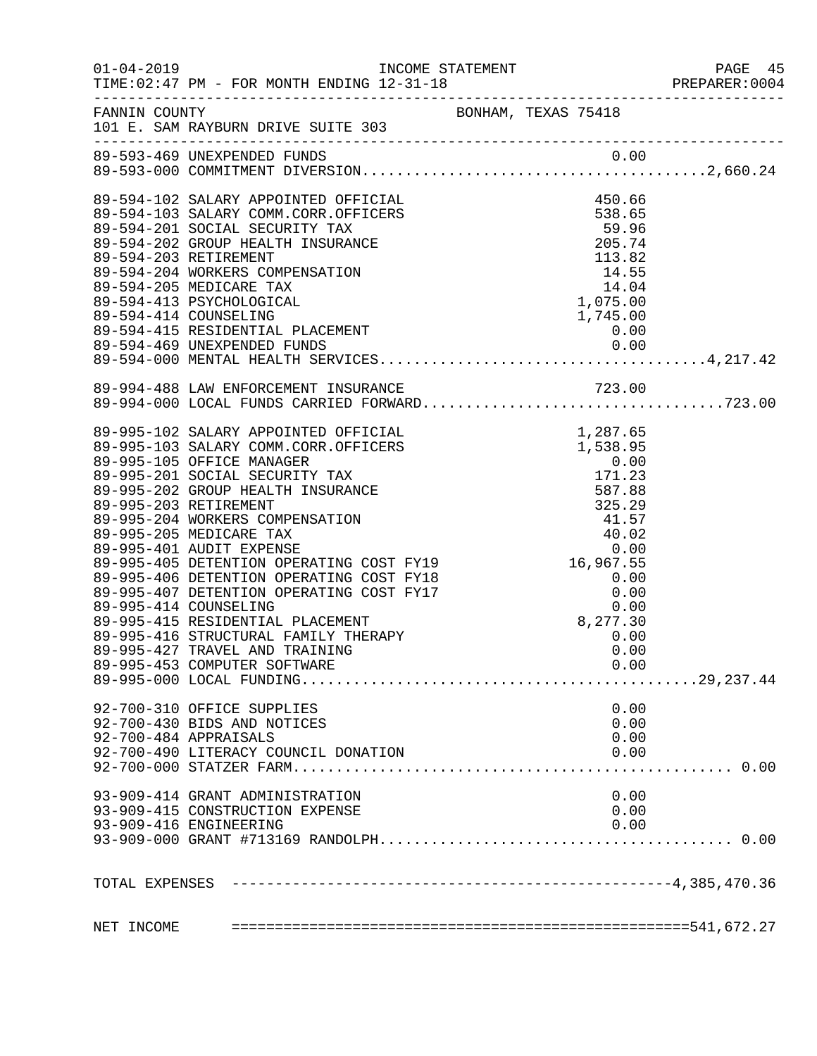FANNIN COUNTY — BONHAM, TEXAS 75418
101 E. SAM RAYBURN DRIVE SUITE 303

INCOME STATEMENT
TIME:02:47 PM - FOR MONTH ENDING 12-31-18

| Account | Description | Amount | Total |
|---|---|---|---|
| 89-593-469 | UNEXPENDED FUNDS | 0.00 | |
| 89-593-000 | COMMITMENT DIVERSION | | 2,660.24 |
| 89-594-102 | SALARY APPOINTED OFFICIAL | 450.66 | |
| 89-594-103 | SALARY COMM.CORR.OFFICERS | 538.65 | |
| 89-594-201 | SOCIAL SECURITY TAX | 59.96 | |
| 89-594-202 | GROUP HEALTH INSURANCE | 205.74 | |
| 89-594-203 | RETIREMENT | 113.82 | |
| 89-594-204 | WORKERS COMPENSATION | 14.55 | |
| 89-594-205 | MEDICARE TAX | 14.04 | |
| 89-594-413 | PSYCHOLOGICAL | 1,075.00 | |
| 89-594-414 | COUNSELING | 1,745.00 | |
| 89-594-415 | RESIDENTIAL PLACEMENT | 0.00 | |
| 89-594-469 | UNEXPENDED FUNDS | 0.00 | |
| 89-594-000 | MENTAL HEALTH SERVICES | | 4,217.42 |
| 89-994-488 | LAW ENFORCEMENT INSURANCE | 723.00 | |
| 89-994-000 | LOCAL FUNDS CARRIED FORWARD | | 723.00 |
| 89-995-102 | SALARY APPOINTED OFFICIAL | 1,287.65 | |
| 89-995-103 | SALARY COMM.CORR.OFFICERS | 1,538.95 | |
| 89-995-105 | OFFICE MANAGER | 0.00 | |
| 89-995-201 | SOCIAL SECURITY TAX | 171.23 | |
| 89-995-202 | GROUP HEALTH INSURANCE | 587.88 | |
| 89-995-203 | RETIREMENT | 325.29 | |
| 89-995-204 | WORKERS COMPENSATION | 41.57 | |
| 89-995-205 | MEDICARE TAX | 40.02 | |
| 89-995-401 | AUDIT EXPENSE | 0.00 | |
| 89-995-405 | DETENTION OPERATING COST FY19 | 16,967.55 | |
| 89-995-406 | DETENTION OPERATING COST FY18 | 0.00 | |
| 89-995-407 | DETENTION OPERATING COST FY17 | 0.00 | |
| 89-995-414 | COUNSELING | 0.00 | |
| 89-995-415 | RESIDENTIAL PLACEMENT | 8,277.30 | |
| 89-995-416 | STRUCTURAL FAMILY THERAPY | 0.00 | |
| 89-995-427 | TRAVEL AND TRAINING | 0.00 | |
| 89-995-453 | COMPUTER SOFTWARE | 0.00 | |
| 89-995-000 | LOCAL FUNDING | | 29,237.44 |
| 92-700-310 | OFFICE SUPPLIES | 0.00 | |
| 92-700-430 | BIDS AND NOTICES | 0.00 | |
| 92-700-484 | APPRAISALS | 0.00 | |
| 92-700-490 | LITERACY COUNCIL DONATION | 0.00 | |
| 92-700-000 | STATZER FARM | | 0.00 |
| 93-909-414 | GRANT ADMINISTRATION | 0.00 | |
| 93-909-415 | CONSTRUCTION EXPENSE | 0.00 | |
| 93-909-416 | ENGINEERING | 0.00 | |
| 93-909-000 | GRANT #713169 RANDOLPH | | 0.00 |

| | |
|---|---|
| TOTAL EXPENSES | 4,385,470.36 |
| NET INCOME | 541,672.27 |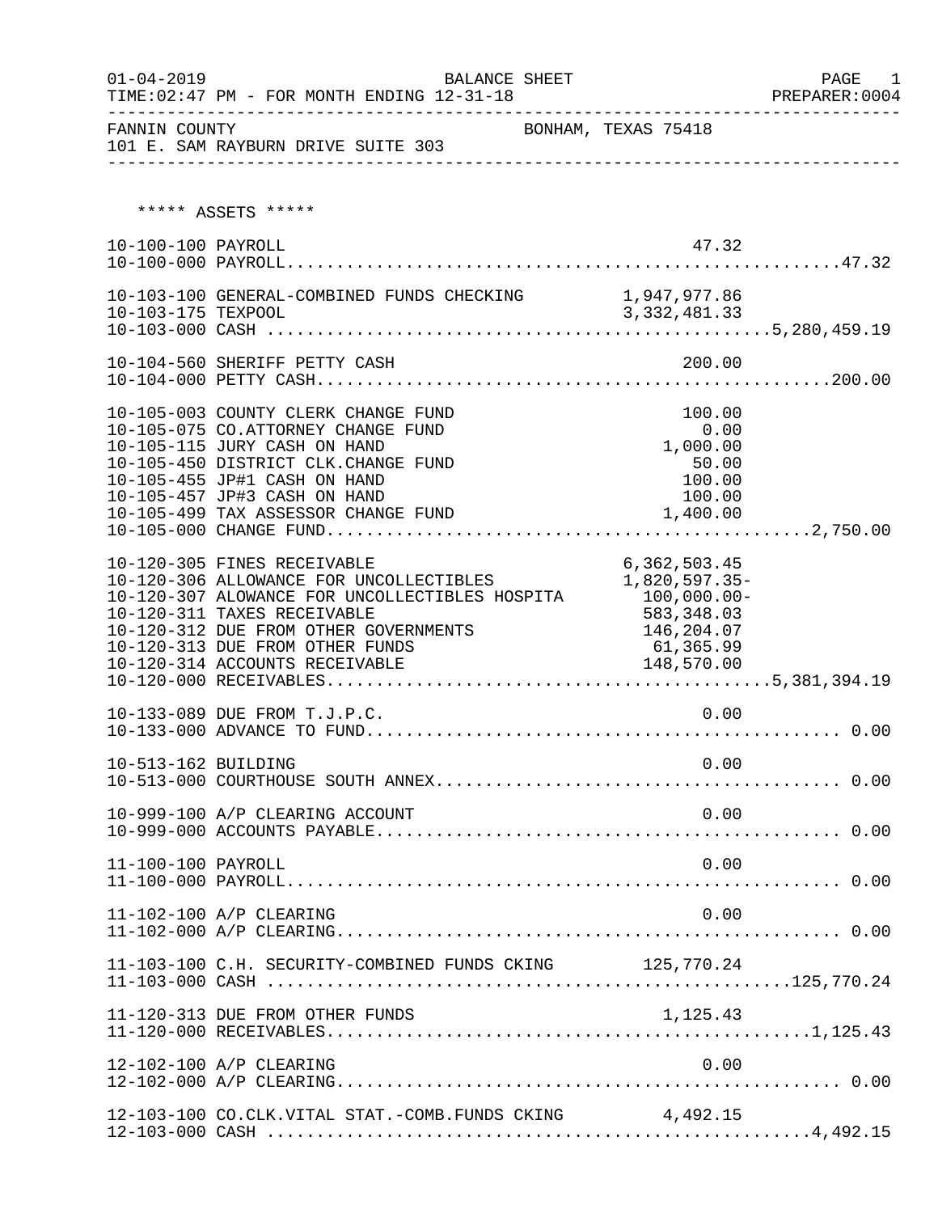FANNIN COUNTY — BONHAM, TEXAS 75418
101 E. SAM RAYBURN DRIVE SUITE 303

BALANCE SHEET — FOR MONTH ENDING 12-31-18

## ***** ASSETS *****

| Account | Description | Detail | Total |
|---|---|---|---|
| 10-100-100 | PAYROLL | 47.32 | |
| 10-100-000 | PAYROLL | | 47.32 |
| 10-103-100 | GENERAL-COMBINED FUNDS CHECKING | 1,947,977.86 | |
| 10-103-175 | TEXPOOL | 3,332,481.33 | |
| 10-103-000 | CASH | | 5,280,459.19 |
| 10-104-560 | SHERIFF PETTY CASH | 200.00 | |
| 10-104-000 | PETTY CASH | | 200.00 |
| 10-105-003 | COUNTY CLERK CHANGE FUND | 100.00 | |
| 10-105-075 | CO.ATTORNEY CHANGE FUND | 0.00 | |
| 10-105-115 | JURY CASH ON HAND | 1,000.00 | |
| 10-105-450 | DISTRICT CLK.CHANGE FUND | 50.00 | |
| 10-105-455 | JP#1 CASH ON HAND | 100.00 | |
| 10-105-457 | JP#3 CASH ON HAND | 100.00 | |
| 10-105-499 | TAX ASSESSOR CHANGE FUND | 1,400.00 | |
| 10-105-000 | CHANGE FUND | | 2,750.00 |
| 10-120-305 | FINES RECEIVABLE | 6,362,503.45 | |
| 10-120-306 | ALLOWANCE FOR UNCOLLECTIBLES | 1,820,597.35- | |
| 10-120-307 | ALOWANCE FOR UNCOLLECTIBLES HOSPITA | 100,000.00- | |
| 10-120-311 | TAXES RECEIVABLE | 583,348.03 | |
| 10-120-312 | DUE FROM OTHER GOVERNMENTS | 146,204.07 | |
| 10-120-313 | DUE FROM OTHER FUNDS | 61,365.99 | |
| 10-120-314 | ACCOUNTS RECEIVABLE | 148,570.00 | |
| 10-120-000 | RECEIVABLES | | 5,381,394.19 |
| 10-133-089 | DUE FROM T.J.P.C. | 0.00 | |
| 10-133-000 | ADVANCE TO FUND | | 0.00 |
| 10-513-162 | BUILDING | 0.00 | |
| 10-513-000 | COURTHOUSE SOUTH ANNEX | | 0.00 |
| 10-999-100 | A/P CLEARING ACCOUNT | 0.00 | |
| 10-999-000 | ACCOUNTS PAYABLE | | 0.00 |
| 11-100-100 | PAYROLL | 0.00 | |
| 11-100-000 | PAYROLL | | 0.00 |
| 11-102-100 | A/P CLEARING | 0.00 | |
| 11-102-000 | A/P CLEARING | | 0.00 |
| 11-103-100 | C.H. SECURITY-COMBINED FUNDS CKING | 125,770.24 | |
| 11-103-000 | CASH | | 125,770.24 |
| 11-120-313 | DUE FROM OTHER FUNDS | 1,125.43 | |
| 11-120-000 | RECEIVABLES | | 1,125.43 |
| 12-102-100 | A/P CLEARING | 0.00 | |
| 12-102-000 | A/P CLEARING | | 0.00 |
| 12-103-100 | CO.CLK.VITAL STAT.-COMB.FUNDS CKING | 4,492.15 | |
| 12-103-000 | CASH | | 4,492.15 |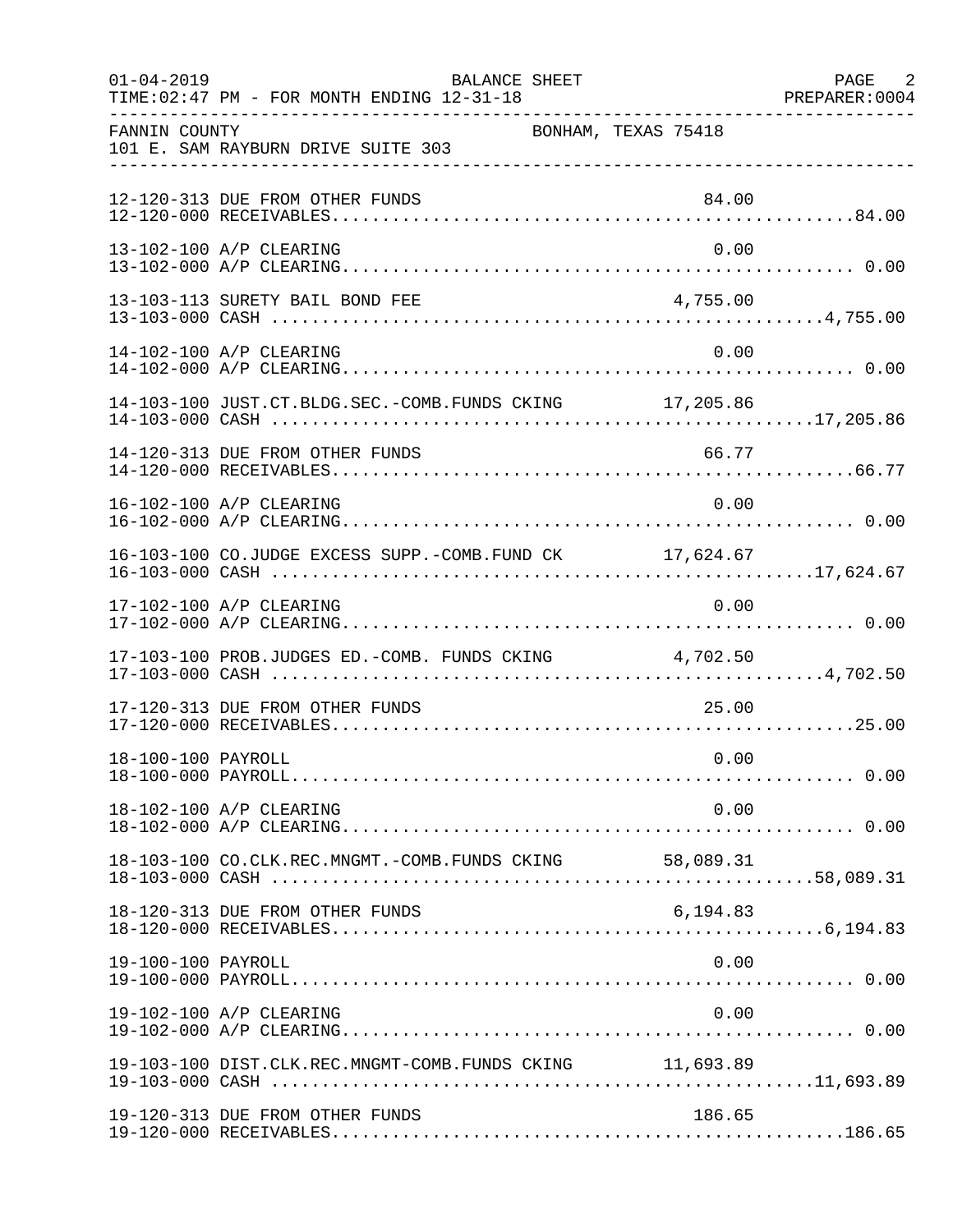FANNIN COUNTY BONHAM, TEXAS 75418
101 E. SAM RAYBURN DRIVE SUITE 303

| Account | Description | Amount | Total |
|---|---|---|---|
| 12-120-313 | DUE FROM OTHER FUNDS | 84.00 | |
| 12-120-000 | RECEIVABLES | | 84.00 |
| 13-102-100 | A/P CLEARING | 0.00 | |
| 13-102-000 | A/P CLEARING | | 0.00 |
| 13-103-113 | SURETY BAIL BOND FEE | 4,755.00 | |
| 13-103-000 | CASH | | 4,755.00 |
| 14-102-100 | A/P CLEARING | 0.00 | |
| 14-102-000 | A/P CLEARING | | 0.00 |
| 14-103-100 | JUST.CT.BLDG.SEC.-COMB.FUNDS CKING | 17,205.86 | |
| 14-103-000 | CASH | | 17,205.86 |
| 14-120-313 | DUE FROM OTHER FUNDS | 66.77 | |
| 14-120-000 | RECEIVABLES | | 66.77 |
| 16-102-100 | A/P CLEARING | 0.00 | |
| 16-102-000 | A/P CLEARING | | 0.00 |
| 16-103-100 | CO.JUDGE EXCESS SUPP.-COMB.FUND CK | 17,624.67 | |
| 16-103-000 | CASH | | 17,624.67 |
| 17-102-100 | A/P CLEARING | 0.00 | |
| 17-102-000 | A/P CLEARING | | 0.00 |
| 17-103-100 | PROB.JUDGES ED.-COMB. FUNDS CKING | 4,702.50 | |
| 17-103-000 | CASH | | 4,702.50 |
| 17-120-313 | DUE FROM OTHER FUNDS | 25.00 | |
| 17-120-000 | RECEIVABLES | | 25.00 |
| 18-100-100 | PAYROLL | 0.00 | |
| 18-100-000 | PAYROLL | | 0.00 |
| 18-102-100 | A/P CLEARING | 0.00 | |
| 18-102-000 | A/P CLEARING | | 0.00 |
| 18-103-100 | CO.CLK.REC.MNGMT.-COMB.FUNDS CKING | 58,089.31 | |
| 18-103-000 | CASH | | 58,089.31 |
| 18-120-313 | DUE FROM OTHER FUNDS | 6,194.83 | |
| 18-120-000 | RECEIVABLES | | 6,194.83 |
| 19-100-100 | PAYROLL | 0.00 | |
| 19-100-000 | PAYROLL | | 0.00 |
| 19-102-100 | A/P CLEARING | 0.00 | |
| 19-102-000 | A/P CLEARING | | 0.00 |
| 19-103-100 | DIST.CLK.REC.MNGMT-COMB.FUNDS CKING | 11,693.89 | |
| 19-103-000 | CASH | | 11,693.89 |
| 19-120-313 | DUE FROM OTHER FUNDS | 186.65 | |
| 19-120-000 | RECEIVABLES | | 186.65 |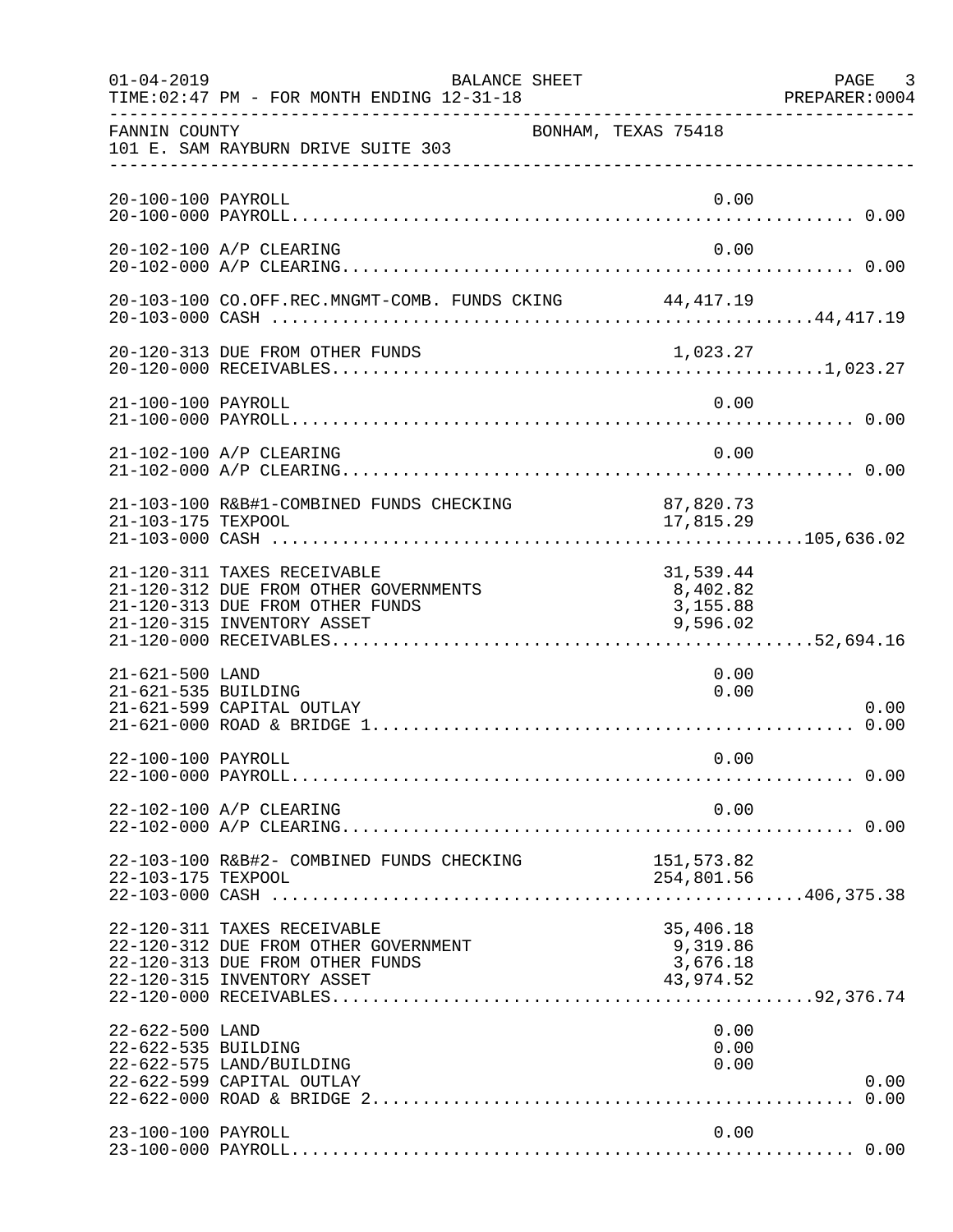FANNIN COUNTY — BONHAM, TEXAS 75418
101 E. SAM RAYBURN DRIVE SUITE 303

BALANCE SHEET — FOR MONTH ENDING 12-31-18

| Account | Description | Detail | Total |
|---|---|---|---|
| 20-100-100 | PAYROLL | 0.00 | |
| 20-100-000 | PAYROLL | | 0.00 |
| 20-102-100 | A/P CLEARING | 0.00 | |
| 20-102-000 | A/P CLEARING | | 0.00 |
| 20-103-100 | CO.OFF.REC.MNGMT-COMB. FUNDS CKING | 44,417.19 | |
| 20-103-000 | CASH | | 44,417.19 |
| 20-120-313 | DUE FROM OTHER FUNDS | 1,023.27 | |
| 20-120-000 | RECEIVABLES | | 1,023.27 |
| 21-100-100 | PAYROLL | 0.00 | |
| 21-100-000 | PAYROLL | | 0.00 |
| 21-102-100 | A/P CLEARING | 0.00 | |
| 21-102-000 | A/P CLEARING | | 0.00 |
| 21-103-100 | R&B#1-COMBINED FUNDS CHECKING | 87,820.73 | |
| 21-103-175 | TEXPOOL | 17,815.29 | |
| 21-103-000 | CASH | | 105,636.02 |
| 21-120-311 | TAXES RECEIVABLE | 31,539.44 | |
| 21-120-312 | DUE FROM OTHER GOVERNMENTS | 8,402.82 | |
| 21-120-313 | DUE FROM OTHER FUNDS | 3,155.88 | |
| 21-120-315 | INVENTORY ASSET | 9,596.02 | |
| 21-120-000 | RECEIVABLES | | 52,694.16 |
| 21-621-500 | LAND | 0.00 | |
| 21-621-535 | BUILDING | 0.00 | |
| 21-621-599 | CAPITAL OUTLAY | | 0.00 |
| 21-621-000 | ROAD & BRIDGE 1 | | 0.00 |
| 22-100-100 | PAYROLL | 0.00 | |
| 22-100-000 | PAYROLL | | 0.00 |
| 22-102-100 | A/P CLEARING | 0.00 | |
| 22-102-000 | A/P CLEARING | | 0.00 |
| 22-103-100 | R&B#2- COMBINED FUNDS CHECKING | 151,573.82 | |
| 22-103-175 | TEXPOOL | 254,801.56 | |
| 22-103-000 | CASH | | 406,375.38 |
| 22-120-311 | TAXES RECEIVABLE | 35,406.18 | |
| 22-120-312 | DUE FROM OTHER GOVERNMENT | 9,319.86 | |
| 22-120-313 | DUE FROM OTHER FUNDS | 3,676.18 | |
| 22-120-315 | INVENTORY ASSET | 43,974.52 | |
| 22-120-000 | RECEIVABLES | | 92,376.74 |
| 22-622-500 | LAND | 0.00 | |
| 22-622-535 | BUILDING | 0.00 | |
| 22-622-575 | LAND/BUILDING | 0.00 | |
| 22-622-599 | CAPITAL OUTLAY | | 0.00 |
| 22-622-000 | ROAD & BRIDGE 2 | | 0.00 |
| 23-100-100 | PAYROLL | 0.00 | |
| 23-100-000 | PAYROLL | | 0.00 |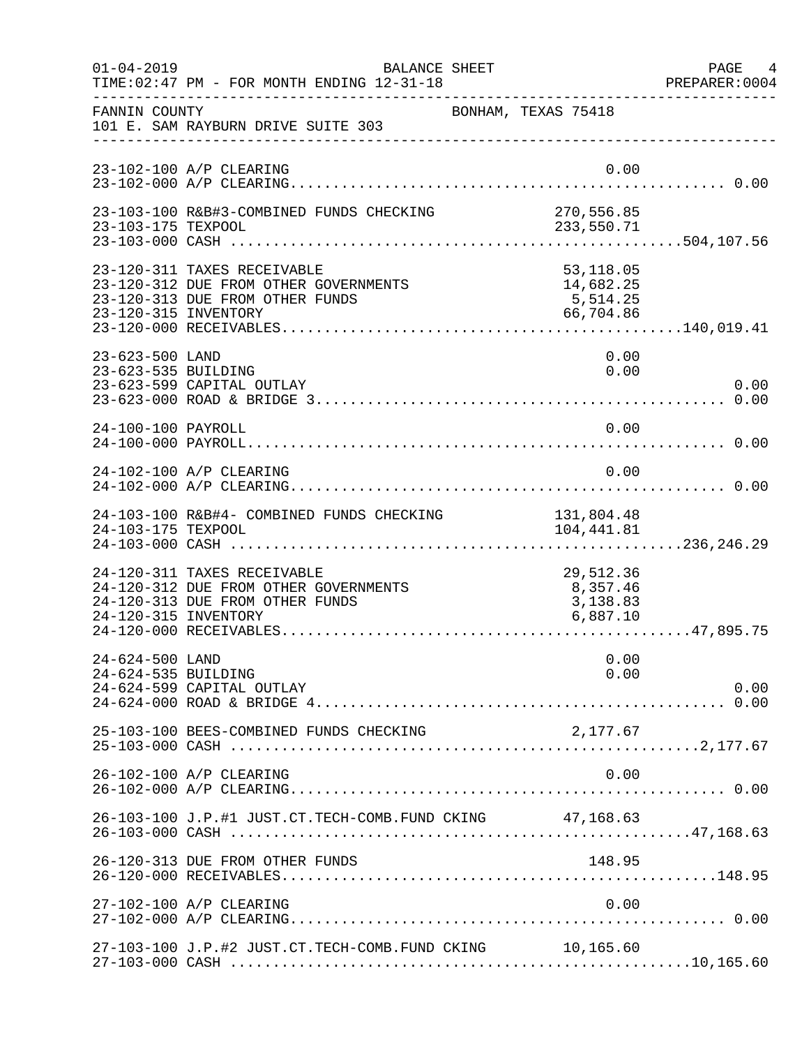FANNIN COUNTY — BONHAM, TEXAS 75418
101 E. SAM RAYBURN DRIVE SUITE 303

BALANCE SHEET — FOR MONTH ENDING 12-31-18

| Account | Description | Amount | Total |
|---|---|---|---|
| 23-102-100 | A/P CLEARING | 0.00 | |
| 23-102-000 | A/P CLEARING | | 0.00 |
| 23-103-100 | R&B#3-COMBINED FUNDS CHECKING | 270,556.85 | |
| 23-103-175 | TEXPOOL | 233,550.71 | |
| 23-103-000 | CASH | | 504,107.56 |
| 23-120-311 | TAXES RECEIVABLE | 53,118.05 | |
| 23-120-312 | DUE FROM OTHER GOVERNMENTS | 14,682.25 | |
| 23-120-313 | DUE FROM OTHER FUNDS | 5,514.25 | |
| 23-120-315 | INVENTORY | 66,704.86 | |
| 23-120-000 | RECEIVABLES | | 140,019.41 |
| 23-623-500 | LAND | 0.00 | |
| 23-623-535 | BUILDING | 0.00 | |
| 23-623-599 | CAPITAL OUTLAY | | 0.00 |
| 23-623-000 | ROAD & BRIDGE 3 | | 0.00 |
| 24-100-100 | PAYROLL | 0.00 | |
| 24-100-000 | PAYROLL | | 0.00 |
| 24-102-100 | A/P CLEARING | 0.00 | |
| 24-102-000 | A/P CLEARING | | 0.00 |
| 24-103-100 | R&B#4- COMBINED FUNDS CHECKING | 131,804.48 | |
| 24-103-175 | TEXPOOL | 104,441.81 | |
| 24-103-000 | CASH | | 236,246.29 |
| 24-120-311 | TAXES RECEIVABLE | 29,512.36 | |
| 24-120-312 | DUE FROM OTHER GOVERNMENTS | 8,357.46 | |
| 24-120-313 | DUE FROM OTHER FUNDS | 3,138.83 | |
| 24-120-315 | INVENTORY | 6,887.10 | |
| 24-120-000 | RECEIVABLES | | 47,895.75 |
| 24-624-500 | LAND | 0.00 | |
| 24-624-535 | BUILDING | 0.00 | |
| 24-624-599 | CAPITAL OUTLAY | | 0.00 |
| 24-624-000 | ROAD & BRIDGE 4 | | 0.00 |
| 25-103-100 | BEES-COMBINED FUNDS CHECKING | 2,177.67 | |
| 25-103-000 | CASH | | 2,177.67 |
| 26-102-100 | A/P CLEARING | 0.00 | |
| 26-102-000 | A/P CLEARING | | 0.00 |
| 26-103-100 | J.P.#1 JUST.CT.TECH-COMB.FUND CKING | 47,168.63 | |
| 26-103-000 | CASH | | 47,168.63 |
| 26-120-313 | DUE FROM OTHER FUNDS | 148.95 | |
| 26-120-000 | RECEIVABLES | | 148.95 |
| 27-102-100 | A/P CLEARING | 0.00 | |
| 27-102-000 | A/P CLEARING | | 0.00 |
| 27-103-100 | J.P.#2 JUST.CT.TECH-COMB.FUND CKING | 10,165.60 | |
| 27-103-000 | CASH | | 10,165.60 |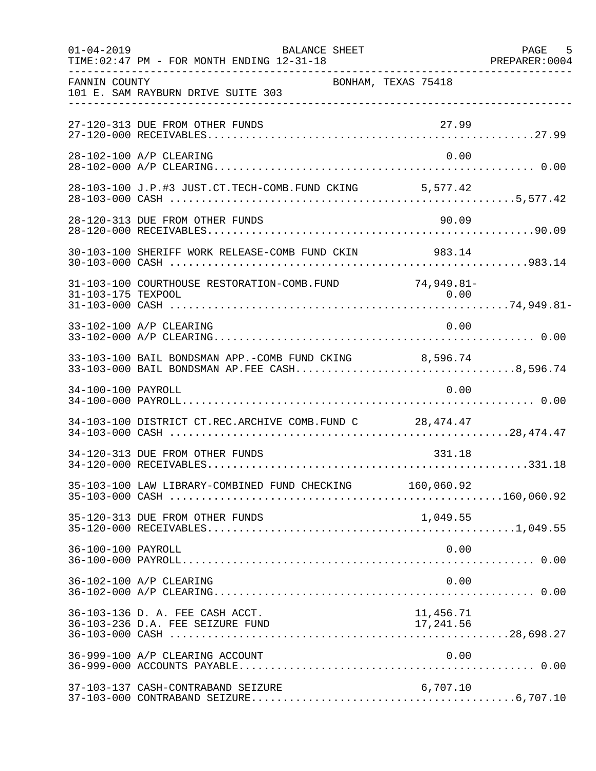BALANCE SHEET

TIME:02:47 PM - FOR MONTH ENDING 12-31-18

FANNIN COUNTY — BONHAM, TEXAS 75418
101 E. SAM RAYBURN DRIVE SUITE 303

| Account | Description | Amount | Total |
|---|---|---|---|
| 27-120-313 | DUE FROM OTHER FUNDS | 27.99 | |
| 27-120-000 | RECEIVABLES | | 27.99 |
| 28-102-100 | A/P CLEARING | 0.00 | |
| 28-102-000 | A/P CLEARING | | 0.00 |
| 28-103-100 | J.P.#3 JUST.CT.TECH-COMB.FUND CKING | 5,577.42 | |
| 28-103-000 | CASH | | 5,577.42 |
| 28-120-313 | DUE FROM OTHER FUNDS | 90.09 | |
| 28-120-000 | RECEIVABLES | | 90.09 |
| 30-103-100 | SHERIFF WORK RELEASE-COMB FUND CKIN | 983.14 | |
| 30-103-000 | CASH | | 983.14 |
| 31-103-100 | COURTHOUSE RESTORATION-COMB.FUND | 74,949.81- | |
| 31-103-175 | TEXPOOL | 0.00 | |
| 31-103-000 | CASH | | 74,949.81- |
| 33-102-100 | A/P CLEARING | 0.00 | |
| 33-102-000 | A/P CLEARING | | 0.00 |
| 33-103-100 | BAIL BONDSMAN APP.-COMB FUND CKING | 8,596.74 | |
| 33-103-000 | BAIL BONDSMAN AP.FEE CASH | | 8,596.74 |
| 34-100-100 | PAYROLL | 0.00 | |
| 34-100-000 | PAYROLL | | 0.00 |
| 34-103-100 | DISTRICT CT.REC.ARCHIVE COMB.FUND C | 28,474.47 | |
| 34-103-000 | CASH | | 28,474.47 |
| 34-120-313 | DUE FROM OTHER FUNDS | 331.18 | |
| 34-120-000 | RECEIVABLES | | 331.18 |
| 35-103-100 | LAW LIBRARY-COMBINED FUND CHECKING | 160,060.92 | |
| 35-103-000 | CASH | | 160,060.92 |
| 35-120-313 | DUE FROM OTHER FUNDS | 1,049.55 | |
| 35-120-000 | RECEIVABLES | | 1,049.55 |
| 36-100-100 | PAYROLL | 0.00 | |
| 36-100-000 | PAYROLL | | 0.00 |
| 36-102-100 | A/P CLEARING | 0.00 | |
| 36-102-000 | A/P CLEARING | | 0.00 |
| 36-103-136 | D. A. FEE CASH ACCT. | 11,456.71 | |
| 36-103-236 | D.A. FEE SEIZURE FUND | 17,241.56 | |
| 36-103-000 | CASH | | 28,698.27 |
| 36-999-100 | A/P CLEARING ACCOUNT | 0.00 | |
| 36-999-000 | ACCOUNTS PAYABLE | | 0.00 |
| 37-103-137 | CASH-CONTRABAND SEIZURE | 6,707.10 | |
| 37-103-000 | CONTRABAND SEIZURE | | 6,707.10 |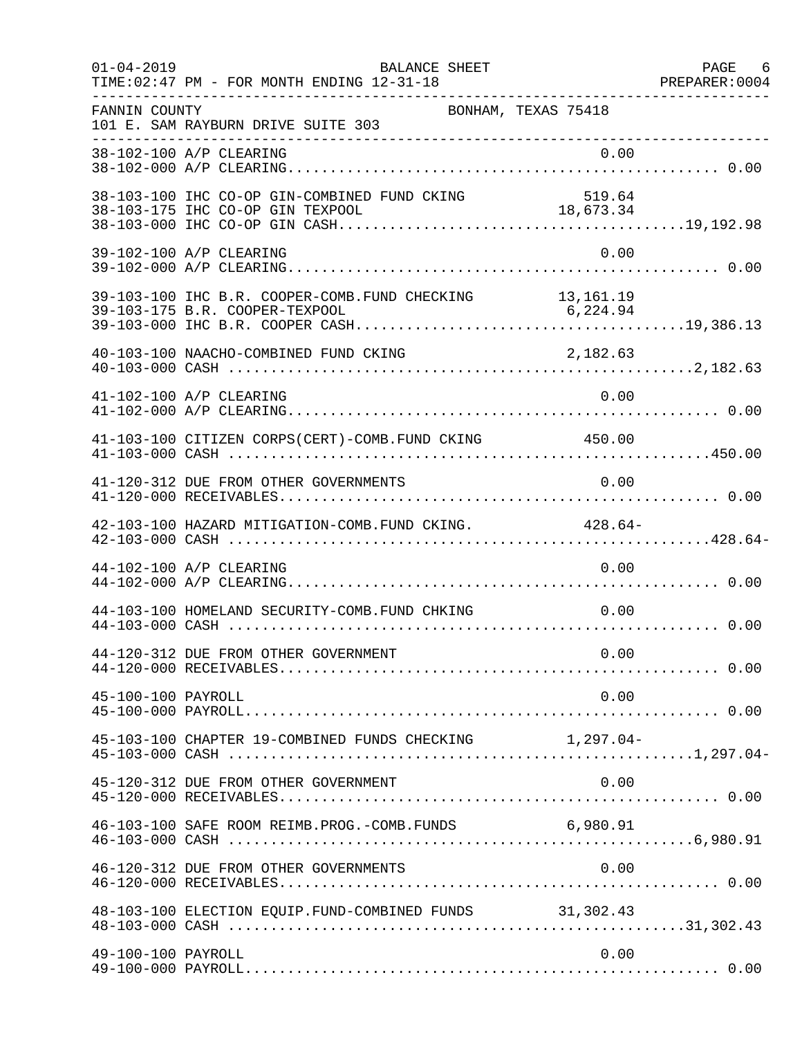FANNIN COUNTY — BONHAM, TEXAS 75418
101 E. SAM RAYBURN DRIVE SUITE 303

BALANCE SHEET — FOR MONTH ENDING 12-31-18

| Account | Description | Amount | Total |
|---|---|---|---|
| 38-102-100 | A/P CLEARING | 0.00 | |
| 38-102-000 | A/P CLEARING | | 0.00 |
| 38-103-100 | IHC CO-OP GIN-COMBINED FUND CKING | 519.64 | |
| 38-103-175 | IHC CO-OP GIN TEXPOOL | 18,673.34 | |
| 38-103-000 | IHC CO-OP GIN CASH | | 19,192.98 |
| 39-102-100 | A/P CLEARING | 0.00 | |
| 39-102-000 | A/P CLEARING | | 0.00 |
| 39-103-100 | IHC B.R. COOPER-COMB.FUND CHECKING | 13,161.19 | |
| 39-103-175 | B.R. COOPER-TEXPOOL | 6,224.94 | |
| 39-103-000 | IHC B.R. COOPER CASH | | 19,386.13 |
| 40-103-100 | NAACHO-COMBINED FUND CKING | 2,182.63 | |
| 40-103-000 | CASH | | 2,182.63 |
| 41-102-100 | A/P CLEARING | 0.00 | |
| 41-102-000 | A/P CLEARING | | 0.00 |
| 41-103-100 | CITIZEN CORPS(CERT)-COMB.FUND CKING | 450.00 | |
| 41-103-000 | CASH | | 450.00 |
| 41-120-312 | DUE FROM OTHER GOVERNMENTS | 0.00 | |
| 41-120-000 | RECEIVABLES | | 0.00 |
| 42-103-100 | HAZARD MITIGATION-COMB.FUND CKING. | 428.64- | |
| 42-103-000 | CASH | | 428.64- |
| 44-102-100 | A/P CLEARING | 0.00 | |
| 44-102-000 | A/P CLEARING | | 0.00 |
| 44-103-100 | HOMELAND SECURITY-COMB.FUND CHKING | 0.00 | |
| 44-103-000 | CASH | | 0.00 |
| 44-120-312 | DUE FROM OTHER GOVERNMENT | 0.00 | |
| 44-120-000 | RECEIVABLES | | 0.00 |
| 45-100-100 | PAYROLL | 0.00 | |
| 45-100-000 | PAYROLL | | 0.00 |
| 45-103-100 | CHAPTER 19-COMBINED FUNDS CHECKING | 1,297.04- | |
| 45-103-000 | CASH | | 1,297.04- |
| 45-120-312 | DUE FROM OTHER GOVERNMENT | 0.00 | |
| 45-120-000 | RECEIVABLES | | 0.00 |
| 46-103-100 | SAFE ROOM REIMB.PROG.-COMB.FUNDS | 6,980.91 | |
| 46-103-000 | CASH | | 6,980.91 |
| 46-120-312 | DUE FROM OTHER GOVERNMENTS | 0.00 | |
| 46-120-000 | RECEIVABLES | | 0.00 |
| 48-103-100 | ELECTION EQUIP.FUND-COMBINED FUNDS | 31,302.43 | |
| 48-103-000 | CASH | | 31,302.43 |
| 49-100-100 | PAYROLL | 0.00 | |
| 49-100-000 | PAYROLL | | 0.00 |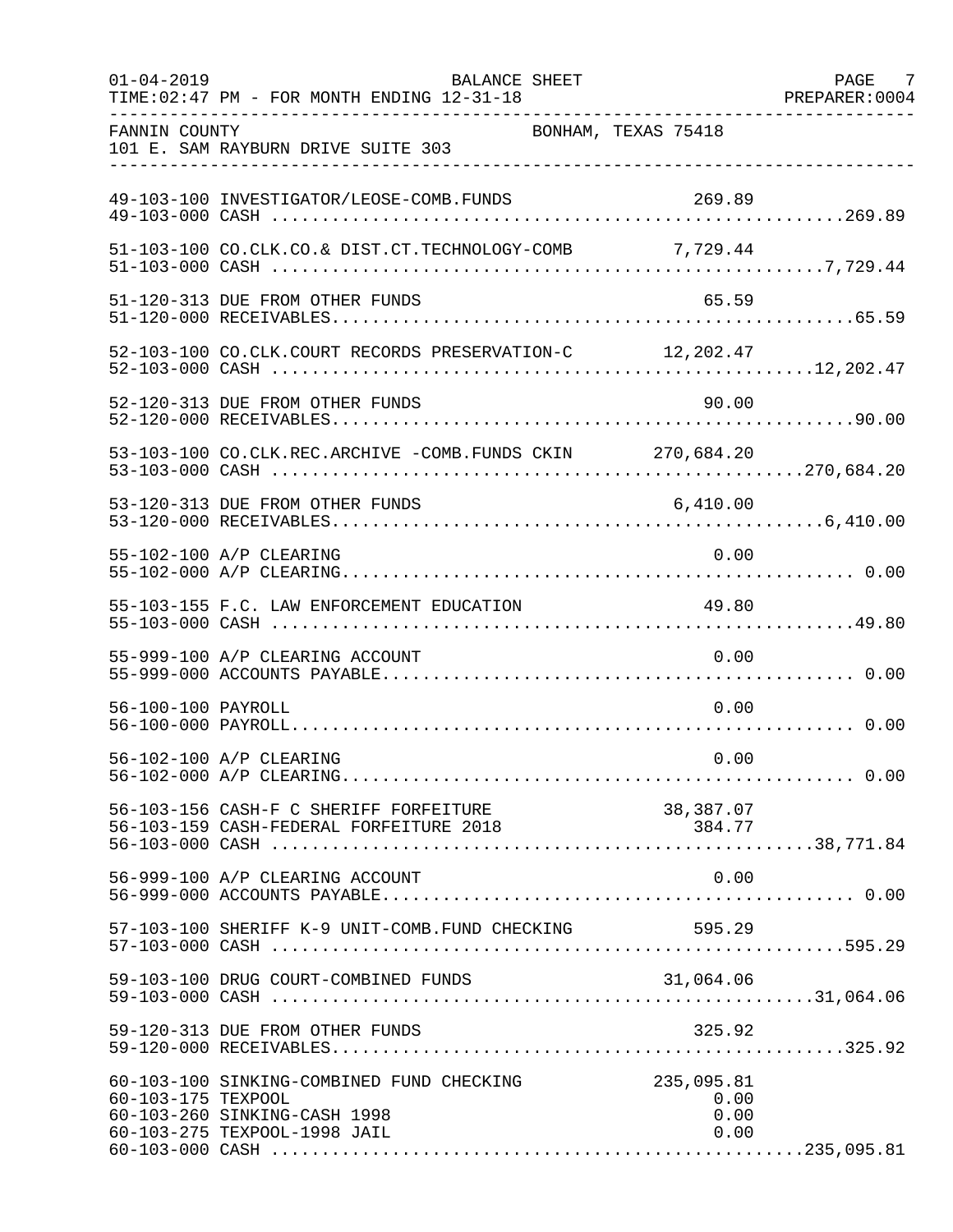FANNIN COUNTY BONHAM, TEXAS 75418
101 E. SAM RAYBURN DRIVE SUITE 303

| Account | Description | Detail | Total |
|---|---|---|---|
| 49-103-100 | INVESTIGATOR/LEOSE-COMB.FUNDS | 269.89 | |
| 49-103-000 | CASH | | 269.89 |
| 51-103-100 | CO.CLK.CO.& DIST.CT.TECHNOLOGY-COMB | 7,729.44 | |
| 51-103-000 | CASH | | 7,729.44 |
| 51-120-313 | DUE FROM OTHER FUNDS | 65.59 | |
| 51-120-000 | RECEIVABLES | | 65.59 |
| 52-103-100 | CO.CLK.COURT RECORDS PRESERVATION-C | 12,202.47 | |
| 52-103-000 | CASH | | 12,202.47 |
| 52-120-313 | DUE FROM OTHER FUNDS | 90.00 | |
| 52-120-000 | RECEIVABLES | | 90.00 |
| 53-103-100 | CO.CLK.REC.ARCHIVE -COMB.FUNDS CKIN | 270,684.20 | |
| 53-103-000 | CASH | | 270,684.20 |
| 53-120-313 | DUE FROM OTHER FUNDS | 6,410.00 | |
| 53-120-000 | RECEIVABLES | | 6,410.00 |
| 55-102-100 | A/P CLEARING | 0.00 | |
| 55-102-000 | A/P CLEARING | | 0.00 |
| 55-103-155 | F.C. LAW ENFORCEMENT EDUCATION | 49.80 | |
| 55-103-000 | CASH | | 49.80 |
| 55-999-100 | A/P CLEARING ACCOUNT | 0.00 | |
| 55-999-000 | ACCOUNTS PAYABLE | | 0.00 |
| 56-100-100 | PAYROLL | 0.00 | |
| 56-100-000 | PAYROLL | | 0.00 |
| 56-102-100 | A/P CLEARING | 0.00 | |
| 56-102-000 | A/P CLEARING | | 0.00 |
| 56-103-156 | CASH-F C SHERIFF FORFEITURE | 38,387.07 | |
| 56-103-159 | CASH-FEDERAL FORFEITURE 2018 | 384.77 | |
| 56-103-000 | CASH | | 38,771.84 |
| 56-999-100 | A/P CLEARING ACCOUNT | 0.00 | |
| 56-999-000 | ACCOUNTS PAYABLE | | 0.00 |
| 57-103-100 | SHERIFF K-9 UNIT-COMB.FUND CHECKING | 595.29 | |
| 57-103-000 | CASH | | 595.29 |
| 59-103-100 | DRUG COURT-COMBINED FUNDS | 31,064.06 | |
| 59-103-000 | CASH | | 31,064.06 |
| 59-120-313 | DUE FROM OTHER FUNDS | 325.92 | |
| 59-120-000 | RECEIVABLES | | 325.92 |
| 60-103-100 | SINKING-COMBINED FUND CHECKING | 235,095.81 | |
| 60-103-175 | TEXPOOL | 0.00 | |
| 60-103-260 | SINKING-CASH 1998 | 0.00 | |
| 60-103-275 | TEXPOOL-1998 JAIL | 0.00 | |
| 60-103-000 | CASH | | 235,095.81 |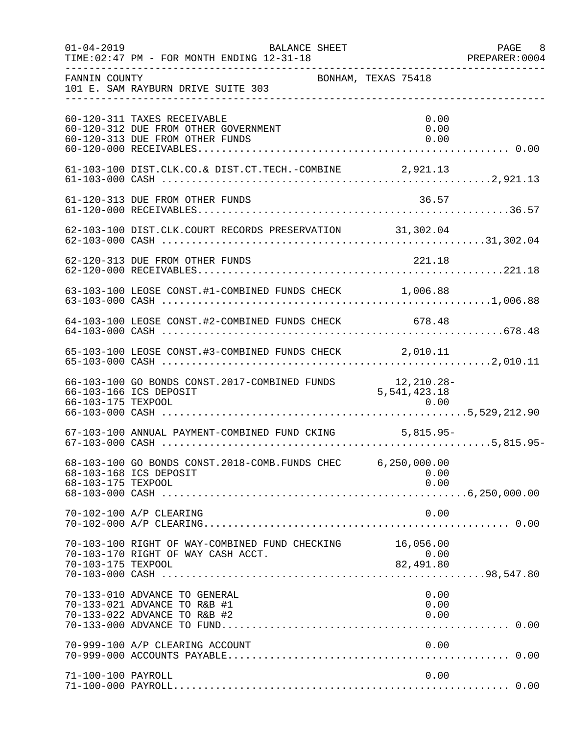FANNIN COUNTY　　　　　　　　　　　BONHAM, TEXAS 75418
101 E. SAM RAYBURN DRIVE SUITE 303

| Account | Description | Amount | Total |
|---|---|---|---|
| 60-120-311 | TAXES RECEIVABLE | 0.00 | |
| 60-120-312 | DUE FROM OTHER GOVERNMENT | 0.00 | |
| 60-120-313 | DUE FROM OTHER FUNDS | 0.00 | |
| 60-120-000 | RECEIVABLES | | 0.00 |
| 61-103-100 | DIST.CLK.CO.& DIST.CT.TECH.-COMBINE | 2,921.13 | |
| 61-103-000 | CASH | | 2,921.13 |
| 61-120-313 | DUE FROM OTHER FUNDS | 36.57 | |
| 61-120-000 | RECEIVABLES | | 36.57 |
| 62-103-100 | DIST.CLK.COURT RECORDS PRESERVATION | 31,302.04 | |
| 62-103-000 | CASH | | 31,302.04 |
| 62-120-313 | DUE FROM OTHER FUNDS | 221.18 | |
| 62-120-000 | RECEIVABLES | | 221.18 |
| 63-103-100 | LEOSE CONST.#1-COMBINED FUNDS CHECK | 1,006.88 | |
| 63-103-000 | CASH | | 1,006.88 |
| 64-103-100 | LEOSE CONST.#2-COMBINED FUNDS CHECK | 678.48 | |
| 64-103-000 | CASH | | 678.48 |
| 65-103-100 | LEOSE CONST.#3-COMBINED FUNDS CHECK | 2,010.11 | |
| 65-103-000 | CASH | | 2,010.11 |
| 66-103-100 | GO BONDS CONST.2017-COMBINED FUNDS | 12,210.28- | |
| 66-103-166 | ICS DEPOSIT | 5,541,423.18 | |
| 66-103-175 | TEXPOOL | 0.00 | |
| 66-103-000 | CASH | | 5,529,212.90 |
| 67-103-100 | ANNUAL PAYMENT-COMBINED FUND CKING | 5,815.95- | |
| 67-103-000 | CASH | | 5,815.95- |
| 68-103-100 | GO BONDS CONST.2018-COMB.FUNDS CHEC | 6,250,000.00 | |
| 68-103-168 | ICS DEPOSIT | 0.00 | |
| 68-103-175 | TEXPOOL | 0.00 | |
| 68-103-000 | CASH | | 6,250,000.00 |
| 70-102-100 | A/P CLEARING | 0.00 | |
| 70-102-000 | A/P CLEARING | | 0.00 |
| 70-103-100 | RIGHT OF WAY-COMBINED FUND CHECKING | 16,056.00 | |
| 70-103-170 | RIGHT OF WAY CASH ACCT. | 0.00 | |
| 70-103-175 | TEXPOOL | 82,491.80 | |
| 70-103-000 | CASH | | 98,547.80 |
| 70-133-010 | ADVANCE TO GENERAL | 0.00 | |
| 70-133-021 | ADVANCE TO R&B #1 | 0.00 | |
| 70-133-022 | ADVANCE TO R&B #2 | 0.00 | |
| 70-133-000 | ADVANCE TO FUND | | 0.00 |
| 70-999-100 | A/P CLEARING ACCOUNT | 0.00 | |
| 70-999-000 | ACCOUNTS PAYABLE | | 0.00 |
| 71-100-100 | PAYROLL | 0.00 | |
| 71-100-000 | PAYROLL | | 0.00 |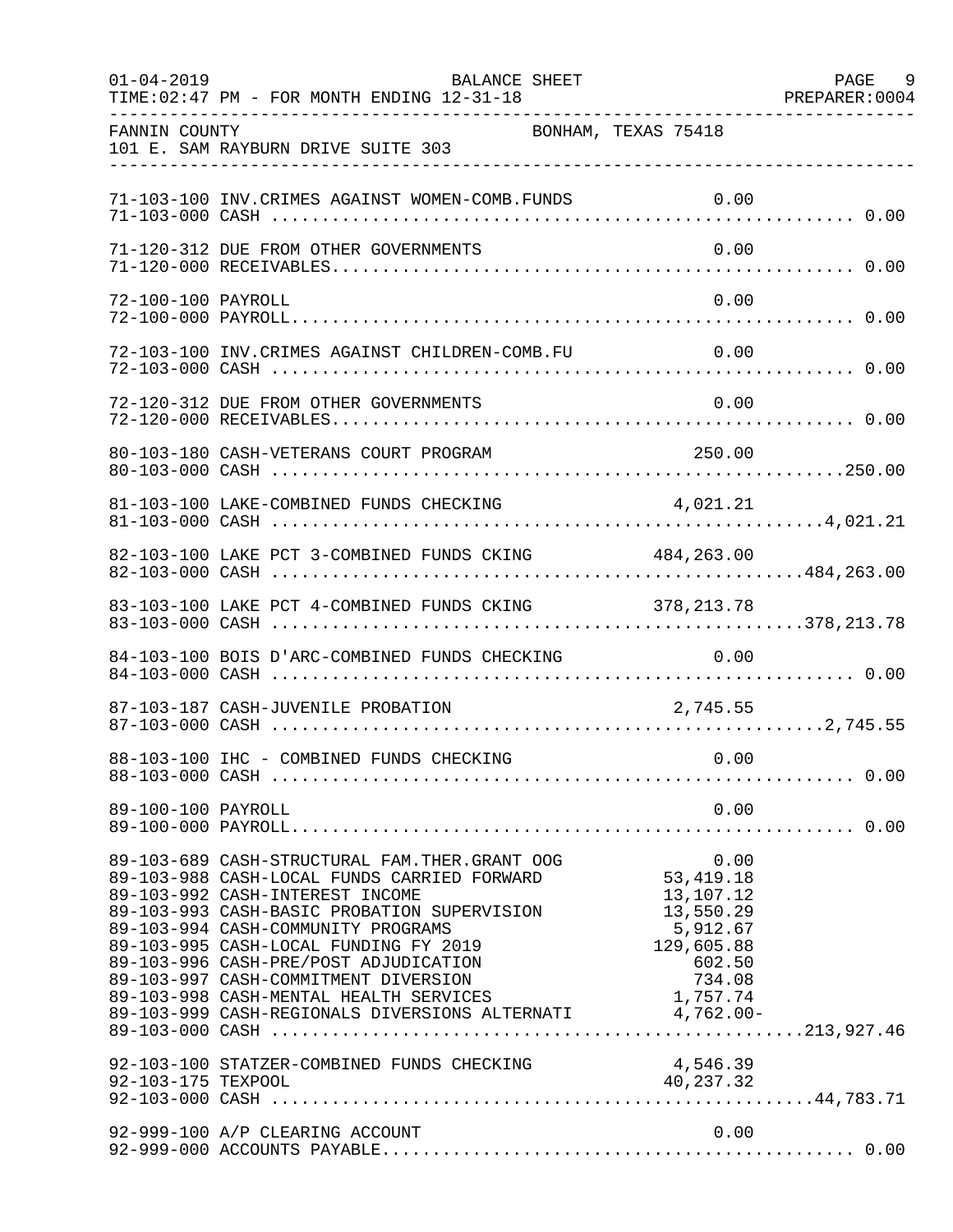FANNIN COUNTY BONHAM, TEXAS 75418
101 E. SAM RAYBURN DRIVE SUITE 303

| Account | Description | Amount | Total |
|---|---|---|---|
| 71-103-100 | INV.CRIMES AGAINST WOMEN-COMB.FUNDS | 0.00 | |
| 71-103-000 | CASH | | 0.00 |
| 71-120-312 | DUE FROM OTHER GOVERNMENTS | 0.00 | |
| 71-120-000 | RECEIVABLES | | 0.00 |
| 72-100-100 | PAYROLL | 0.00 | |
| 72-100-000 | PAYROLL | | 0.00 |
| 72-103-100 | INV.CRIMES AGAINST CHILDREN-COMB.FU | 0.00 | |
| 72-103-000 | CASH | | 0.00 |
| 72-120-312 | DUE FROM OTHER GOVERNMENTS | 0.00 | |
| 72-120-000 | RECEIVABLES | | 0.00 |
| 80-103-180 | CASH-VETERANS COURT PROGRAM | 250.00 | |
| 80-103-000 | CASH | | 250.00 |
| 81-103-100 | LAKE-COMBINED FUNDS CHECKING | 4,021.21 | |
| 81-103-000 | CASH | | 4,021.21 |
| 82-103-100 | LAKE PCT 3-COMBINED FUNDS CKING | 484,263.00 | |
| 82-103-000 | CASH | | 484,263.00 |
| 83-103-100 | LAKE PCT 4-COMBINED FUNDS CKING | 378,213.78 | |
| 83-103-000 | CASH | | 378,213.78 |
| 84-103-100 | BOIS D'ARC-COMBINED FUNDS CHECKING | 0.00 | |
| 84-103-000 | CASH | | 0.00 |
| 87-103-187 | CASH-JUVENILE PROBATION | 2,745.55 | |
| 87-103-000 | CASH | | 2,745.55 |
| 88-103-100 | IHC - COMBINED FUNDS CHECKING | 0.00 | |
| 88-103-000 | CASH | | 0.00 |
| 89-100-100 | PAYROLL | 0.00 | |
| 89-100-000 | PAYROLL | | 0.00 |
| 89-103-689 | CASH-STRUCTURAL FAM.THER.GRANT OOG | 0.00 | |
| 89-103-988 | CASH-LOCAL FUNDS CARRIED FORWARD | 53,419.18 | |
| 89-103-992 | CASH-INTEREST INCOME | 13,107.12 | |
| 89-103-993 | CASH-BASIC PROBATION SUPERVISION | 13,550.29 | |
| 89-103-994 | CASH-COMMUNITY PROGRAMS | 5,912.67 | |
| 89-103-995 | CASH-LOCAL FUNDING FY 2019 | 129,605.88 | |
| 89-103-996 | CASH-PRE/POST ADJUDICATION | 602.50 | |
| 89-103-997 | CASH-COMMITMENT DIVERSION | 734.08 | |
| 89-103-998 | CASH-MENTAL HEALTH SERVICES | 1,757.74 | |
| 89-103-999 | CASH-REGIONALS DIVERSIONS ALTERNATI | 4,762.00- | |
| 89-103-000 | CASH | | 213,927.46 |
| 92-103-100 | STATZER-COMBINED FUNDS CHECKING | 4,546.39 | |
| 92-103-175 | TEXPOOL | 40,237.32 | |
| 92-103-000 | CASH | | 44,783.71 |
| 92-999-100 | A/P CLEARING ACCOUNT | 0.00 | |
| 92-999-000 | ACCOUNTS PAYABLE | | 0.00 |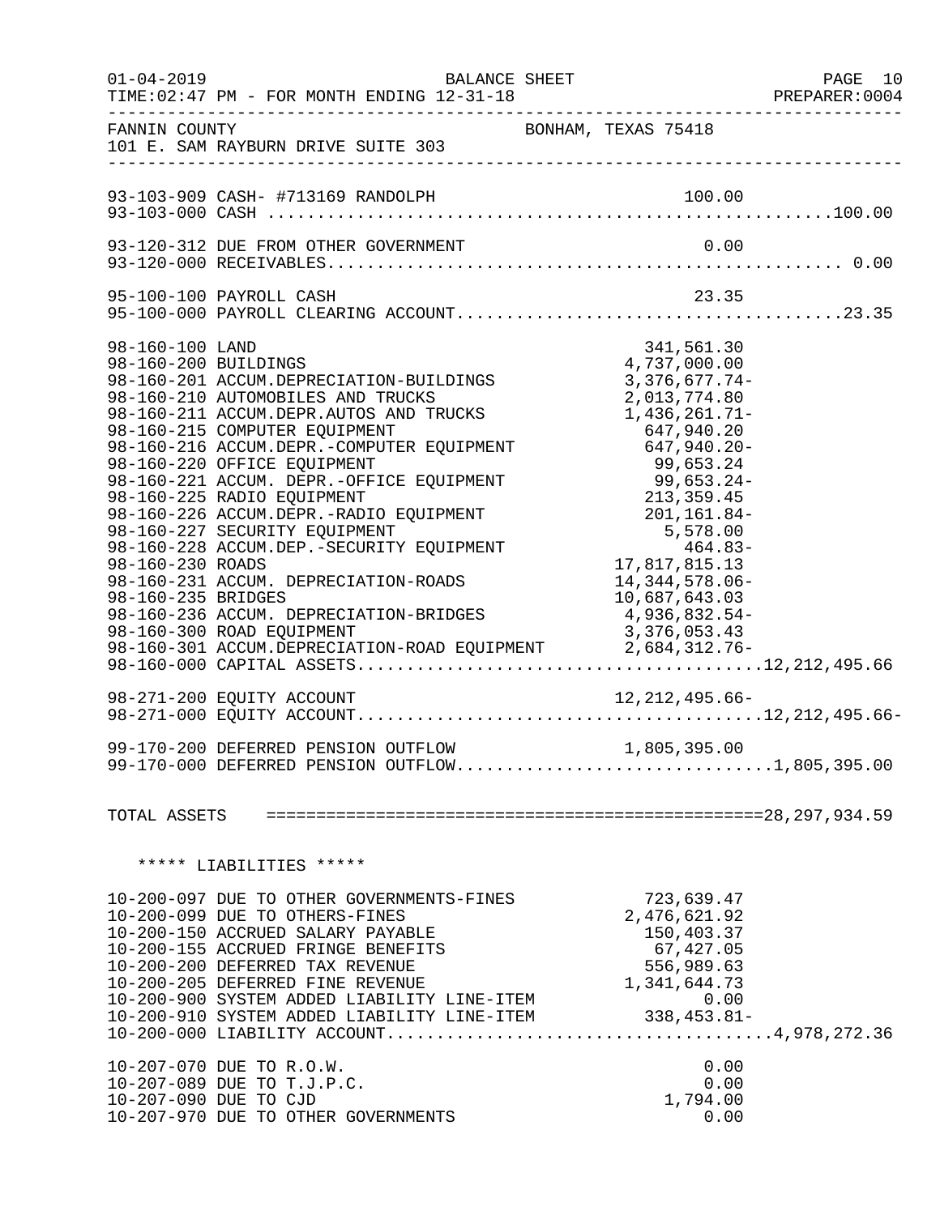01-04-2019 BALANCE SHEET PAGE 10
TIME:02:47 PM - FOR MONTH ENDING 12-31-18 PREPARER:0004

FANNIN COUNTY BONHAM, TEXAS 75418
101 E. SAM RAYBURN DRIVE SUITE 303

| Account | Description | Amount | Total |
|---|---|---|---|
| 93-103-909 | CASH- #713169 RANDOLPH | 100.00 | |
| 93-103-000 | CASH | | 100.00 |
| 93-120-312 | DUE FROM OTHER GOVERNMENT | 0.00 | |
| 93-120-000 | RECEIVABLES | | 0.00 |
| 95-100-100 | PAYROLL CASH | 23.35 | |
| 95-100-000 | PAYROLL CLEARING ACCOUNT | | 23.35 |
| 98-160-100 | LAND | 341,561.30 | |
| 98-160-200 | BUILDINGS | 4,737,000.00 | |
| 98-160-201 | ACCUM.DEPRECIATION-BUILDINGS | 3,376,677.74- | |
| 98-160-210 | AUTOMOBILES AND TRUCKS | 2,013,774.80 | |
| 98-160-211 | ACCUM.DEPR.AUTOS AND TRUCKS | 1,436,261.71- | |
| 98-160-215 | COMPUTER EQUIPMENT | 647,940.20 | |
| 98-160-216 | ACCUM.DEPR.-COMPUTER EQUIPMENT | 647,940.20- | |
| 98-160-220 | OFFICE EQUIPMENT | 99,653.24 | |
| 98-160-221 | ACCUM. DEPR.-OFFICE EQUIPMENT | 99,653.24- | |
| 98-160-225 | RADIO EQUIPMENT | 213,359.45 | |
| 98-160-226 | ACCUM.DEPR.-RADIO EQUIPMENT | 201,161.84- | |
| 98-160-227 | SECURITY EQUIPMENT | 5,578.00 | |
| 98-160-228 | ACCUM.DEP.-SECURITY EQUIPMENT | 464.83- | |
| 98-160-230 | ROADS | 17,817,815.13 | |
| 98-160-231 | ACCUM. DEPRECIATION-ROADS | 14,344,578.06- | |
| 98-160-235 | BRIDGES | 10,687,643.03 | |
| 98-160-236 | ACCUM. DEPRECIATION-BRIDGES | 4,936,832.54- | |
| 98-160-300 | ROAD EQUIPMENT | 3,376,053.43 | |
| 98-160-301 | ACCUM.DEPRECIATION-ROAD EQUIPMENT | 2,684,312.76- | |
| 98-160-000 | CAPITAL ASSETS | | 12,212,495.66 |
| 98-271-200 | EQUITY ACCOUNT | 12,212,495.66- | |
| 98-271-000 | EQUITY ACCOUNT | | 12,212,495.66- |
| 99-170-200 | DEFERRED PENSION OUTFLOW | 1,805,395.00 | |
| 99-170-000 | DEFERRED PENSION OUTFLOW | | 1,805,395.00 |

TOTAL ASSETS ==================================================28,297,934.59

***** LIABILITIES *****

| Account | Description | Amount | Total |
|---|---|---|---|
| 10-200-097 | DUE TO OTHER GOVERNMENTS-FINES | 723,639.47 | |
| 10-200-099 | DUE TO OTHERS-FINES | 2,476,621.92 | |
| 10-200-150 | ACCRUED SALARY PAYABLE | 150,403.37 | |
| 10-200-155 | ACCRUED FRINGE BENEFITS | 67,427.05 | |
| 10-200-200 | DEFERRED TAX REVENUE | 556,989.63 | |
| 10-200-205 | DEFERRED FINE REVENUE | 1,341,644.73 | |
| 10-200-900 | SYSTEM ADDED LIABILITY LINE-ITEM | 0.00 | |
| 10-200-910 | SYSTEM ADDED LIABILITY LINE-ITEM | 338,453.81- | |
| 10-200-000 | LIABILITY ACCOUNT | | 4,978,272.36 |
| 10-207-070 | DUE TO R.O.W. | 0.00 | |
| 10-207-089 | DUE TO T.J.P.C. | 0.00 | |
| 10-207-090 | DUE TO CJD | 1,794.00 | |
| 10-207-970 | DUE TO OTHER GOVERNMENTS | 0.00 | |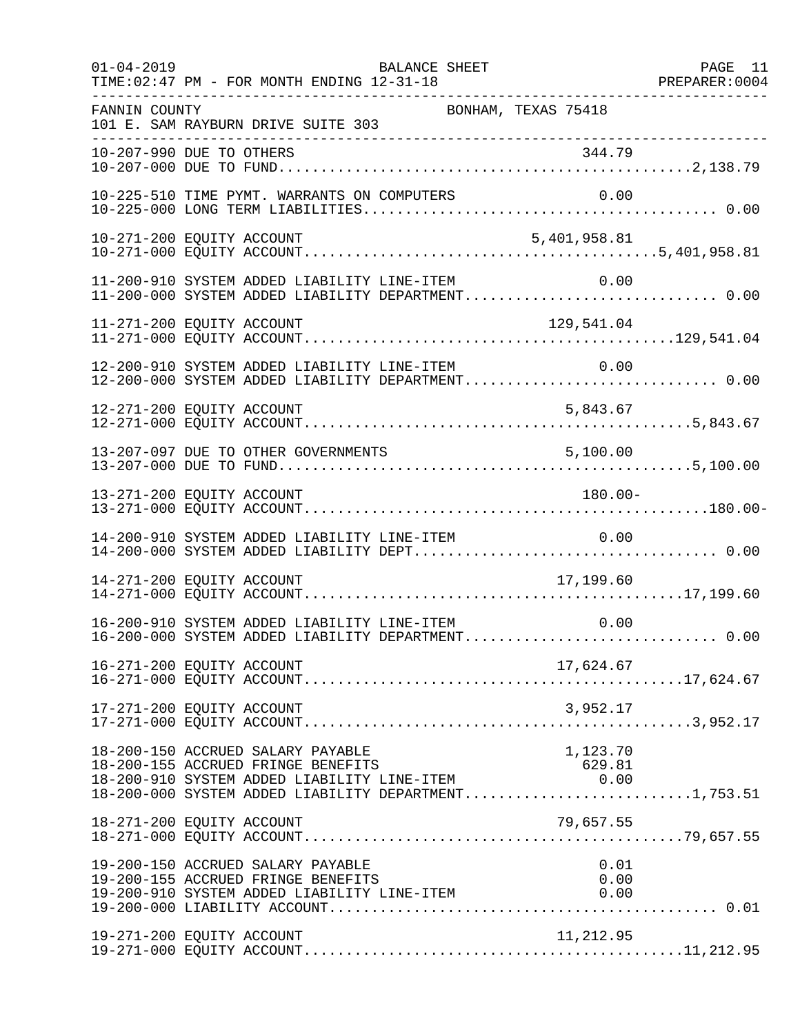FANNIN COUNTY — BONHAM, TEXAS 75418
101 E. SAM RAYBURN DRIVE SUITE 303

BALANCE SHEET
01-04-2019 TIME:02:47 PM - FOR MONTH ENDING 12-31-18
PREPARER:0004

| Account | Description | Line Item | Total |
|---|---|---|---|
| 10-207-990 | DUE TO OTHERS | 344.79 | |
| 10-207-000 | DUE TO FUND | | 2,138.79 |
| 10-225-510 | TIME PYMT. WARRANTS ON COMPUTERS | 0.00 | |
| 10-225-000 | LONG TERM LIABILITIES | | 0.00 |
| 10-271-200 | EQUITY ACCOUNT | 5,401,958.81 | |
| 10-271-000 | EQUITY ACCOUNT | | 5,401,958.81 |
| 11-200-910 | SYSTEM ADDED LIABILITY LINE-ITEM | 0.00 | |
| 11-200-000 | SYSTEM ADDED LIABILITY DEPARTMENT | | 0.00 |
| 11-271-200 | EQUITY ACCOUNT | 129,541.04 | |
| 11-271-000 | EQUITY ACCOUNT | | 129,541.04 |
| 12-200-910 | SYSTEM ADDED LIABILITY LINE-ITEM | 0.00 | |
| 12-200-000 | SYSTEM ADDED LIABILITY DEPARTMENT | | 0.00 |
| 12-271-200 | EQUITY ACCOUNT | 5,843.67 | |
| 12-271-000 | EQUITY ACCOUNT | | 5,843.67 |
| 13-207-097 | DUE TO OTHER GOVERNMENTS | 5,100.00 | |
| 13-207-000 | DUE TO FUND | | 5,100.00 |
| 13-271-200 | EQUITY ACCOUNT | 180.00- | |
| 13-271-000 | EQUITY ACCOUNT | | 180.00- |
| 14-200-910 | SYSTEM ADDED LIABILITY LINE-ITEM | 0.00 | |
| 14-200-000 | SYSTEM ADDED LIABILITY DEPT | | 0.00 |
| 14-271-200 | EQUITY ACCOUNT | 17,199.60 | |
| 14-271-000 | EQUITY ACCOUNT | | 17,199.60 |
| 16-200-910 | SYSTEM ADDED LIABILITY LINE-ITEM | 0.00 | |
| 16-200-000 | SYSTEM ADDED LIABILITY DEPARTMENT | | 0.00 |
| 16-271-200 | EQUITY ACCOUNT | 17,624.67 | |
| 16-271-000 | EQUITY ACCOUNT | | 17,624.67 |
| 17-271-200 | EQUITY ACCOUNT | 3,952.17 | |
| 17-271-000 | EQUITY ACCOUNT | | 3,952.17 |
| 18-200-150 | ACCRUED SALARY PAYABLE | 1,123.70 | |
| 18-200-155 | ACCRUED FRINGE BENEFITS | 629.81 | |
| 18-200-910 | SYSTEM ADDED LIABILITY LINE-ITEM | 0.00 | |
| 18-200-000 | SYSTEM ADDED LIABILITY DEPARTMENT | | 1,753.51 |
| 18-271-200 | EQUITY ACCOUNT | 79,657.55 | |
| 18-271-000 | EQUITY ACCOUNT | | 79,657.55 |
| 19-200-150 | ACCRUED SALARY PAYABLE | 0.01 | |
| 19-200-155 | ACCRUED FRINGE BENEFITS | 0.00 | |
| 19-200-910 | SYSTEM ADDED LIABILITY LINE-ITEM | 0.00 | |
| 19-200-000 | LIABILITY ACCOUNT | | 0.01 |
| 19-271-200 | EQUITY ACCOUNT | 11,212.95 | |
| 19-271-000 | EQUITY ACCOUNT | | 11,212.95 |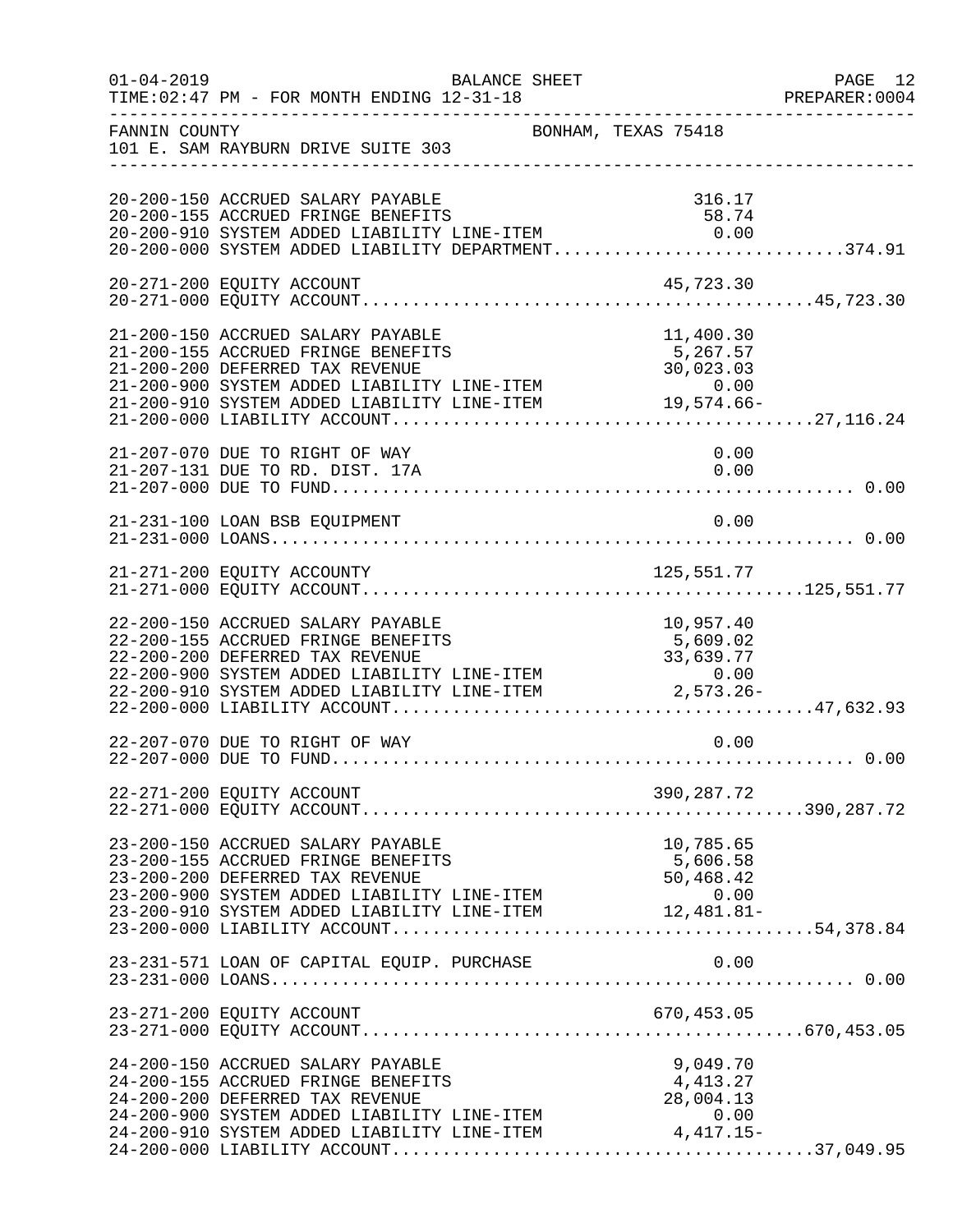FANNIN COUNTY BONHAM, TEXAS 75418
101 E. SAM RAYBURN DRIVE SUITE 303

BALANCE SHEET
01-04-2019
TIME:02:47 PM - FOR MONTH ENDING 12-31-18
PREPARER:0004

| Account | Description | Line Amount | Total |
|---|---|---|---|
| 20-200-150 | ACCRUED SALARY PAYABLE | 316.17 | |
| 20-200-155 | ACCRUED FRINGE BENEFITS | 58.74 | |
| 20-200-910 | SYSTEM ADDED LIABILITY LINE-ITEM | 0.00 | |
| 20-200-000 | SYSTEM ADDED LIABILITY DEPARTMENT | | 374.91 |
| 20-271-200 | EQUITY ACCOUNT | 45,723.30 | |
| 20-271-000 | EQUITY ACCOUNT | | 45,723.30 |
| 21-200-150 | ACCRUED SALARY PAYABLE | 11,400.30 | |
| 21-200-155 | ACCRUED FRINGE BENEFITS | 5,267.57 | |
| 21-200-200 | DEFERRED TAX REVENUE | 30,023.03 | |
| 21-200-900 | SYSTEM ADDED LIABILITY LINE-ITEM | 0.00 | |
| 21-200-910 | SYSTEM ADDED LIABILITY LINE-ITEM | 19,574.66- | |
| 21-200-000 | LIABILITY ACCOUNT | | 27,116.24 |
| 21-207-070 | DUE TO RIGHT OF WAY | 0.00 | |
| 21-207-131 | DUE TO RD. DIST. 17A | 0.00 | |
| 21-207-000 | DUE TO FUND | | 0.00 |
| 21-231-100 | LOAN BSB EQUIPMENT | 0.00 | |
| 21-231-000 | LOANS | | 0.00 |
| 21-271-200 | EQUITY ACCOUNTY | 125,551.77 | |
| 21-271-000 | EQUITY ACCOUNT | | 125,551.77 |
| 22-200-150 | ACCRUED SALARY PAYABLE | 10,957.40 | |
| 22-200-155 | ACCRUED FRINGE BENEFITS | 5,609.02 | |
| 22-200-200 | DEFERRED TAX REVENUE | 33,639.77 | |
| 22-200-900 | SYSTEM ADDED LIABILITY LINE-ITEM | 0.00 | |
| 22-200-910 | SYSTEM ADDED LIABILITY LINE-ITEM | 2,573.26- | |
| 22-200-000 | LIABILITY ACCOUNT | | 47,632.93 |
| 22-207-070 | DUE TO RIGHT OF WAY | 0.00 | |
| 22-207-000 | DUE TO FUND | | 0.00 |
| 22-271-200 | EQUITY ACCOUNT | 390,287.72 | |
| 22-271-000 | EQUITY ACCOUNT | | 390,287.72 |
| 23-200-150 | ACCRUED SALARY PAYABLE | 10,785.65 | |
| 23-200-155 | ACCRUED FRINGE BENEFITS | 5,606.58 | |
| 23-200-200 | DEFERRED TAX REVENUE | 50,468.42 | |
| 23-200-900 | SYSTEM ADDED LIABILITY LINE-ITEM | 0.00 | |
| 23-200-910 | SYSTEM ADDED LIABILITY LINE-ITEM | 12,481.81- | |
| 23-200-000 | LIABILITY ACCOUNT | | 54,378.84 |
| 23-231-571 | LOAN OF CAPITAL EQUIP. PURCHASE | 0.00 | |
| 23-231-000 | LOANS | | 0.00 |
| 23-271-200 | EQUITY ACCOUNT | 670,453.05 | |
| 23-271-000 | EQUITY ACCOUNT | | 670,453.05 |
| 24-200-150 | ACCRUED SALARY PAYABLE | 9,049.70 | |
| 24-200-155 | ACCRUED FRINGE BENEFITS | 4,413.27 | |
| 24-200-200 | DEFERRED TAX REVENUE | 28,004.13 | |
| 24-200-900 | SYSTEM ADDED LIABILITY LINE-ITEM | 0.00 | |
| 24-200-910 | SYSTEM ADDED LIABILITY LINE-ITEM | 4,417.15- | |
| 24-200-000 | LIABILITY ACCOUNT | | 37,049.95 |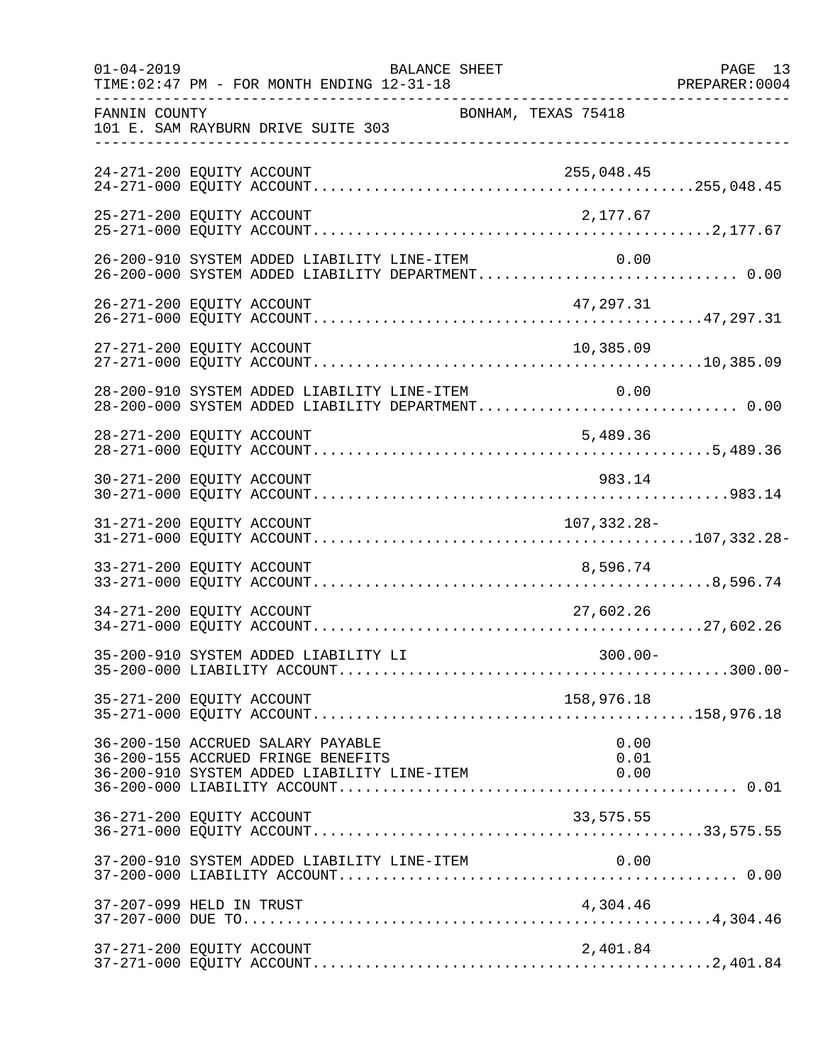FANNIN COUNTY BONHAM, TEXAS 75418
101 E. SAM RAYBURN DRIVE SUITE 303

| Account | Description | Amount | Total |
|---|---|---|---|
| 24-271-200 | EQUITY ACCOUNT | 255,048.45 | |
| 24-271-000 | EQUITY ACCOUNT | | 255,048.45 |
| 25-271-200 | EQUITY ACCOUNT | 2,177.67 | |
| 25-271-000 | EQUITY ACCOUNT | | 2,177.67 |
| 26-200-910 | SYSTEM ADDED LIABILITY LINE-ITEM | 0.00 | |
| 26-200-000 | SYSTEM ADDED LIABILITY DEPARTMENT | | 0.00 |
| 26-271-200 | EQUITY ACCOUNT | 47,297.31 | |
| 26-271-000 | EQUITY ACCOUNT | | 47,297.31 |
| 27-271-200 | EQUITY ACCOUNT | 10,385.09 | |
| 27-271-000 | EQUITY ACCOUNT | | 10,385.09 |
| 28-200-910 | SYSTEM ADDED LIABILITY LINE-ITEM | 0.00 | |
| 28-200-000 | SYSTEM ADDED LIABILITY DEPARTMENT | | 0.00 |
| 28-271-200 | EQUITY ACCOUNT | 5,489.36 | |
| 28-271-000 | EQUITY ACCOUNT | | 5,489.36 |
| 30-271-200 | EQUITY ACCOUNT | 983.14 | |
| 30-271-000 | EQUITY ACCOUNT | | 983.14 |
| 31-271-200 | EQUITY ACCOUNT | 107,332.28- | |
| 31-271-000 | EQUITY ACCOUNT | | 107,332.28- |
| 33-271-200 | EQUITY ACCOUNT | 8,596.74 | |
| 33-271-000 | EQUITY ACCOUNT | | 8,596.74 |
| 34-271-200 | EQUITY ACCOUNT | 27,602.26 | |
| 34-271-000 | EQUITY ACCOUNT | | 27,602.26 |
| 35-200-910 | SYSTEM ADDED LIABILITY LI | 300.00- | |
| 35-200-000 | LIABILITY ACCOUNT | | 300.00- |
| 35-271-200 | EQUITY ACCOUNT | 158,976.18 | |
| 35-271-000 | EQUITY ACCOUNT | | 158,976.18 |
| 36-200-150 | ACCRUED SALARY PAYABLE | 0.00 | |
| 36-200-155 | ACCRUED FRINGE BENEFITS | 0.01 | |
| 36-200-910 | SYSTEM ADDED LIABILITY LINE-ITEM | 0.00 | |
| 36-200-000 | LIABILITY ACCOUNT | | 0.01 |
| 36-271-200 | EQUITY ACCOUNT | 33,575.55 | |
| 36-271-000 | EQUITY ACCOUNT | | 33,575.55 |
| 37-200-910 | SYSTEM ADDED LIABILITY LINE-ITEM | 0.00 | |
| 37-200-000 | LIABILITY ACCOUNT | | 0.00 |
| 37-207-099 | HELD IN TRUST | 4,304.46 | |
| 37-207-000 | DUE TO | | 4,304.46 |
| 37-271-200 | EQUITY ACCOUNT | 2,401.84 | |
| 37-271-000 | EQUITY ACCOUNT | | 2,401.84 |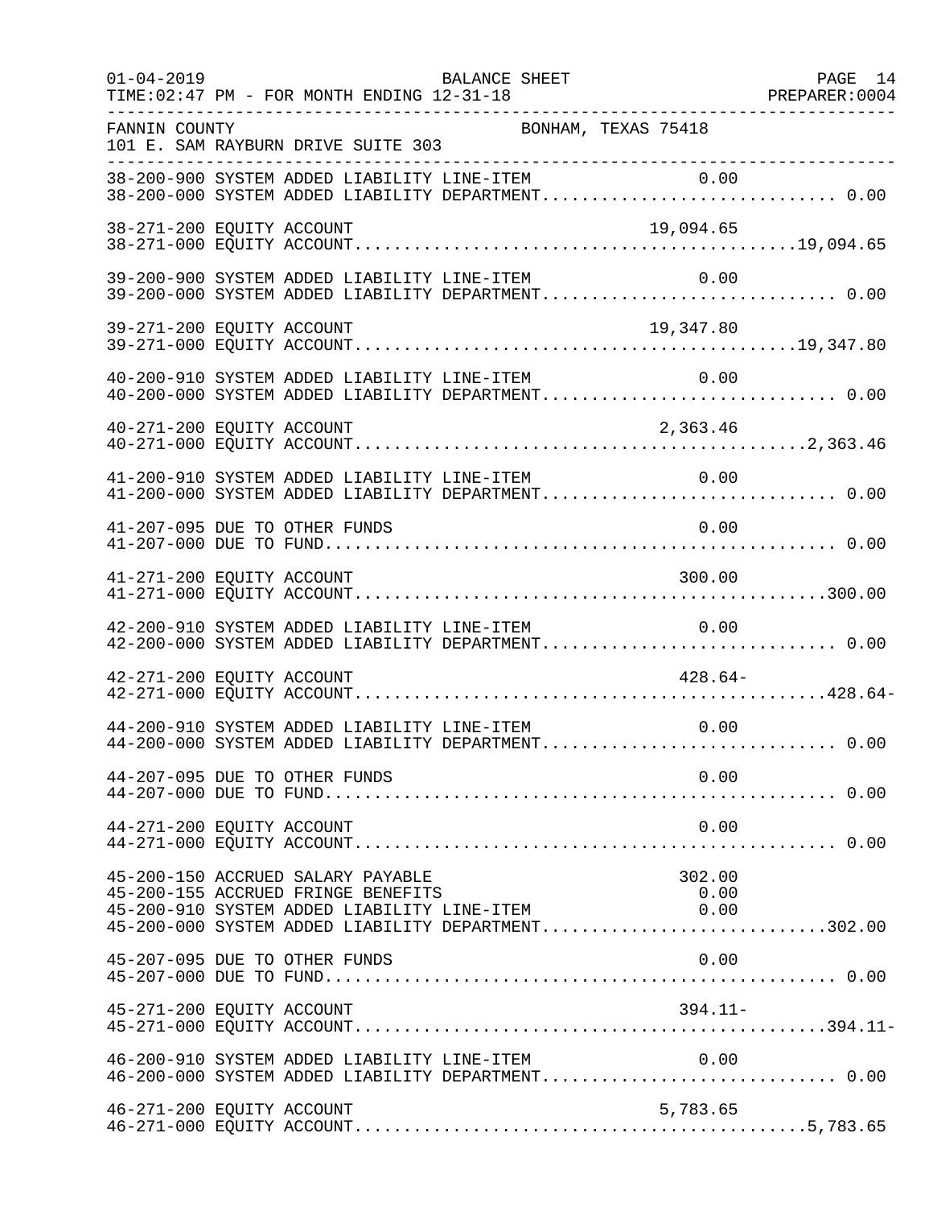FANNIN COUNTY BONHAM, TEXAS 75418
101 E. SAM RAYBURN DRIVE SUITE 303

BALANCE SHEET
FOR MONTH ENDING 12-31-18

| Account | Description | Line-Item Amount | Department Total |
|---|---|---|---|
| 38-200-900 | SYSTEM ADDED LIABILITY LINE-ITEM | 0.00 | |
| 38-200-000 | SYSTEM ADDED LIABILITY DEPARTMENT | | 0.00 |
| 38-271-200 | EQUITY ACCOUNT | 19,094.65 | |
| 38-271-000 | EQUITY ACCOUNT | | 19,094.65 |
| 39-200-900 | SYSTEM ADDED LIABILITY LINE-ITEM | 0.00 | |
| 39-200-000 | SYSTEM ADDED LIABILITY DEPARTMENT | | 0.00 |
| 39-271-200 | EQUITY ACCOUNT | 19,347.80 | |
| 39-271-000 | EQUITY ACCOUNT | | 19,347.80 |
| 40-200-910 | SYSTEM ADDED LIABILITY LINE-ITEM | 0.00 | |
| 40-200-000 | SYSTEM ADDED LIABILITY DEPARTMENT | | 0.00 |
| 40-271-200 | EQUITY ACCOUNT | 2,363.46 | |
| 40-271-000 | EQUITY ACCOUNT | | 2,363.46 |
| 41-200-910 | SYSTEM ADDED LIABILITY LINE-ITEM | 0.00 | |
| 41-200-000 | SYSTEM ADDED LIABILITY DEPARTMENT | | 0.00 |
| 41-207-095 | DUE TO OTHER FUNDS | 0.00 | |
| 41-207-000 | DUE TO FUND | | 0.00 |
| 41-271-200 | EQUITY ACCOUNT | 300.00 | |
| 41-271-000 | EQUITY ACCOUNT | | 300.00 |
| 42-200-910 | SYSTEM ADDED LIABILITY LINE-ITEM | 0.00 | |
| 42-200-000 | SYSTEM ADDED LIABILITY DEPARTMENT | | 0.00 |
| 42-271-200 | EQUITY ACCOUNT | 428.64- | |
| 42-271-000 | EQUITY ACCOUNT | | 428.64- |
| 44-200-910 | SYSTEM ADDED LIABILITY LINE-ITEM | 0.00 | |
| 44-200-000 | SYSTEM ADDED LIABILITY DEPARTMENT | | 0.00 |
| 44-207-095 | DUE TO OTHER FUNDS | 0.00 | |
| 44-207-000 | DUE TO FUND | | 0.00 |
| 44-271-200 | EQUITY ACCOUNT | 0.00 | |
| 44-271-000 | EQUITY ACCOUNT | | 0.00 |
| 45-200-150 | ACCRUED SALARY PAYABLE | 302.00 | |
| 45-200-155 | ACCRUED FRINGE BENEFITS | 0.00 | |
| 45-200-910 | SYSTEM ADDED LIABILITY LINE-ITEM | 0.00 | |
| 45-200-000 | SYSTEM ADDED LIABILITY DEPARTMENT | | 302.00 |
| 45-207-095 | DUE TO OTHER FUNDS | 0.00 | |
| 45-207-000 | DUE TO FUND | | 0.00 |
| 45-271-200 | EQUITY ACCOUNT | 394.11- | |
| 45-271-000 | EQUITY ACCOUNT | | 394.11- |
| 46-200-910 | SYSTEM ADDED LIABILITY LINE-ITEM | 0.00 | |
| 46-200-000 | SYSTEM ADDED LIABILITY DEPARTMENT | | 0.00 |
| 46-271-200 | EQUITY ACCOUNT | 5,783.65 | |
| 46-271-000 | EQUITY ACCOUNT | | 5,783.65 |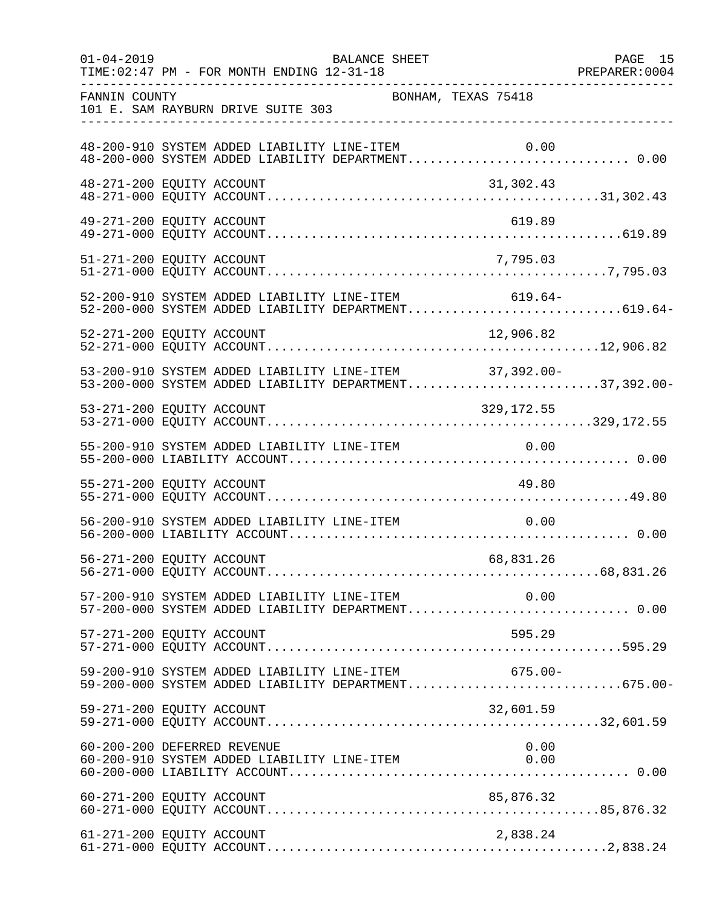FANNIN COUNTY BONHAM, TEXAS 75418
101 E. SAM RAYBURN DRIVE SUITE 303

BALANCE SHEET
FOR MONTH ENDING 12-31-18

| Account | Description | Line-Item Amount | Department Total |
|---|---|---|---|
| 48-200-910 | SYSTEM ADDED LIABILITY LINE-ITEM | 0.00 | |
| 48-200-000 | SYSTEM ADDED LIABILITY DEPARTMENT | | 0.00 |
| 48-271-200 | EQUITY ACCOUNT | 31,302.43 | |
| 48-271-000 | EQUITY ACCOUNT | | 31,302.43 |
| 49-271-200 | EQUITY ACCOUNT | 619.89 | |
| 49-271-000 | EQUITY ACCOUNT | | 619.89 |
| 51-271-200 | EQUITY ACCOUNT | 7,795.03 | |
| 51-271-000 | EQUITY ACCOUNT | | 7,795.03 |
| 52-200-910 | SYSTEM ADDED LIABILITY LINE-ITEM | 619.64- | |
| 52-200-000 | SYSTEM ADDED LIABILITY DEPARTMENT | | 619.64- |
| 52-271-200 | EQUITY ACCOUNT | 12,906.82 | |
| 52-271-000 | EQUITY ACCOUNT | | 12,906.82 |
| 53-200-910 | SYSTEM ADDED LIABILITY LINE-ITEM | 37,392.00- | |
| 53-200-000 | SYSTEM ADDED LIABILITY DEPARTMENT | | 37,392.00- |
| 53-271-200 | EQUITY ACCOUNT | 329,172.55 | |
| 53-271-000 | EQUITY ACCOUNT | | 329,172.55 |
| 55-200-910 | SYSTEM ADDED LIABILITY LINE-ITEM | 0.00 | |
| 55-200-000 | LIABILITY ACCOUNT | | 0.00 |
| 55-271-200 | EQUITY ACCOUNT | 49.80 | |
| 55-271-000 | EQUITY ACCOUNT | | 49.80 |
| 56-200-910 | SYSTEM ADDED LIABILITY LINE-ITEM | 0.00 | |
| 56-200-000 | LIABILITY ACCOUNT | | 0.00 |
| 56-271-200 | EQUITY ACCOUNT | 68,831.26 | |
| 56-271-000 | EQUITY ACCOUNT | | 68,831.26 |
| 57-200-910 | SYSTEM ADDED LIABILITY LINE-ITEM | 0.00 | |
| 57-200-000 | SYSTEM ADDED LIABILITY DEPARTMENT | | 0.00 |
| 57-271-200 | EQUITY ACCOUNT | 595.29 | |
| 57-271-000 | EQUITY ACCOUNT | | 595.29 |
| 59-200-910 | SYSTEM ADDED LIABILITY LINE-ITEM | 675.00- | |
| 59-200-000 | SYSTEM ADDED LIABILITY DEPARTMENT | | 675.00- |
| 59-271-200 | EQUITY ACCOUNT | 32,601.59 | |
| 59-271-000 | EQUITY ACCOUNT | | 32,601.59 |
| 60-200-200 | DEFERRED REVENUE | 0.00 | |
| 60-200-910 | SYSTEM ADDED LIABILITY LINE-ITEM | 0.00 | |
| 60-200-000 | LIABILITY ACCOUNT | | 0.00 |
| 60-271-200 | EQUITY ACCOUNT | 85,876.32 | |
| 60-271-000 | EQUITY ACCOUNT | | 85,876.32 |
| 61-271-200 | EQUITY ACCOUNT | 2,838.24 | |
| 61-271-000 | EQUITY ACCOUNT | | 2,838.24 |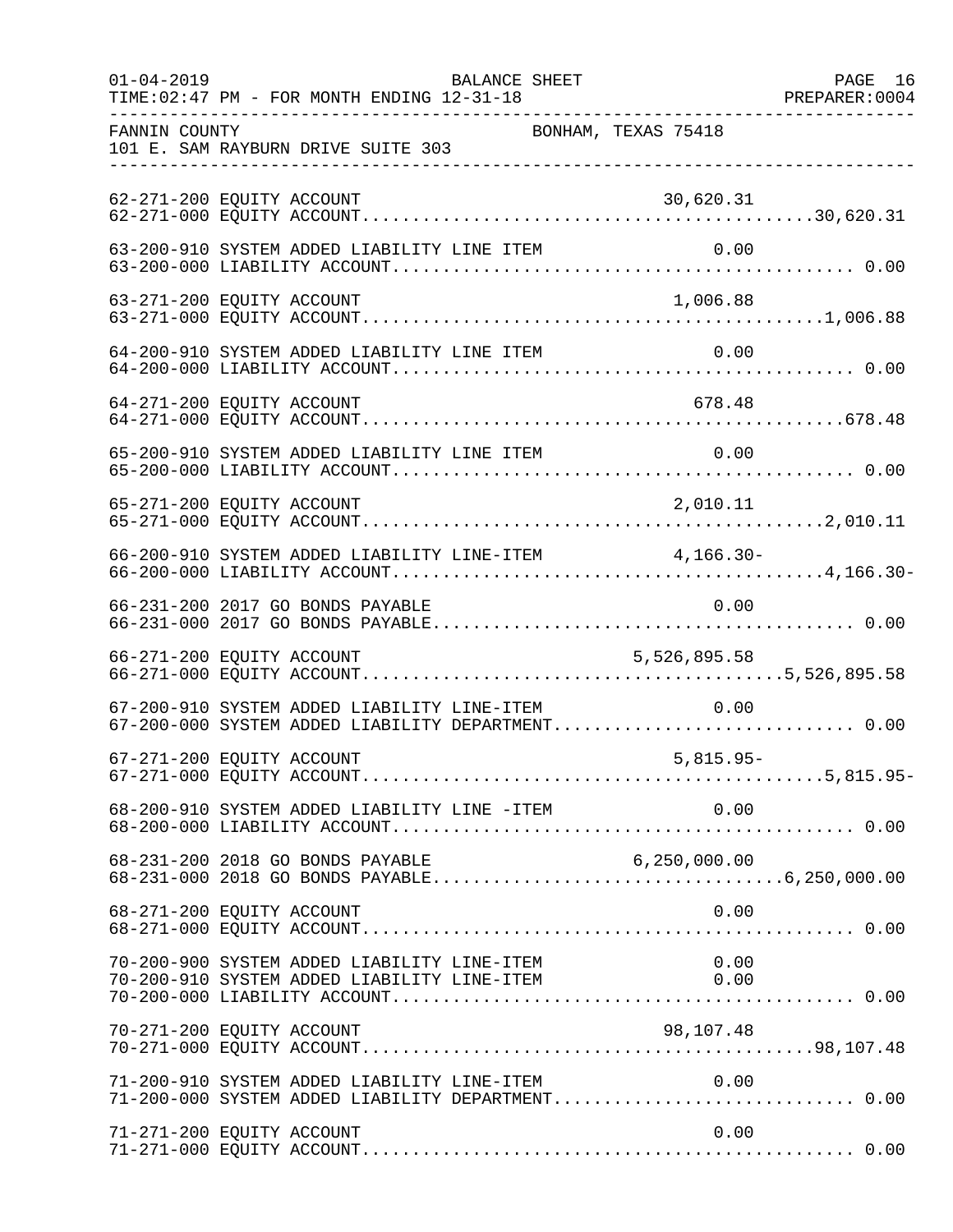01-04-2019 BALANCE SHEET
TIME:02:47 PM - FOR MONTH ENDING 12-31-18

FANNIN COUNTY BONHAM, TEXAS 75418
101 E. SAM RAYBURN DRIVE SUITE 303

| Account | Description | Amount | Total |
|---|---|---|---|
| 62-271-200 | EQUITY ACCOUNT | 30,620.31 | |
| 62-271-000 | EQUITY ACCOUNT | | 30,620.31 |
| 63-200-910 | SYSTEM ADDED LIABILITY LINE ITEM | 0.00 | |
| 63-200-000 | LIABILITY ACCOUNT | | 0.00 |
| 63-271-200 | EQUITY ACCOUNT | 1,006.88 | |
| 63-271-000 | EQUITY ACCOUNT | | 1,006.88 |
| 64-200-910 | SYSTEM ADDED LIABILITY LINE ITEM | 0.00 | |
| 64-200-000 | LIABILITY ACCOUNT | | 0.00 |
| 64-271-200 | EQUITY ACCOUNT | 678.48 | |
| 64-271-000 | EQUITY ACCOUNT | | 678.48 |
| 65-200-910 | SYSTEM ADDED LIABILITY LINE ITEM | 0.00 | |
| 65-200-000 | LIABILITY ACCOUNT | | 0.00 |
| 65-271-200 | EQUITY ACCOUNT | 2,010.11 | |
| 65-271-000 | EQUITY ACCOUNT | | 2,010.11 |
| 66-200-910 | SYSTEM ADDED LIABILITY LINE-ITEM | 4,166.30- | |
| 66-200-000 | LIABILITY ACCOUNT | | 4,166.30- |
| 66-231-200 | 2017 GO BONDS PAYABLE | 0.00 | |
| 66-231-000 | 2017 GO BONDS PAYABLE | | 0.00 |
| 66-271-200 | EQUITY ACCOUNT | 5,526,895.58 | |
| 66-271-000 | EQUITY ACCOUNT | | 5,526,895.58 |
| 67-200-910 | SYSTEM ADDED LIABILITY LINE-ITEM | 0.00 | |
| 67-200-000 | SYSTEM ADDED LIABILITY DEPARTMENT | | 0.00 |
| 67-271-200 | EQUITY ACCOUNT | 5,815.95- | |
| 67-271-000 | EQUITY ACCOUNT | | 5,815.95- |
| 68-200-910 | SYSTEM ADDED LIABILITY LINE -ITEM | 0.00 | |
| 68-200-000 | LIABILITY ACCOUNT | | 0.00 |
| 68-231-200 | 2018 GO BONDS PAYABLE | 6,250,000.00 | |
| 68-231-000 | 2018 GO BONDS PAYABLE | | 6,250,000.00 |
| 68-271-200 | EQUITY ACCOUNT | 0.00 | |
| 68-271-000 | EQUITY ACCOUNT | | 0.00 |
| 70-200-900 | SYSTEM ADDED LIABILITY LINE-ITEM | 0.00 | |
| 70-200-910 | SYSTEM ADDED LIABILITY LINE-ITEM | 0.00 | |
| 70-200-000 | LIABILITY ACCOUNT | | 0.00 |
| 70-271-200 | EQUITY ACCOUNT | 98,107.48 | |
| 70-271-000 | EQUITY ACCOUNT | | 98,107.48 |
| 71-200-910 | SYSTEM ADDED LIABILITY LINE-ITEM | 0.00 | |
| 71-200-000 | SYSTEM ADDED LIABILITY DEPARTMENT | | 0.00 |
| 71-271-200 | EQUITY ACCOUNT | 0.00 | |
| 71-271-000 | EQUITY ACCOUNT | | 0.00 |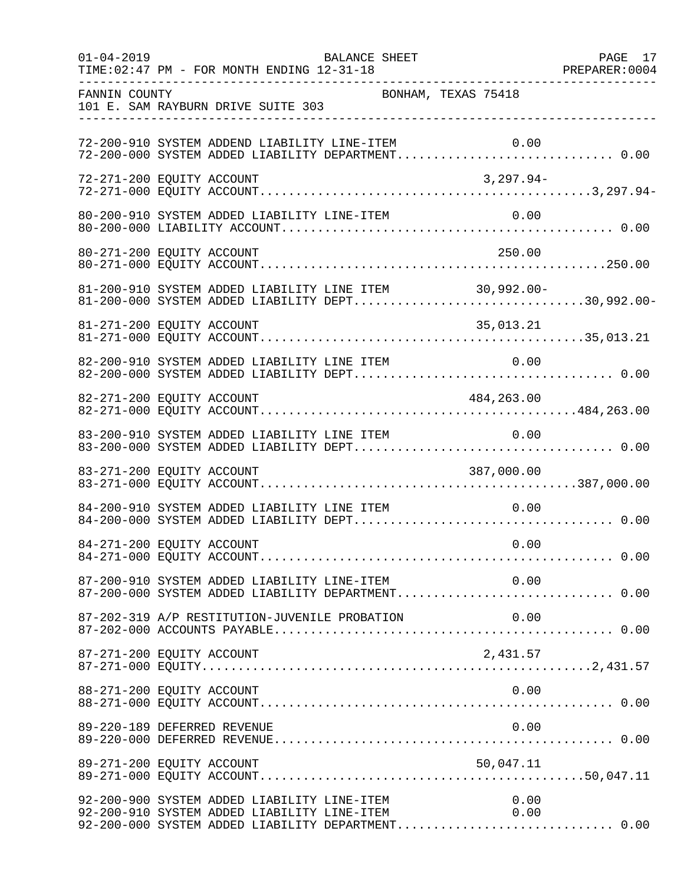FANNIN COUNTY BONHAM, TEXAS 75418
101 E. SAM RAYBURN DRIVE SUITE 303

| Account | Description | Line Item | Total |
|---|---|---|---|
| 72-200-910 | SYSTEM ADDEND LIABILITY LINE-ITEM | 0.00 | |
| 72-200-000 | SYSTEM ADDED LIABILITY DEPARTMENT | | 0.00 |
| 72-271-200 | EQUITY ACCOUNT | 3,297.94- | |
| 72-271-000 | EQUITY ACCOUNT | | 3,297.94- |
| 80-200-910 | SYSTEM ADDED LIABILITY LINE-ITEM | 0.00 | |
| 80-200-000 | LIABILITY ACCOUNT | | 0.00 |
| 80-271-200 | EQUITY ACCOUNT | 250.00 | |
| 80-271-000 | EQUITY ACCOUNT | | 250.00 |
| 81-200-910 | SYSTEM ADDED LIABILITY LINE ITEM | 30,992.00- | |
| 81-200-000 | SYSTEM ADDED LIABILITY DEPT | | 30,992.00- |
| 81-271-200 | EQUITY ACCOUNT | 35,013.21 | |
| 81-271-000 | EQUITY ACCOUNT | | 35,013.21 |
| 82-200-910 | SYSTEM ADDED LIABILITY LINE ITEM | 0.00 | |
| 82-200-000 | SYSTEM ADDED LIABILITY DEPT | | 0.00 |
| 82-271-200 | EQUITY ACCOUNT | 484,263.00 | |
| 82-271-000 | EQUITY ACCOUNT | | 484,263.00 |
| 83-200-910 | SYSTEM ADDED LIABILITY LINE ITEM | 0.00 | |
| 83-200-000 | SYSTEM ADDED LIABILITY DEPT | | 0.00 |
| 83-271-200 | EQUITY ACCOUNT | 387,000.00 | |
| 83-271-000 | EQUITY ACCOUNT | | 387,000.00 |
| 84-200-910 | SYSTEM ADDED LIABILITY LINE ITEM | 0.00 | |
| 84-200-000 | SYSTEM ADDED LIABILITY DEPT | | 0.00 |
| 84-271-200 | EQUITY ACCOUNT | 0.00 | |
| 84-271-000 | EQUITY ACCOUNT | | 0.00 |
| 87-200-910 | SYSTEM ADDED LIABILITY LINE-ITEM | 0.00 | |
| 87-200-000 | SYSTEM ADDED LIABILITY DEPARTMENT | | 0.00 |
| 87-202-319 | A/P RESTITUTION-JUVENILE PROBATION | 0.00 | |
| 87-202-000 | ACCOUNTS PAYABLE | | 0.00 |
| 87-271-200 | EQUITY ACCOUNT | 2,431.57 | |
| 87-271-000 | EQUITY | | 2,431.57 |
| 88-271-200 | EQUITY ACCOUNT | 0.00 | |
| 88-271-000 | EQUITY ACCOUNT | | 0.00 |
| 89-220-189 | DEFERRED REVENUE | 0.00 | |
| 89-220-000 | DEFERRED REVENUE | | 0.00 |
| 89-271-200 | EQUITY ACCOUNT | 50,047.11 | |
| 89-271-000 | EQUITY ACCOUNT | | 50,047.11 |
| 92-200-900 | SYSTEM ADDED LIABILITY LINE-ITEM | 0.00 | |
| 92-200-910 | SYSTEM ADDED LIABILITY LINE-ITEM | 0.00 | |
| 92-200-000 | SYSTEM ADDED LIABILITY DEPARTMENT | | 0.00 |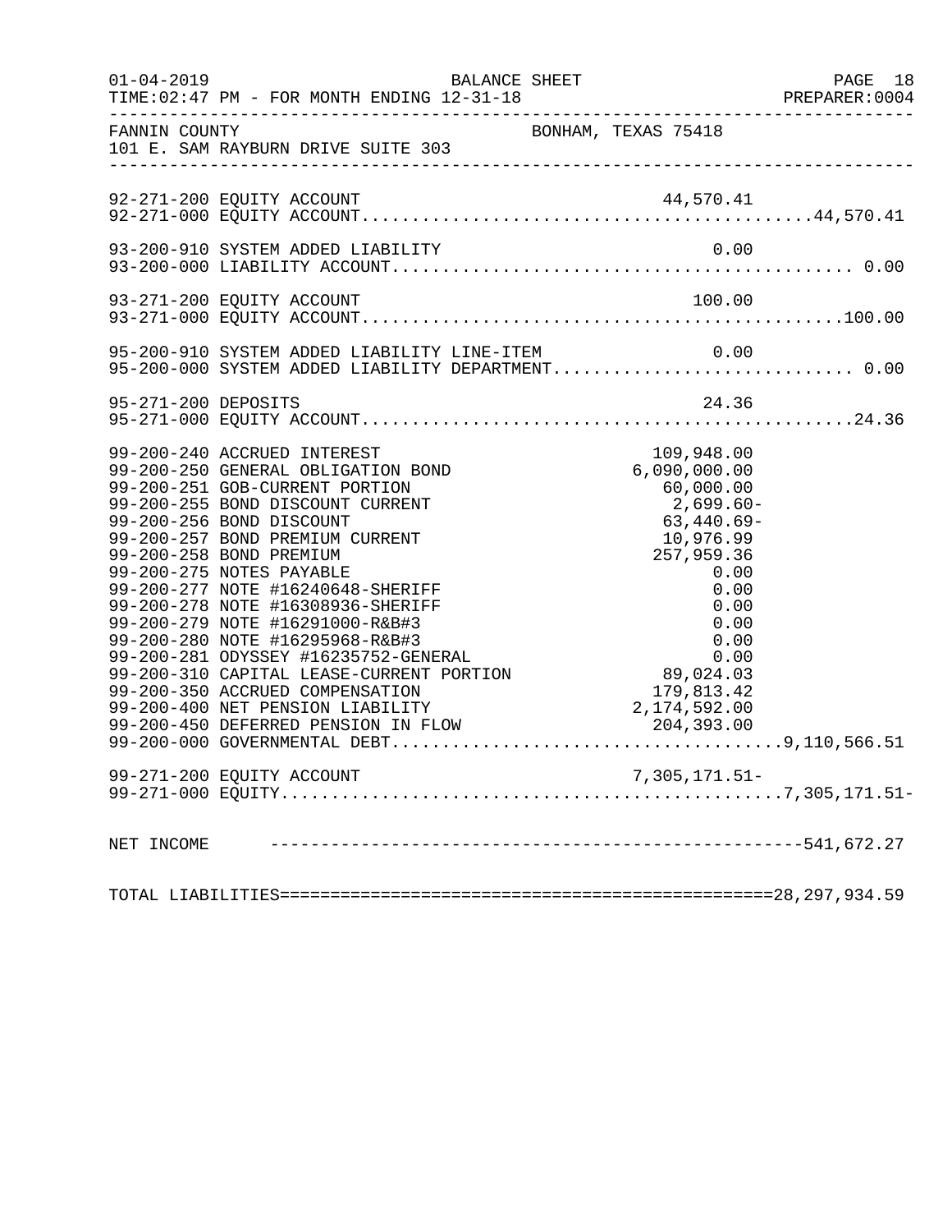01-04-2019 BALANCE SHEET
TIME:02:47 PM - FOR MONTH ENDING 12-31-18 PREPARER:0004

FANNIN COUNTY BONHAM, TEXAS 75418
101 E. SAM RAYBURN DRIVE SUITE 303

| | | |
|---|---|---|
| 92-271-200 EQUITY ACCOUNT | 44,570.41 | |
| 92-271-000 EQUITY ACCOUNT | | 44,570.41 |
| 93-200-910 SYSTEM ADDED LIABILITY | 0.00 | |
| 93-200-000 LIABILITY ACCOUNT | | 0.00 |
| 93-271-200 EQUITY ACCOUNT | 100.00 | |
| 93-271-000 EQUITY ACCOUNT | | 100.00 |
| 95-200-910 SYSTEM ADDED LIABILITY LINE-ITEM | 0.00 | |
| 95-200-000 SYSTEM ADDED LIABILITY DEPARTMENT | | 0.00 |
| 95-271-200 DEPOSITS | 24.36 | |
| 95-271-000 EQUITY ACCOUNT | | 24.36 |
| 99-200-240 ACCRUED INTEREST | 109,948.00 | |
| 99-200-250 GENERAL OBLIGATION BOND | 6,090,000.00 | |
| 99-200-251 GOB-CURRENT PORTION | 60,000.00 | |
| 99-200-255 BOND DISCOUNT CURRENT | 2,699.60- | |
| 99-200-256 BOND DISCOUNT | 63,440.69- | |
| 99-200-257 BOND PREMIUM CURRENT | 10,976.99 | |
| 99-200-258 BOND PREMIUM | 257,959.36 | |
| 99-200-275 NOTES PAYABLE | 0.00 | |
| 99-200-277 NOTE #16240648-SHERIFF | 0.00 | |
| 99-200-278 NOTE #16308936-SHERIFF | 0.00 | |
| 99-200-279 NOTE #16291000-R&B#3 | 0.00 | |
| 99-200-280 NOTE #16295968-R&B#3 | 0.00 | |
| 99-200-281 ODYSSEY #16235752-GENERAL | 0.00 | |
| 99-200-310 CAPITAL LEASE-CURRENT PORTION | 89,024.03 | |
| 99-200-350 ACCRUED COMPENSATION | 179,813.42 | |
| 99-200-400 NET PENSION LIABILITY | 2,174,592.00 | |
| 99-200-450 DEFERRED PENSION IN FLOW | 204,393.00 | |
| 99-200-000 GOVERNMENTAL DEBT | | 9,110,566.51 |
| 99-271-200 EQUITY ACCOUNT | 7,305,171.51- | |
| 99-271-000 EQUITY | | 7,305,171.51- |
| NET INCOME | | 541,672.27 |
| TOTAL LIABILITIES | | 28,297,934.59 |